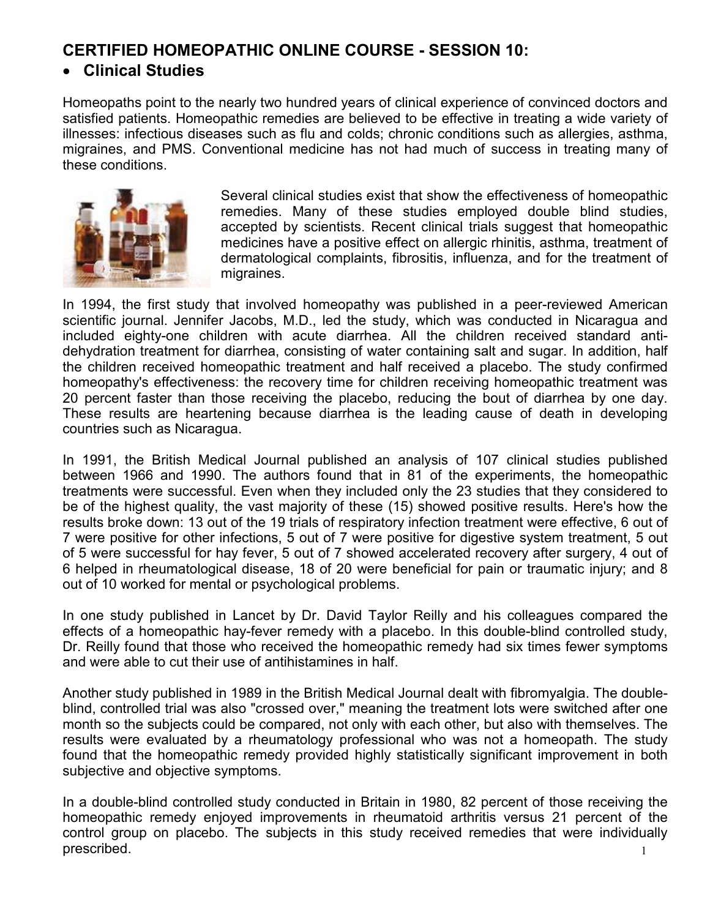# CERTIFIED HOMEOPATHIC ONLINE COURSE - SESSION 10:

- **Clinical Studies**

Homeopaths point to the nearly two hundred years of clinical experience of convinced doctors and satisfied patients. Homeopathic remedies are believed to be effective in treating a wide variety of illnesses: infectious diseases such as flu and colds; chronic conditions such as allergies, asthma, migraines, and PMS. Conventional medicine has not had much of success in treating many of these conditions.

Several clinical studies exist that show the effectiveness of homeopathic remedies. Many of these studies employed double blind studies, accepted by scientists. Recent clinical trials suggest that homeopathic medicines have a positive effect on allergic rhinitis, asthma, treatment of dermatological complaints, fibrositis, influenza, and for the treatment of migraines.

In 1994, the first study that involved homeopathy was published in a peer-reviewed American scientific journal. Jennifer Jacobs, M.D., led the study, which was conducted in Nicaragua and included eighty-one children with acute diarrhea. All the children received standard anti-dehydration treatment for diarrhea, consisting of water containing salt and sugar. In addition, half the children received homeopathic treatment and half received a placebo. The study confirmed homeopathy's effectiveness: the recovery time for children receiving homeopathic treatment was 20 percent faster than those receiving the placebo, reducing the bout of diarrhea by one day. These results are heartening because diarrhea is the leading cause of death in developing countries such as Nicaragua.

In 1991, the British Medical Journal published an analysis of 107 clinical studies published between 1966 and 1990. The authors found that in 81 of the experiments, the homeopathic treatments were successful. Even when they included only the 23 studies that they considered to be of the highest quality, the vast majority of these (15) showed positive results. Here's how the results broke down: 13 out of the 19 trials of respiratory infection treatment were effective, 6 out of 7 were positive for other infections, 5 out of 7 were positive for digestive system treatment, 5 out of 5 were successful for hay fever, 5 out of 7 showed accelerated recovery after surgery, 4 out of 6 helped in rheumatological disease, 18 of 20 were beneficial for pain or traumatic injury; and 8 out of 10 worked for mental or psychological problems.

In one study published in Lancet by Dr. David Taylor Reilly and his colleagues compared the effects of a homeopathic hay-fever remedy with a placebo. In this double-blind controlled study, Dr. Reilly found that those who received the homeopathic remedy had six times fewer symptoms and were able to cut their use of antihistamines in half.

Another study published in 1989 in the British Medical Journal dealt with fibromyalgia. The double-blind, controlled trial was also "crossed over," meaning the treatment lots were switched after one month so the subjects could be compared, not only with each other, but also with themselves. The results were evaluated by a rheumatology professional who was not a homeopath. The study found that the homeopathic remedy provided highly statistically significant improvement in both subjective and objective symptoms.

In a double-blind controlled study conducted in Britain in 1980, 82 percent of those receiving the homeopathic remedy enjoyed improvements in rheumatoid arthritis versus 21 percent of the control group on placebo. The subjects in this study received remedies that were individually prescribed.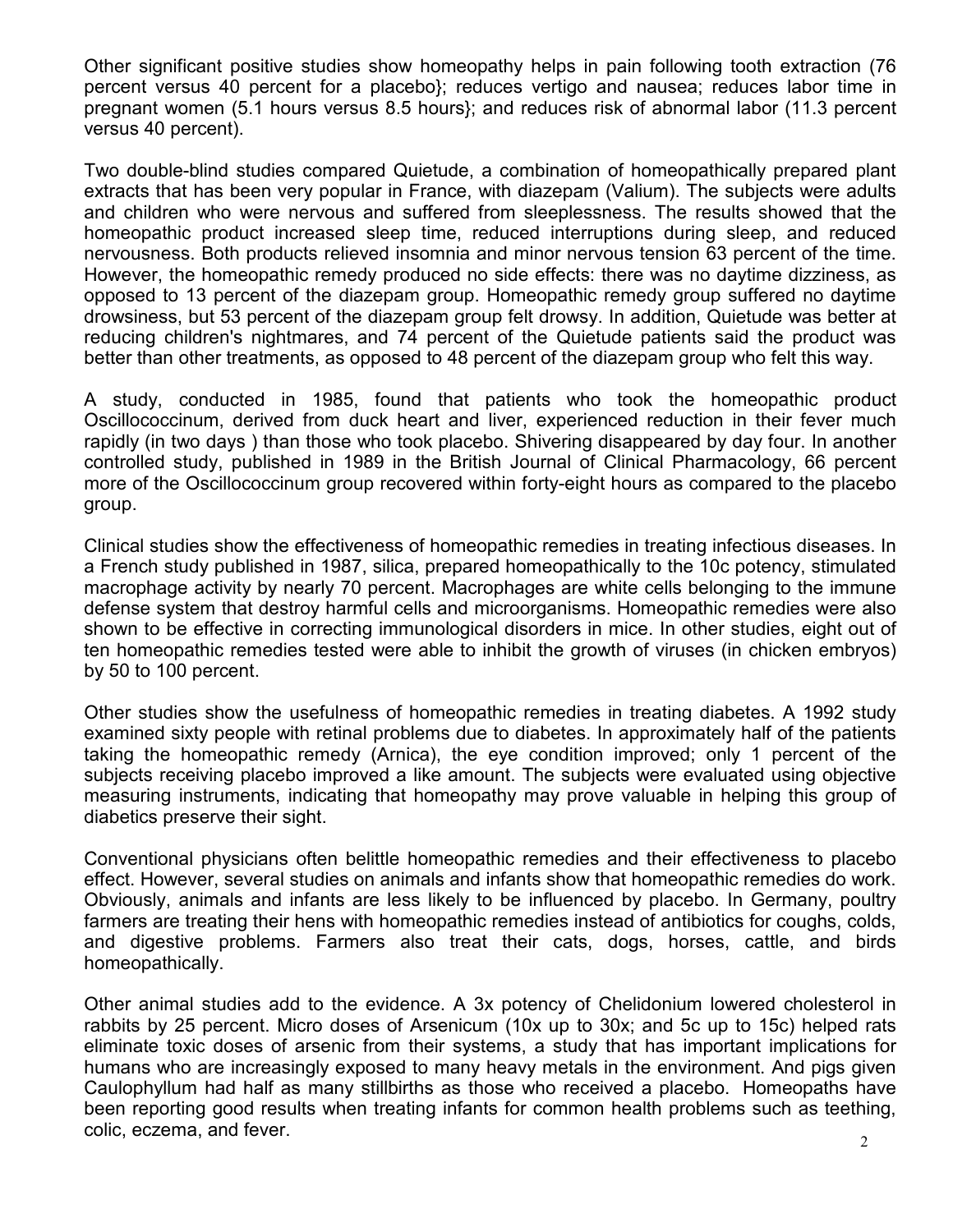Other significant positive studies show homeopathy helps in pain following tooth extraction (76 percent versus 40 percent for a placebo}; reduces vertigo and nausea; reduces labor time in pregnant women (5.1 hours versus 8.5 hours}; and reduces risk of abnormal labor (11.3 percent versus 40 percent).

Two double-blind studies compared Quietude, a combination of homeopathically prepared plant extracts that has been very popular in France, with diazepam (Valium). The subjects were adults and children who were nervous and suffered from sleeplessness. The results showed that the homeopathic product increased sleep time, reduced interruptions during sleep, and reduced nervousness. Both products relieved insomnia and minor nervous tension 63 percent of the time. However, the homeopathic remedy produced no side effects: there was no daytime dizziness, as opposed to 13 percent of the diazepam group. Homeopathic remedy group suffered no daytime drowsiness, but 53 percent of the diazepam group felt drowsy. In addition, Quietude was better at reducing children's nightmares, and 74 percent of the Quietude patients said the product was better than other treatments, as opposed to 48 percent of the diazepam group who felt this way.

A study, conducted in 1985, found that patients who took the homeopathic product Oscillococcinum, derived from duck heart and liver, experienced reduction in their fever much rapidly (in two days ) than those who took placebo. Shivering disappeared by day four. In another controlled study, published in 1989 in the British Journal of Clinical Pharmacology, 66 percent more of the Oscillococcinum group recovered within forty-eight hours as compared to the placebo group.

Clinical studies show the effectiveness of homeopathic remedies in treating infectious diseases. In a French study published in 1987, silica, prepared homeopathically to the 10c potency, stimulated macrophage activity by nearly 70 percent. Macrophages are white cells belonging to the immune defense system that destroy harmful cells and microorganisms. Homeopathic remedies were also shown to be effective in correcting immunological disorders in mice. In other studies, eight out of ten homeopathic remedies tested were able to inhibit the growth of viruses (in chicken embryos) by 50 to 100 percent.

Other studies show the usefulness of homeopathic remedies in treating diabetes. A 1992 study examined sixty people with retinal problems due to diabetes. In approximately half of the patients taking the homeopathic remedy (Arnica), the eye condition improved; only 1 percent of the subjects receiving placebo improved a like amount. The subjects were evaluated using objective measuring instruments, indicating that homeopathy may prove valuable in helping this group of diabetics preserve their sight.

Conventional physicians often belittle homeopathic remedies and their effectiveness to placebo effect. However, several studies on animals and infants show that homeopathic remedies do work. Obviously, animals and infants are less likely to be influenced by placebo. In Germany, poultry farmers are treating their hens with homeopathic remedies instead of antibiotics for coughs, colds, and digestive problems. Farmers also treat their cats, dogs, horses, cattle, and birds homeopathically.

Other animal studies add to the evidence. A 3x potency of Chelidonium lowered cholesterol in rabbits by 25 percent. Micro doses of Arsenicum (10x up to 30x; and 5c up to 15c) helped rats eliminate toxic doses of arsenic from their systems, a study that has important implications for humans who are increasingly exposed to many heavy metals in the environment. And pigs given Caulophyllum had half as many stillbirths as those who received a placebo. Homeopaths have been reporting good results when treating infants for common health problems such as teething, colic, eczema, and fever.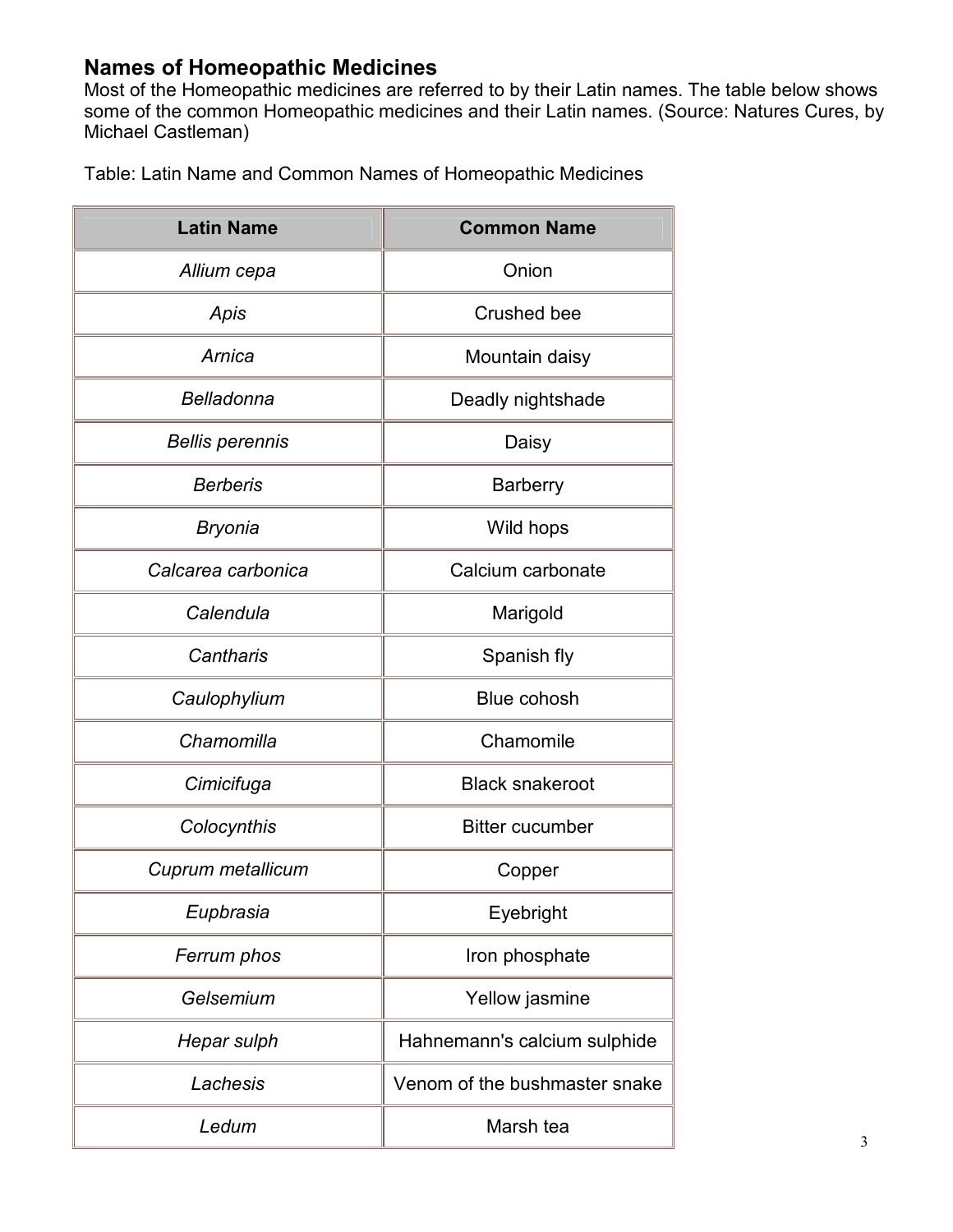## Names of Homeopathic Medicines

Most of the Homeopathic medicines are referred to by their Latin names. The table below shows some of the common Homeopathic medicines and their Latin names. (Source: Natures Cures, by Michael Castleman)

Table: Latin Name and Common Names of Homeopathic Medicines

| Latin Name | Common Name |
|---|---|
| *Allium cepa* | Onion |
| *Apis* | Crushed bee |
| *Arnica* | Mountain daisy |
| *Belladonna* | Deadly nightshade |
| *Bellis perennis* | Daisy |
| *Berberis* | Barberry |
| *Bryonia* | Wild hops |
| *Calcarea carbonica* | Calcium carbonate |
| *Calendula* | Marigold |
| *Cantharis* | Spanish fly |
| *Caulophylium* | Blue cohosh |
| *Chamomilla* | Chamomile |
| *Cimicifuga* | Black snakeroot |
| *Colocynthis* | Bitter cucumber |
| *Cuprum metallicum* | Copper |
| *Eupbrasia* | Eyebright |
| *Ferrum phos* | Iron phosphate |
| *Gelsemium* | Yellow jasmine |
| *Hepar sulph* | Hahnemann's calcium sulphide |
| *Lachesis* | Venom of the bushmaster snake |
| *Ledum* | Marsh tea |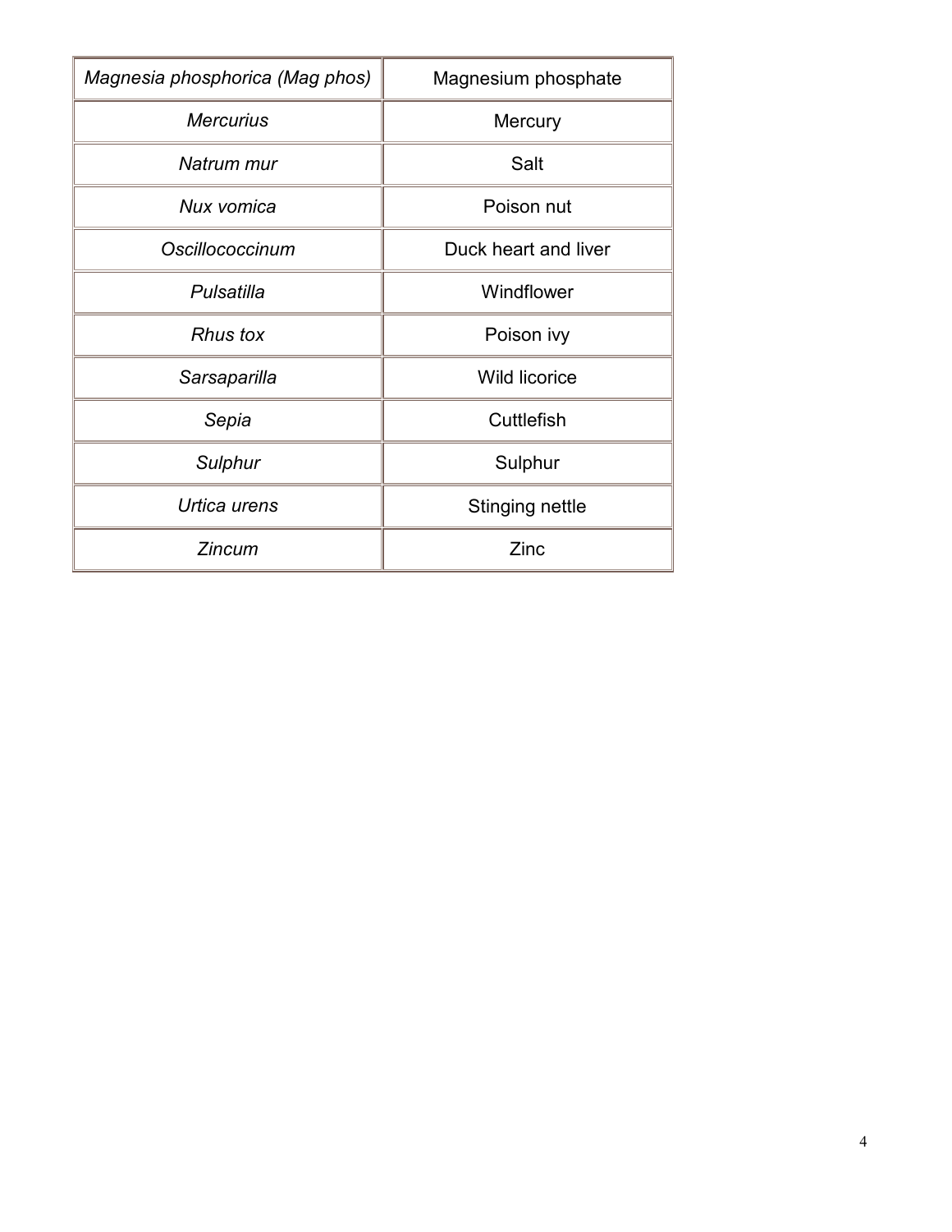| *Magnesia phosphorica (Mag phos)* | Magnesium phosphate |
|---|---|
| *Mercurius* | Mercury |
| *Natrum mur* | Salt |
| *Nux vomica* | Poison nut |
| *Oscillococcinum* | Duck heart and liver |
| *Pulsatilla* | Windflower |
| *Rhus tox* | Poison ivy |
| *Sarsaparilla* | Wild licorice |
| *Sepia* | Cuttlefish |
| *Sulphur* | Sulphur |
| *Urtica urens* | Stinging nettle |
| *Zincum* | Zinc |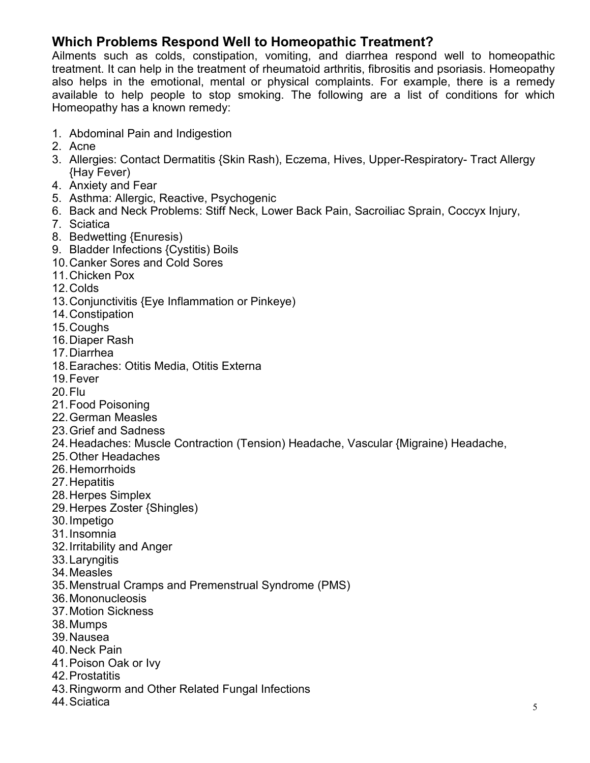## Which Problems Respond Well to Homeopathic Treatment?

Ailments such as colds, constipation, vomiting, and diarrhea respond well to homeopathic treatment. It can help in the treatment of rheumatoid arthritis, fibrositis and psoriasis. Homeopathy also helps in the emotional, mental or physical complaints. For example, there is a remedy available to help people to stop smoking. The following are a list of conditions for which Homeopathy has a known remedy:

1. Abdominal Pain and Indigestion
2. Acne
3. Allergies: Contact Dermatitis {Skin Rash), Eczema, Hives, Upper-Respiratory- Tract Allergy {Hay Fever)
4. Anxiety and Fear
5. Asthma: Allergic, Reactive, Psychogenic
6. Back and Neck Problems: Stiff Neck, Lower Back Pain, Sacroiliac Sprain, Coccyx Injury,
7. Sciatica
8. Bedwetting {Enuresis)
9. Bladder Infections {Cystitis) Boils
10. Canker Sores and Cold Sores
11. Chicken Pox
12. Colds
13. Conjunctivitis {Eye Inflammation or Pinkeye)
14. Constipation
15. Coughs
16. Diaper Rash
17. Diarrhea
18. Earaches: Otitis Media, Otitis Externa
19. Fever
20. Flu
21. Food Poisoning
22. German Measles
23. Grief and Sadness
24. Headaches: Muscle Contraction (Tension) Headache, Vascular {Migraine) Headache,
25. Other Headaches
26. Hemorrhoids
27. Hepatitis
28. Herpes Simplex
29. Herpes Zoster {Shingles)
30. Impetigo
31. Insomnia
32. Irritability and Anger
33. Laryngitis
34. Measles
35. Menstrual Cramps and Premenstrual Syndrome (PMS)
36. Mononucleosis
37. Motion Sickness
38. Mumps
39. Nausea
40. Neck Pain
41. Poison Oak or Ivy
42. Prostatitis
43. Ringworm and Other Related Fungal Infections
44. Sciatica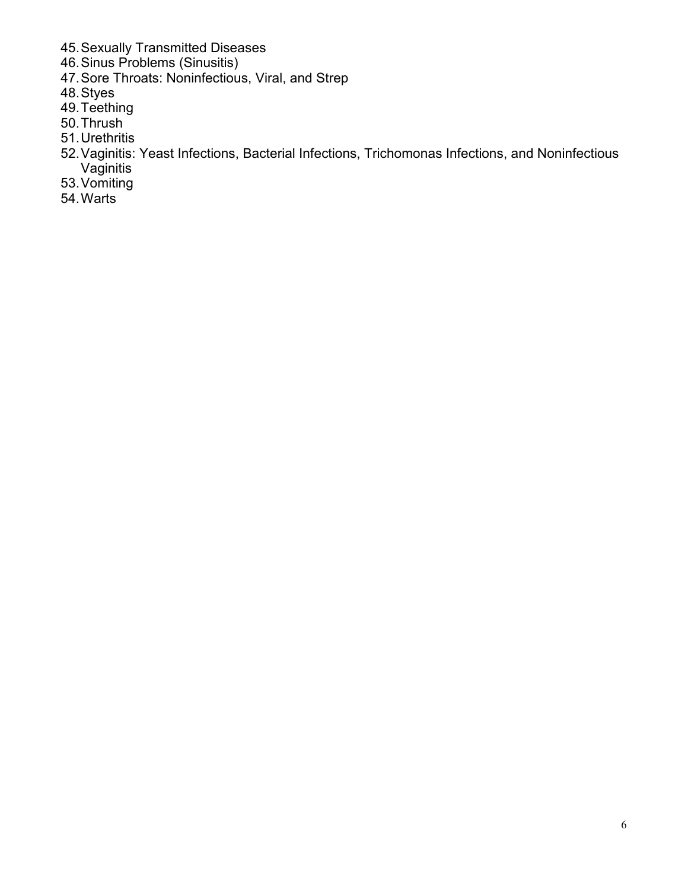45. Sexually Transmitted Diseases
46. Sinus Problems (Sinusitis)
47. Sore Throats: Noninfectious, Viral, and Strep
48. Styes
49. Teething
50. Thrush
51. Urethritis
52. Vaginitis: Yeast Infections, Bacterial Infections, Trichomonas Infections, and Noninfectious Vaginitis
53. Vomiting
54. Warts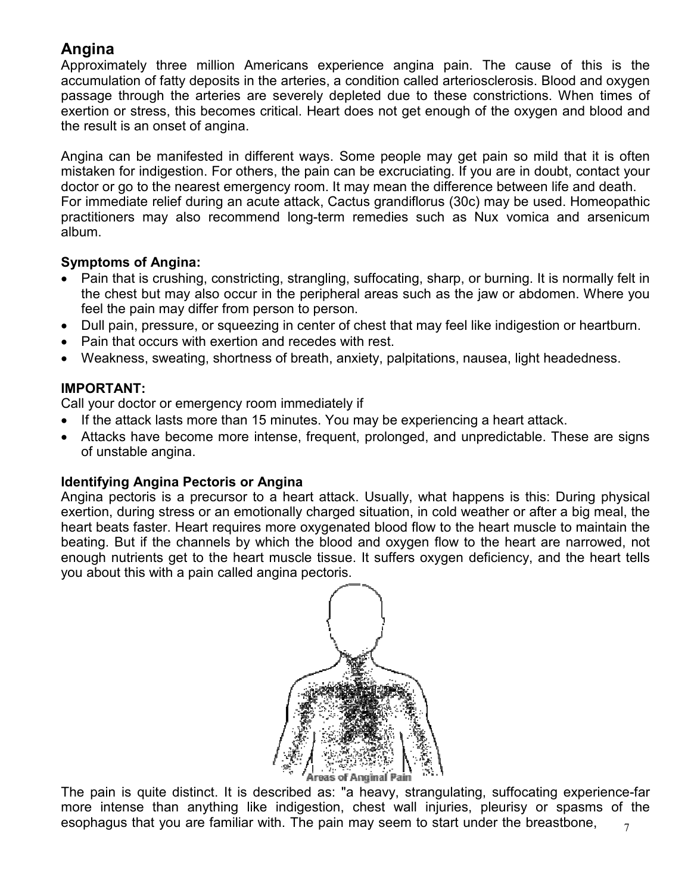## Angina

Approximately three million Americans experience angina pain. The cause of this is the accumulation of fatty deposits in the arteries, a condition called arteriosclerosis. Blood and oxygen passage through the arteries are severely depleted due to these constrictions. When times of exertion or stress, this becomes critical. Heart does not get enough of the oxygen and blood and the result is an onset of angina.

Angina can be manifested in different ways. Some people may get pain so mild that it is often mistaken for indigestion. For others, the pain can be excruciating. If you are in doubt, contact your doctor or go to the nearest emergency room. It may mean the difference between life and death. For immediate relief during an acute attack, Cactus grandiflorus (30c) may be used. Homeopathic practitioners may also recommend long-term remedies such as Nux vomica and arsenicum album.

### Symptoms of Angina:

- Pain that is crushing, constricting, strangling, suffocating, sharp, or burning. It is normally felt in the chest but may also occur in the peripheral areas such as the jaw or abdomen. Where you feel the pain may differ from person to person.
- Dull pain, pressure, or squeezing in center of chest that may feel like indigestion or heartburn.
- Pain that occurs with exertion and recedes with rest.
- Weakness, sweating, shortness of breath, anxiety, palpitations, nausea, light headedness.

### IMPORTANT:

Call your doctor or emergency room immediately if

- If the attack lasts more than 15 minutes. You may be experiencing a heart attack.
- Attacks have become more intense, frequent, prolonged, and unpredictable. These are signs of unstable angina.

### Identifying Angina Pectoris or Angina

Angina pectoris is a precursor to a heart attack. Usually, what happens is this: During physical exertion, during stress or an emotionally charged situation, in cold weather or after a big meal, the heart beats faster. Heart requires more oxygenated blood flow to the heart muscle to maintain the beating. But if the channels by which the blood and oxygen flow to the heart are narrowed, not enough nutrients get to the heart muscle tissue. It suffers oxygen deficiency, and the heart tells you about this with a pain called angina pectoris.

Areas of Anginal Pain

The pain is quite distinct. It is described as: "a heavy, strangulating, suffocating experience-far more intense than anything like indigestion, chest wall injuries, pleurisy or spasms of the esophagus that you are familiar with. The pain may seem to start under the breastbone,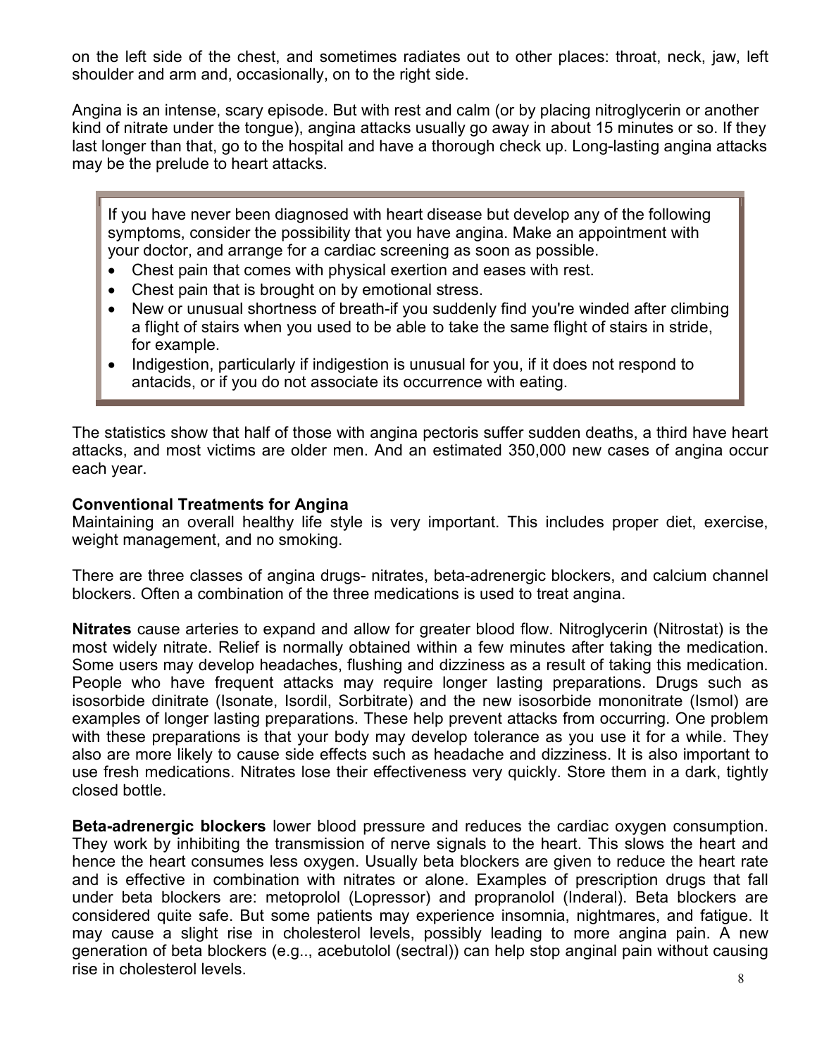on the left side of the chest, and sometimes radiates out to other places: throat, neck, jaw, left shoulder and arm and, occasionally, on to the right side.

Angina is an intense, scary episode. But with rest and calm (or by placing nitroglycerin or another kind of nitrate under the tongue), angina attacks usually go away in about 15 minutes or so. If they last longer than that, go to the hospital and have a thorough check up. Long-lasting angina attacks may be the prelude to heart attacks.

> If you have never been diagnosed with heart disease but develop any of the following symptoms, consider the possibility that you have angina. Make an appointment with your doctor, and arrange for a cardiac screening as soon as possible.
>
> - Chest pain that comes with physical exertion and eases with rest.
> - Chest pain that is brought on by emotional stress.
> - New or unusual shortness of breath-if you suddenly find you're winded after climbing a flight of stairs when you used to be able to take the same flight of stairs in stride, for example.
> - Indigestion, particularly if indigestion is unusual for you, if it does not respond to antacids, or if you do not associate its occurrence with eating.

The statistics show that half of those with angina pectoris suffer sudden deaths, a third have heart attacks, and most victims are older men. And an estimated 350,000 new cases of angina occur each year.

**Conventional Treatments for Angina**

Maintaining an overall healthy life style is very important. This includes proper diet, exercise, weight management, and no smoking.

There are three classes of angina drugs- nitrates, beta-adrenergic blockers, and calcium channel blockers. Often a combination of the three medications is used to treat angina.

**Nitrates** cause arteries to expand and allow for greater blood flow. Nitroglycerin (Nitrostat) is the most widely nitrate. Relief is normally obtained within a few minutes after taking the medication. Some users may develop headaches, flushing and dizziness as a result of taking this medication. People who have frequent attacks may require longer lasting preparations. Drugs such as isosorbide dinitrate (Isonate, Isordil, Sorbitrate) and the new isosorbide mononitrate (Ismol) are examples of longer lasting preparations. These help prevent attacks from occurring. One problem with these preparations is that your body may develop tolerance as you use it for a while. They also are more likely to cause side effects such as headache and dizziness. It is also important to use fresh medications. Nitrates lose their effectiveness very quickly. Store them in a dark, tightly closed bottle.

**Beta-adrenergic blockers** lower blood pressure and reduces the cardiac oxygen consumption. They work by inhibiting the transmission of nerve signals to the heart. This slows the heart and hence the heart consumes less oxygen. Usually beta blockers are given to reduce the heart rate and is effective in combination with nitrates or alone. Examples of prescription drugs that fall under beta blockers are: metoprolol (Lopressor) and propranolol (Inderal). Beta blockers are considered quite safe. But some patients may experience insomnia, nightmares, and fatigue. It may cause a slight rise in cholesterol levels, possibly leading to more angina pain. A new generation of beta blockers (e.g.., acebutolol (sectral)) can help stop anginal pain without causing rise in cholesterol levels.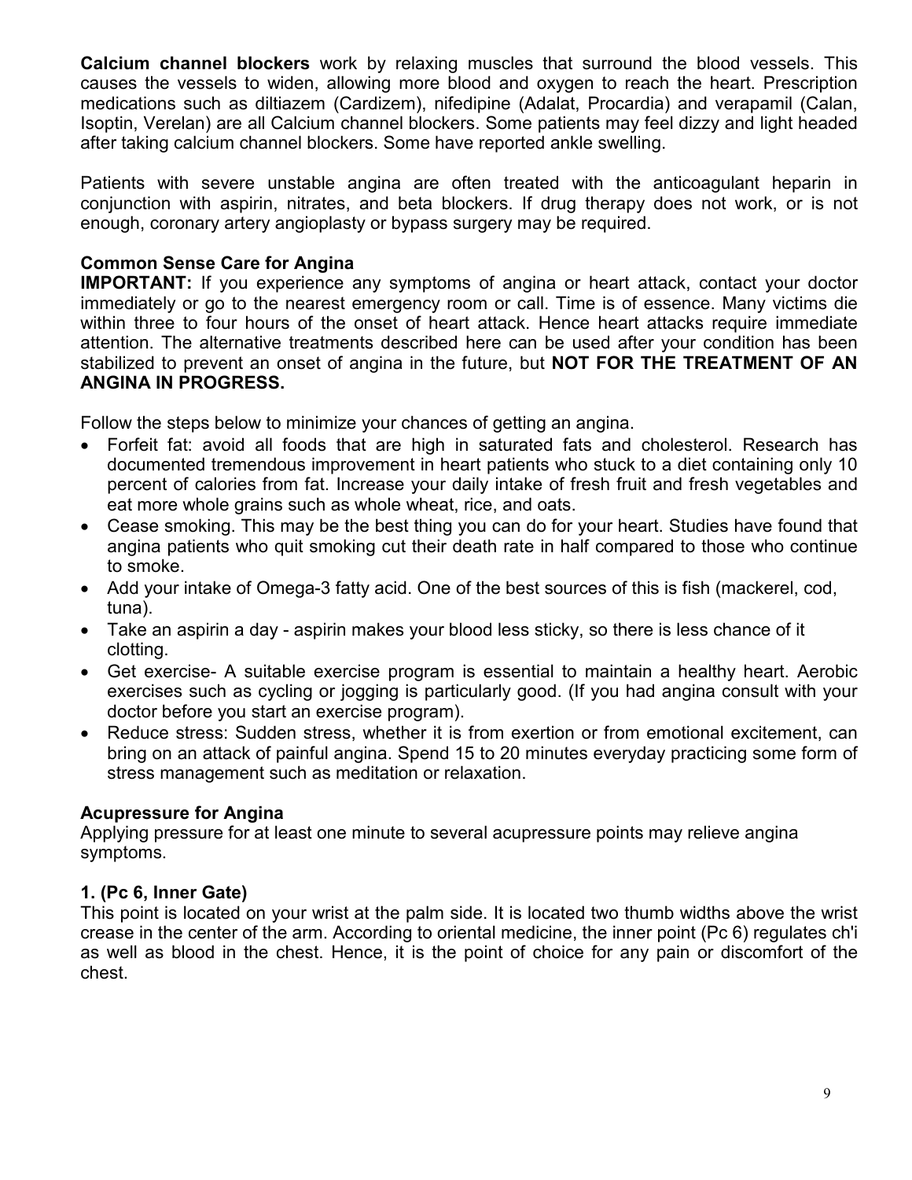**Calcium channel blockers** work by relaxing muscles that surround the blood vessels. This causes the vessels to widen, allowing more blood and oxygen to reach the heart. Prescription medications such as diltiazem (Cardizem), nifedipine (Adalat, Procardia) and verapamil (Calan, Isoptin, Verelan) are all Calcium channel blockers. Some patients may feel dizzy and light headed after taking calcium channel blockers. Some have reported ankle swelling.

Patients with severe unstable angina are often treated with the anticoagulant heparin in conjunction with aspirin, nitrates, and beta blockers. If drug therapy does not work, or is not enough, coronary artery angioplasty or bypass surgery may be required.

### Common Sense Care for Angina

**IMPORTANT:** If you experience any symptoms of angina or heart attack, contact your doctor immediately or go to the nearest emergency room or call. Time is of essence. Many victims die within three to four hours of the onset of heart attack. Hence heart attacks require immediate attention. The alternative treatments described here can be used after your condition has been stabilized to prevent an onset of angina in the future, but **NOT FOR THE TREATMENT OF AN ANGINA IN PROGRESS.**

Follow the steps below to minimize your chances of getting an angina.

- Forfeit fat: avoid all foods that are high in saturated fats and cholesterol. Research has documented tremendous improvement in heart patients who stuck to a diet containing only 10 percent of calories from fat. Increase your daily intake of fresh fruit and fresh vegetables and eat more whole grains such as whole wheat, rice, and oats.
- Cease smoking. This may be the best thing you can do for your heart. Studies have found that angina patients who quit smoking cut their death rate in half compared to those who continue to smoke.
- Add your intake of Omega-3 fatty acid. One of the best sources of this is fish (mackerel, cod, tuna).
- Take an aspirin a day - aspirin makes your blood less sticky, so there is less chance of it clotting.
- Get exercise- A suitable exercise program is essential to maintain a healthy heart. Aerobic exercises such as cycling or jogging is particularly good. (If you had angina consult with your doctor before you start an exercise program).
- Reduce stress: Sudden stress, whether it is from exertion or from emotional excitement, can bring on an attack of painful angina. Spend 15 to 20 minutes everyday practicing some form of stress management such as meditation or relaxation.

### Acupressure for Angina

Applying pressure for at least one minute to several acupressure points may relieve angina symptoms.

#### 1. (Pc 6, Inner Gate)

This point is located on your wrist at the palm side. It is located two thumb widths above the wrist crease in the center of the arm. According to oriental medicine, the inner point (Pc 6) regulates ch'i as well as blood in the chest. Hence, it is the point of choice for any pain or discomfort of the chest.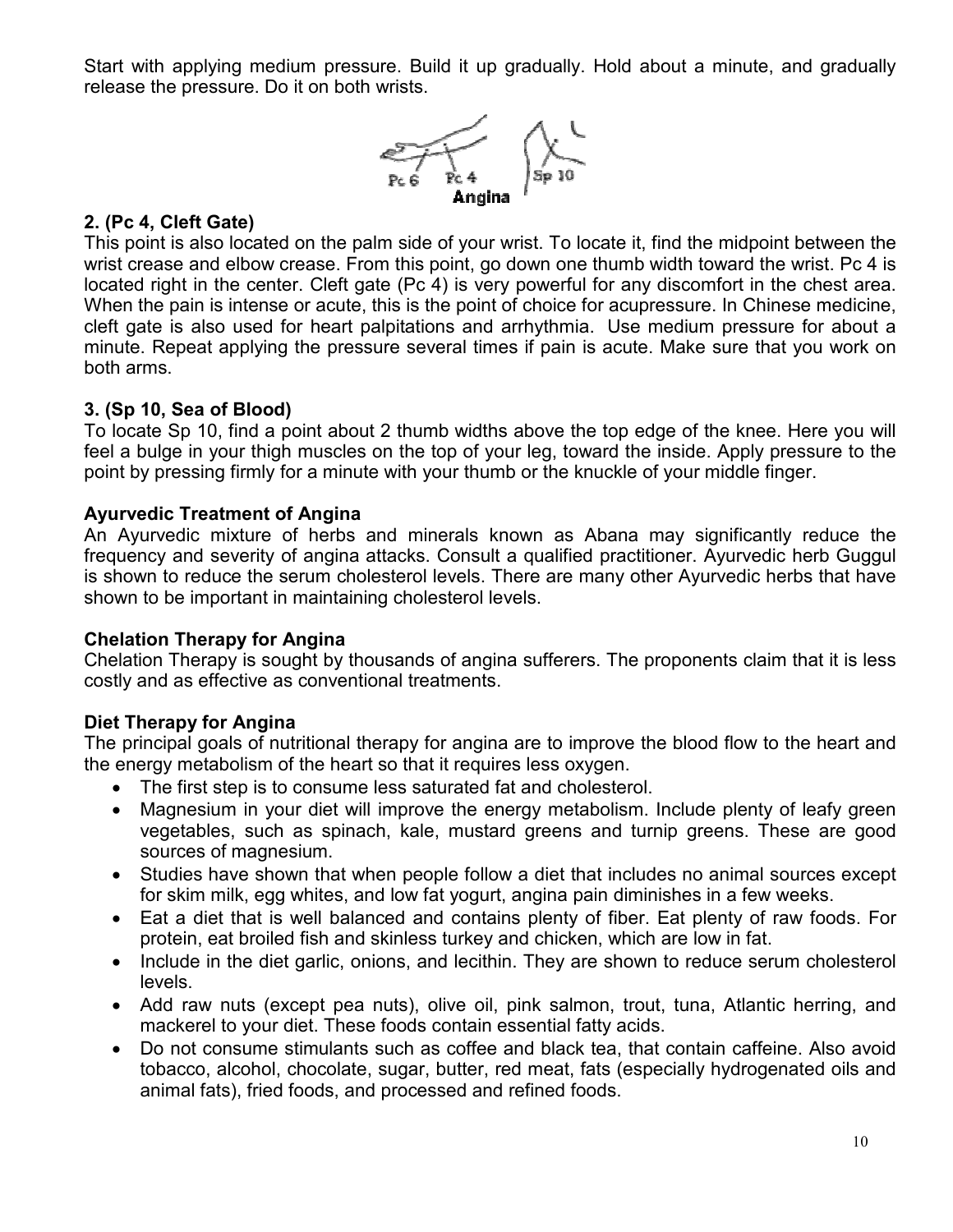Start with applying medium pressure. Build it up gradually. Hold about a minute, and gradually release the pressure. Do it on both wrists.

Angina

**2. (Pc 4, Cleft Gate)**

This point is also located on the palm side of your wrist. To locate it, find the midpoint between the wrist crease and elbow crease. From this point, go down one thumb width toward the wrist. Pc 4 is located right in the center. Cleft gate (Pc 4) is very powerful for any discomfort in the chest area. When the pain is intense or acute, this is the point of choice for acupressure. In Chinese medicine, cleft gate is also used for heart palpitations and arrhythmia. Use medium pressure for about a minute. Repeat applying the pressure several times if pain is acute. Make sure that you work on both arms.

**3. (Sp 10, Sea of Blood)**

To locate Sp 10, find a point about 2 thumb widths above the top edge of the knee. Here you will feel a bulge in your thigh muscles on the top of your leg, toward the inside. Apply pressure to the point by pressing firmly for a minute with your thumb or the knuckle of your middle finger.

**Ayurvedic Treatment of Angina**

An Ayurvedic mixture of herbs and minerals known as Abana may significantly reduce the frequency and severity of angina attacks. Consult a qualified practitioner. Ayurvedic herb Guggul is shown to reduce the serum cholesterol levels. There are many other Ayurvedic herbs that have shown to be important in maintaining cholesterol levels.

**Chelation Therapy for Angina**

Chelation Therapy is sought by thousands of angina sufferers. The proponents claim that it is less costly and as effective as conventional treatments.

**Diet Therapy for Angina**

The principal goals of nutritional therapy for angina are to improve the blood flow to the heart and the energy metabolism of the heart so that it requires less oxygen.

- The first step is to consume less saturated fat and cholesterol.
- Magnesium in your diet will improve the energy metabolism. Include plenty of leafy green vegetables, such as spinach, kale, mustard greens and turnip greens. These are good sources of magnesium.
- Studies have shown that when people follow a diet that includes no animal sources except for skim milk, egg whites, and low fat yogurt, angina pain diminishes in a few weeks.
- Eat a diet that is well balanced and contains plenty of fiber. Eat plenty of raw foods. For protein, eat broiled fish and skinless turkey and chicken, which are low in fat.
- Include in the diet garlic, onions, and lecithin. They are shown to reduce serum cholesterol levels.
- Add raw nuts (except pea nuts), olive oil, pink salmon, trout, tuna, Atlantic herring, and mackerel to your diet. These foods contain essential fatty acids.
- Do not consume stimulants such as coffee and black tea, that contain caffeine. Also avoid tobacco, alcohol, chocolate, sugar, butter, red meat, fats (especially hydrogenated oils and animal fats), fried foods, and processed and refined foods.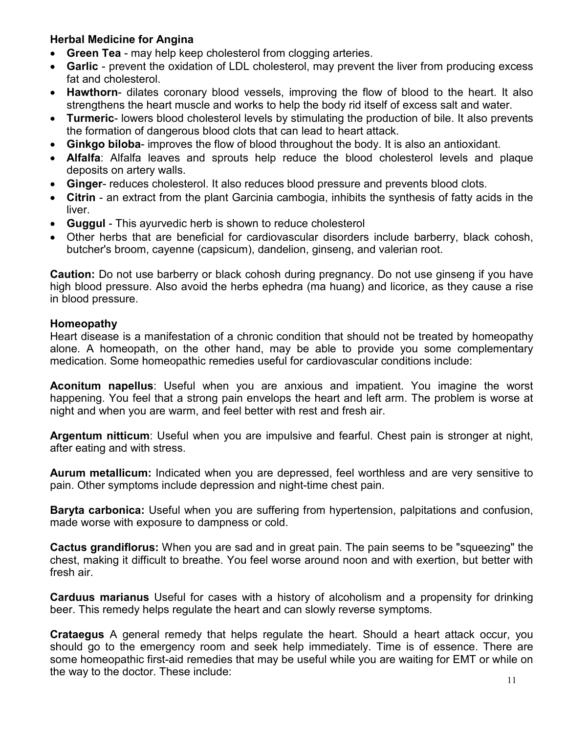### Herbal Medicine for Angina

- **Green Tea** - may help keep cholesterol from clogging arteries.
- **Garlic** - prevent the oxidation of LDL cholesterol, may prevent the liver from producing excess fat and cholesterol.
- **Hawthorn**- dilates coronary blood vessels, improving the flow of blood to the heart. It also strengthens the heart muscle and works to help the body rid itself of excess salt and water.
- **Turmeric**- lowers blood cholesterol levels by stimulating the production of bile. It also prevents the formation of dangerous blood clots that can lead to heart attack.
- **Ginkgo biloba**- improves the flow of blood throughout the body. It is also an antioxidant.
- **Alfalfa**: Alfalfa leaves and sprouts help reduce the blood cholesterol levels and plaque deposits on artery walls.
- **Ginger**- reduces cholesterol. It also reduces blood pressure and prevents blood clots.
- **Citrin** - an extract from the plant Garcinia cambogia, inhibits the synthesis of fatty acids in the liver.
- **Guggul** - This ayurvedic herb is shown to reduce cholesterol
- Other herbs that are beneficial for cardiovascular disorders include barberry, black cohosh, butcher's broom, cayenne (capsicum), dandelion, ginseng, and valerian root.

**Caution:** Do not use barberry or black cohosh during pregnancy. Do not use ginseng if you have high blood pressure. Also avoid the herbs ephedra (ma huang) and licorice, as they cause a rise in blood pressure.

### Homeopathy

Heart disease is a manifestation of a chronic condition that should not be treated by homeopathy alone. A homeopath, on the other hand, may be able to provide you some complementary medication. Some homeopathic remedies useful for cardiovascular conditions include:

**Aconitum napellus**: Useful when you are anxious and impatient. You imagine the worst happening. You feel that a strong pain envelops the heart and left arm. The problem is worse at night and when you are warm, and feel better with rest and fresh air.

**Argentum nitticum**: Useful when you are impulsive and fearful. Chest pain is stronger at night, after eating and with stress.

**Aurum metallicum:** Indicated when you are depressed, feel worthless and are very sensitive to pain. Other symptoms include depression and night-time chest pain.

**Baryta carbonica:** Useful when you are suffering from hypertension, palpitations and confusion, made worse with exposure to dampness or cold.

**Cactus grandiflorus:** When you are sad and in great pain. The pain seems to be "squeezing" the chest, making it difficult to breathe. You feel worse around noon and with exertion, but better with fresh air.

**Carduus marianus** Useful for cases with a history of alcoholism and a propensity for drinking beer. This remedy helps regulate the heart and can slowly reverse symptoms.

**Crataegus** A general remedy that helps regulate the heart. Should a heart attack occur, you should go to the emergency room and seek help immediately. Time is of essence. There are some homeopathic first-aid remedies that may be useful while you are waiting for EMT or while on the way to the doctor. These include: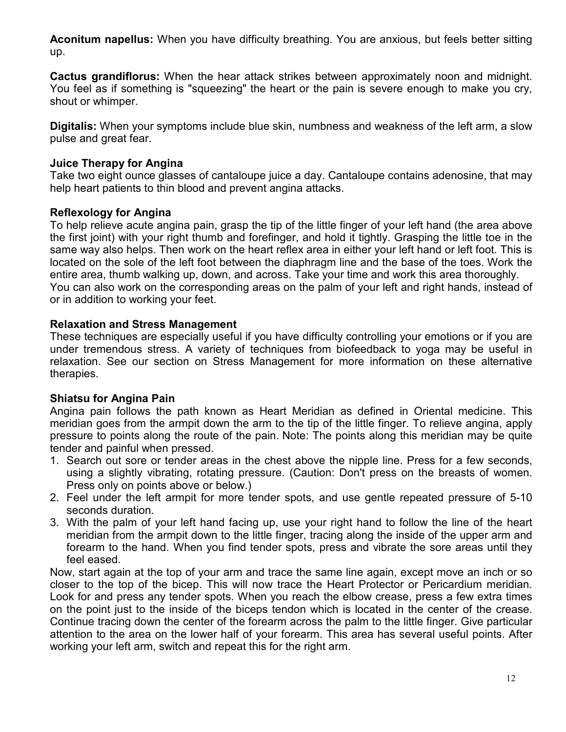**Aconitum napellus:** When you have difficulty breathing. You are anxious, but feels better sitting up.

**Cactus grandiflorus:** When the hear attack strikes between approximately noon and midnight. You feel as if something is "squeezing" the heart or the pain is severe enough to make you cry, shout or whimper.

**Digitalis:** When your symptoms include blue skin, numbness and weakness of the left arm, a slow pulse and great fear.

### Juice Therapy for Angina

Take two eight ounce glasses of cantaloupe juice a day. Cantaloupe contains adenosine, that may help heart patients to thin blood and prevent angina attacks.

### Reflexology for Angina

To help relieve acute angina pain, grasp the tip of the little finger of your left hand (the area above the first joint) with your right thumb and forefinger, and hold it tightly. Grasping the little toe in the same way also helps. Then work on the heart reflex area in either your left hand or left foot. This is located on the sole of the left foot between the diaphragm line and the base of the toes. Work the entire area, thumb walking up, down, and across. Take your time and work this area thoroughly.
You can also work on the corresponding areas on the palm of your left and right hands, instead of or in addition to working your feet.

### Relaxation and Stress Management

These techniques are especially useful if you have difficulty controlling your emotions or if you are under tremendous stress. A variety of techniques from biofeedback to yoga may be useful in relaxation. See our section on Stress Management for more information on these alternative therapies.

### Shiatsu for Angina Pain

Angina pain follows the path known as Heart Meridian as defined in Oriental medicine. This meridian goes from the armpit down the arm to the tip of the little finger. To relieve angina, apply pressure to points along the route of the pain. Note: The points along this meridian may be quite tender and painful when pressed.

1. Search out sore or tender areas in the chest above the nipple line. Press for a few seconds, using a slightly vibrating, rotating pressure. (Caution: Don't press on the breasts of women. Press only on points above or below.)
2. Feel under the left armpit for more tender spots, and use gentle repeated pressure of 5-10 seconds duration.
3. With the palm of your left hand facing up, use your right hand to follow the line of the heart meridian from the armpit down to the little finger, tracing along the inside of the upper arm and forearm to the hand. When you find tender spots, press and vibrate the sore areas until they feel eased.

Now, start again at the top of your arm and trace the same line again, except move an inch or so closer to the top of the bicep. This will now trace the Heart Protector or Pericardium meridian. Look for and press any tender spots. When you reach the elbow crease, press a few extra times on the point just to the inside of the biceps tendon which is located in the center of the crease. Continue tracing down the center of the forearm across the palm to the little finger. Give particular attention to the area on the lower half of your forearm. This area has several useful points. After working your left arm, switch and repeat this for the right arm.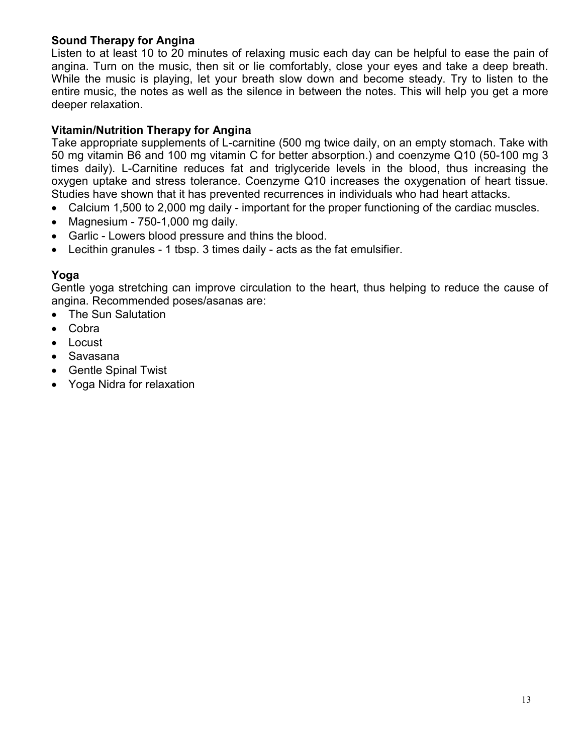**Sound Therapy for Angina**

Listen to at least 10 to 20 minutes of relaxing music each day can be helpful to ease the pain of angina. Turn on the music, then sit or lie comfortably, close your eyes and take a deep breath. While the music is playing, let your breath slow down and become steady. Try to listen to the entire music, the notes as well as the silence in between the notes. This will help you get a more deeper relaxation.

**Vitamin/Nutrition Therapy for Angina**

Take appropriate supplements of L-carnitine (500 mg twice daily, on an empty stomach. Take with 50 mg vitamin B6 and 100 mg vitamin C for better absorption.) and coenzyme Q10 (50-100 mg 3 times daily). L-Carnitine reduces fat and triglyceride levels in the blood, thus increasing the oxygen uptake and stress tolerance. Coenzyme Q10 increases the oxygenation of heart tissue. Studies have shown that it has prevented recurrences in individuals who had heart attacks.

- Calcium 1,500 to 2,000 mg daily - important for the proper functioning of the cardiac muscles.
- Magnesium - 750-1,000 mg daily.
- Garlic - Lowers blood pressure and thins the blood.
- Lecithin granules - 1 tbsp. 3 times daily - acts as the fat emulsifier.

**Yoga**

Gentle yoga stretching can improve circulation to the heart, thus helping to reduce the cause of angina. Recommended poses/asanas are:

- The Sun Salutation
- Cobra
- Locust
- Savasana
- Gentle Spinal Twist
- Yoga Nidra for relaxation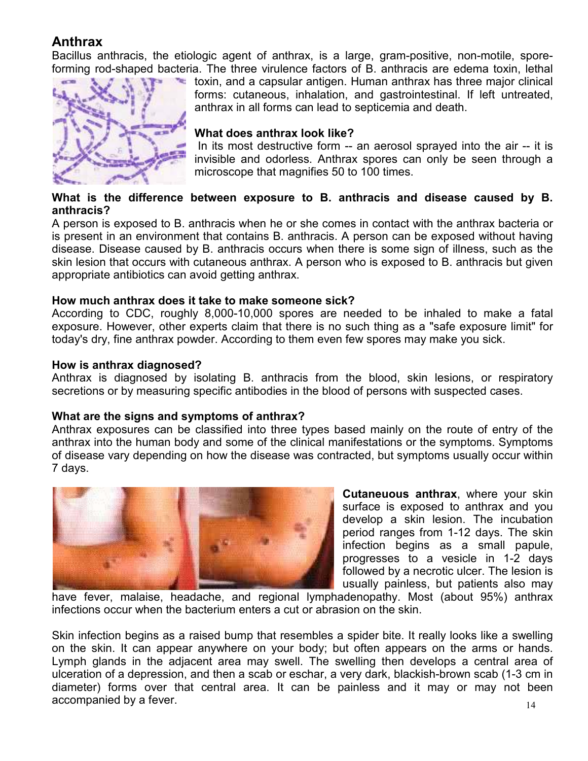## Anthrax

Bacillus anthracis, the etiologic agent of anthrax, is a large, gram-positive, non-motile, spore-forming rod-shaped bacteria. The three virulence factors of B. anthracis are edema toxin, lethal toxin, and a capsular antigen. Human anthrax has three major clinical forms: cutaneous, inhalation, and gastrointestinal. If left untreated, anthrax in all forms can lead to septicemia and death.

**What does anthrax look like?**

In its most destructive form -- an aerosol sprayed into the air -- it is invisible and odorless. Anthrax spores can only be seen through a microscope that magnifies 50 to 100 times.

**What is the difference between exposure to B. anthracis and disease caused by B. anthracis?**

A person is exposed to B. anthracis when he or she comes in contact with the anthrax bacteria or is present in an environment that contains B. anthracis. A person can be exposed without having disease. Disease caused by B. anthracis occurs when there is some sign of illness, such as the skin lesion that occurs with cutaneous anthrax. A person who is exposed to B. anthracis but given appropriate antibiotics can avoid getting anthrax.

**How much anthrax does it take to make someone sick?**

According to CDC, roughly 8,000-10,000 spores are needed to be inhaled to make a fatal exposure. However, other experts claim that there is no such thing as a "safe exposure limit" for today's dry, fine anthrax powder. According to them even few spores may make you sick.

**How is anthrax diagnosed?**

Anthrax is diagnosed by isolating B. anthracis from the blood, skin lesions, or respiratory secretions or by measuring specific antibodies in the blood of persons with suspected cases.

**What are the signs and symptoms of anthrax?**

Anthrax exposures can be classified into three types based mainly on the route of entry of the anthrax into the human body and some of the clinical manifestations or the symptoms. Symptoms of disease vary depending on how the disease was contracted, but symptoms usually occur within 7 days.

**Cutaneuous anthrax**, where your skin surface is exposed to anthrax and you develop a skin lesion. The incubation period ranges from 1-12 days. The skin infection begins as a small papule, progresses to a vesicle in 1-2 days followed by a necrotic ulcer. The lesion is usually painless, but patients also may have fever, malaise, headache, and regional lymphadenopathy. Most (about 95%) anthrax infections occur when the bacterium enters a cut or abrasion on the skin.

Skin infection begins as a raised bump that resembles a spider bite. It really looks like a swelling on the skin. It can appear anywhere on your body; but often appears on the arms or hands. Lymph glands in the adjacent area may swell. The swelling then develops a central area of ulceration of a depression, and then a scab or eschar, a very dark, blackish-brown scab (1-3 cm in diameter) forms over that central area. It can be painless and it may or may not been accompanied by a fever.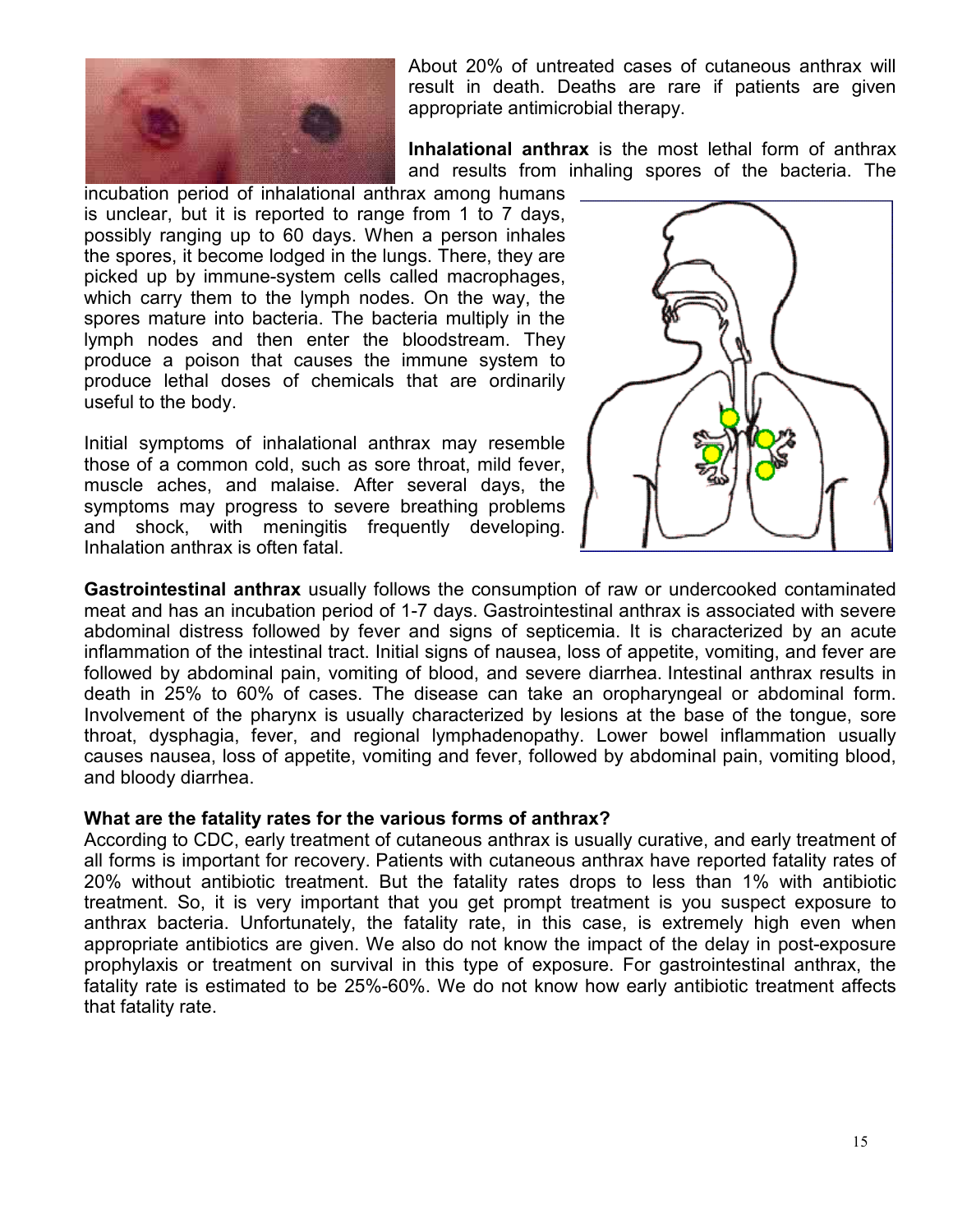About 20% of untreated cases of cutaneous anthrax will result in death. Deaths are rare if patients are given appropriate antimicrobial therapy.

**Inhalational anthrax** is the most lethal form of anthrax and results from inhaling spores of the bacteria. The incubation period of inhalational anthrax among humans is unclear, but it is reported to range from 1 to 7 days, possibly ranging up to 60 days. When a person inhales the spores, it become lodged in the lungs. There, they are picked up by immune-system cells called macrophages, which carry them to the lymph nodes. On the way, the spores mature into bacteria. The bacteria multiply in the lymph nodes and then enter the bloodstream. They produce a poison that causes the immune system to produce lethal doses of chemicals that are ordinarily useful to the body.

Initial symptoms of inhalational anthrax may resemble those of a common cold, such as sore throat, mild fever, muscle aches, and malaise. After several days, the symptoms may progress to severe breathing problems and shock, with meningitis frequently developing. Inhalation anthrax is often fatal.

**Gastrointestinal anthrax** usually follows the consumption of raw or undercooked contaminated meat and has an incubation period of 1-7 days. Gastrointestinal anthrax is associated with severe abdominal distress followed by fever and signs of septicemia. It is characterized by an acute inflammation of the intestinal tract. Initial signs of nausea, loss of appetite, vomiting, and fever are followed by abdominal pain, vomiting of blood, and severe diarrhea. Intestinal anthrax results in death in 25% to 60% of cases. The disease can take an oropharyngeal or abdominal form. Involvement of the pharynx is usually characterized by lesions at the base of the tongue, sore throat, dysphagia, fever, and regional lymphadenopathy. Lower bowel inflammation usually causes nausea, loss of appetite, vomiting and fever, followed by abdominal pain, vomiting blood, and bloody diarrhea.

**What are the fatality rates for the various forms of anthrax?**

According to CDC, early treatment of cutaneous anthrax is usually curative, and early treatment of all forms is important for recovery. Patients with cutaneous anthrax have reported fatality rates of 20% without antibiotic treatment. But the fatality rates drops to less than 1% with antibiotic treatment. So, it is very important that you get prompt treatment is you suspect exposure to anthrax bacteria. Unfortunately, the fatality rate, in this case, is extremely high even when appropriate antibiotics are given. We also do not know the impact of the delay in post-exposure prophylaxis or treatment on survival in this type of exposure. For gastrointestinal anthrax, the fatality rate is estimated to be 25%-60%. We do not know how early antibiotic treatment affects that fatality rate.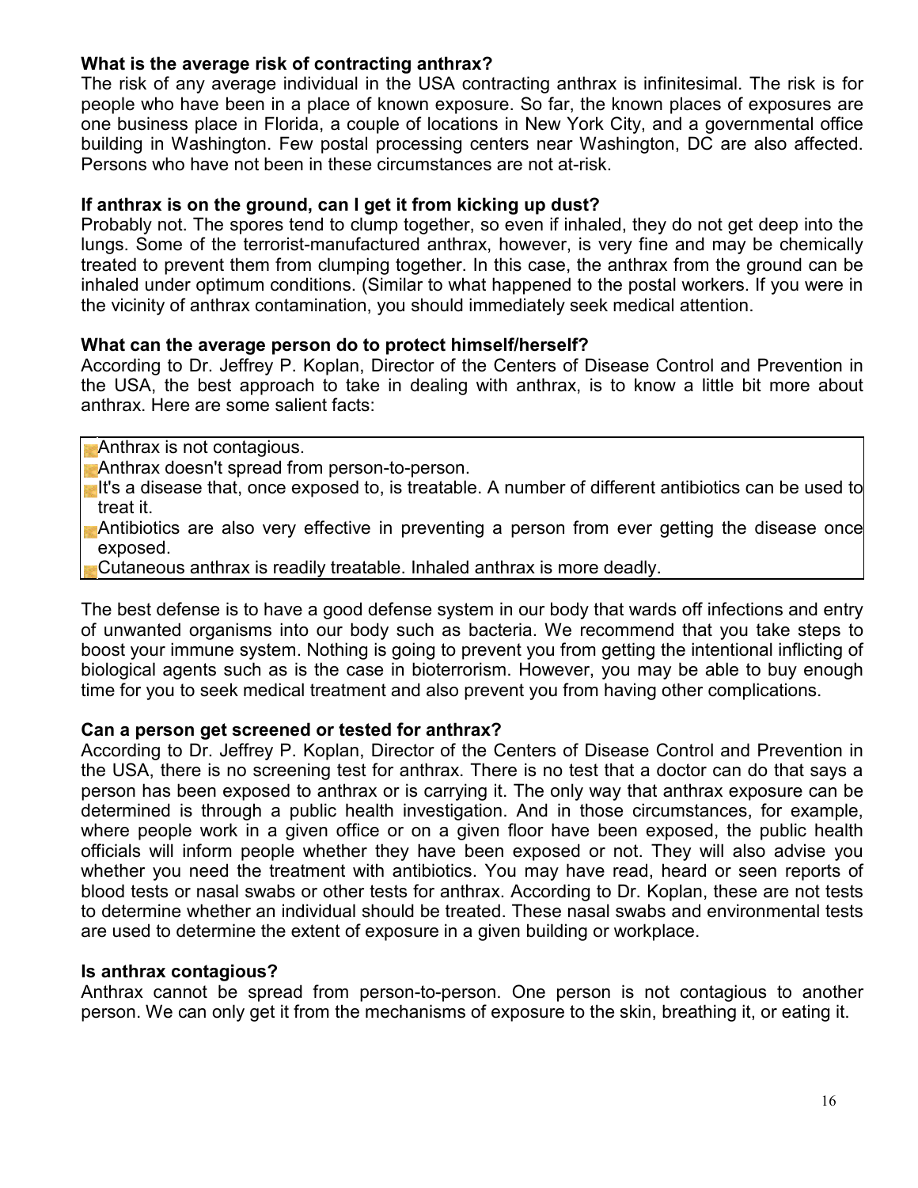**What is the average risk of contracting anthrax?**

The risk of any average individual in the USA contracting anthrax is infinitesimal. The risk is for people who have been in a place of known exposure. So far, the known places of exposures are one business place in Florida, a couple of locations in New York City, and a governmental office building in Washington. Few postal processing centers near Washington, DC are also affected. Persons who have not been in these circumstances are not at-risk.

**If anthrax is on the ground, can I get it from kicking up dust?**

Probably not. The spores tend to clump together, so even if inhaled, they do not get deep into the lungs. Some of the terrorist-manufactured anthrax, however, is very fine and may be chemically treated to prevent them from clumping together. In this case, the anthrax from the ground can be inhaled under optimum conditions. (Similar to what happened to the postal workers. If you were in the vicinity of anthrax contamination, you should immediately seek medical attention.

**What can the average person do to protect himself/herself?**

According to Dr. Jeffrey P. Koplan, Director of the Centers of Disease Control and Prevention in the USA, the best approach to take in dealing with anthrax, is to know a little bit more about anthrax. Here are some salient facts:

- Anthrax is not contagious.
- Anthrax doesn't spread from person-to-person.
- It's a disease that, once exposed to, is treatable. A number of different antibiotics can be used to treat it.
- Antibiotics are also very effective in preventing a person from ever getting the disease once exposed.
- Cutaneous anthrax is readily treatable. Inhaled anthrax is more deadly.

The best defense is to have a good defense system in our body that wards off infections and entry of unwanted organisms into our body such as bacteria. We recommend that you take steps to boost your immune system. Nothing is going to prevent you from getting the intentional inflicting of biological agents such as is the case in bioterrorism. However, you may be able to buy enough time for you to seek medical treatment and also prevent you from having other complications.

**Can a person get screened or tested for anthrax?**

According to Dr. Jeffrey P. Koplan, Director of the Centers of Disease Control and Prevention in the USA, there is no screening test for anthrax. There is no test that a doctor can do that says a person has been exposed to anthrax or is carrying it. The only way that anthrax exposure can be determined is through a public health investigation. And in those circumstances, for example, where people work in a given office or on a given floor have been exposed, the public health officials will inform people whether they have been exposed or not. They will also advise you whether you need the treatment with antibiotics. You may have read, heard or seen reports of blood tests or nasal swabs or other tests for anthrax. According to Dr. Koplan, these are not tests to determine whether an individual should be treated. These nasal swabs and environmental tests are used to determine the extent of exposure in a given building or workplace.

**Is anthrax contagious?**

Anthrax cannot be spread from person-to-person. One person is not contagious to another person. We can only get it from the mechanisms of exposure to the skin, breathing it, or eating it.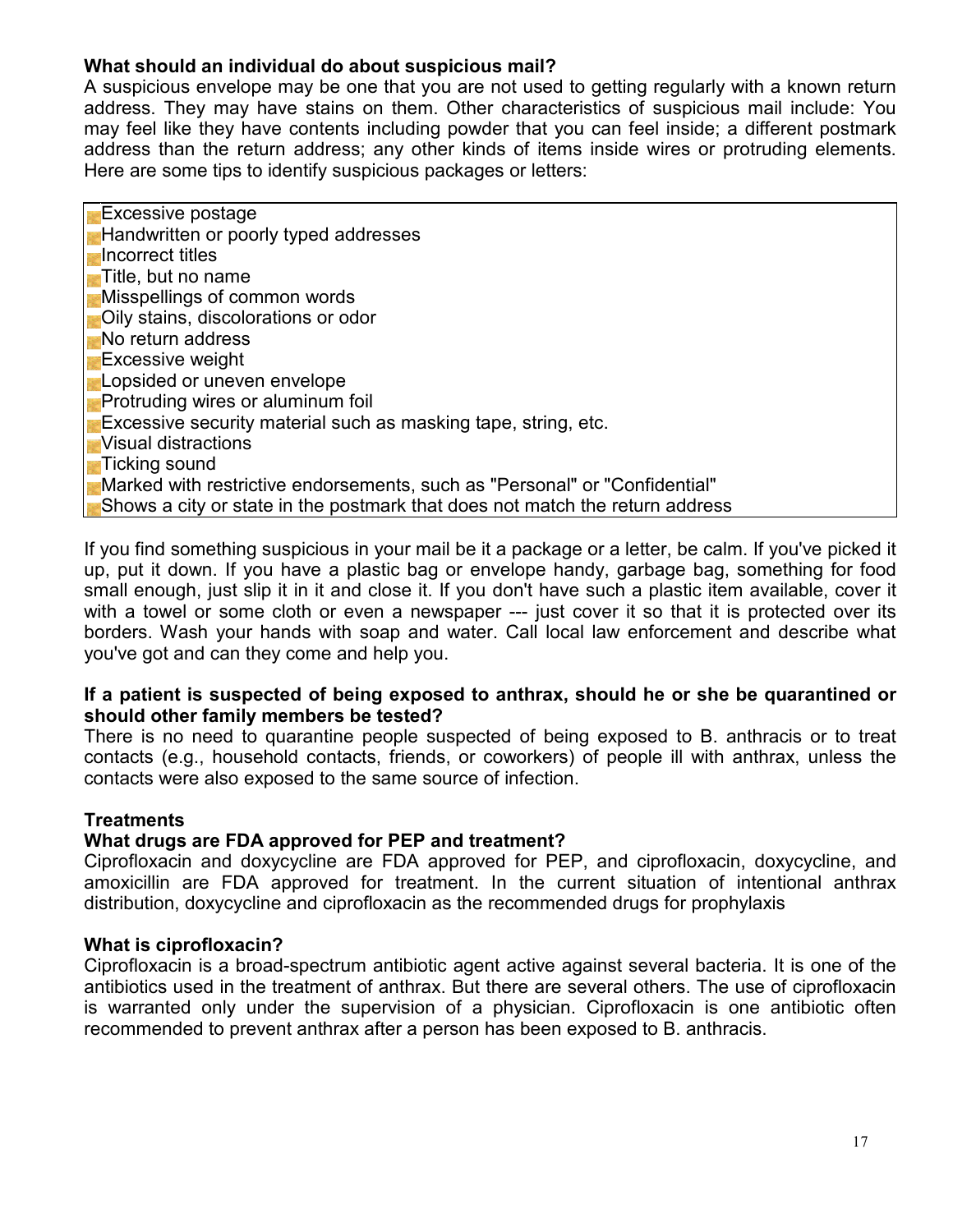**What should an individual do about suspicious mail?**
A suspicious envelope may be one that you are not used to getting regularly with a known return address. They may have stains on them. Other characteristics of suspicious mail include: You may feel like they have contents including powder that you can feel inside; a different postmark address than the return address; any other kinds of items inside wires or protruding elements. Here are some tips to identify suspicious packages or letters:

- Excessive postage
- Handwritten or poorly typed addresses
- Incorrect titles
- Title, but no name
- Misspellings of common words
- Oily stains, discolorations or odor
- No return address
- Excessive weight
- Lopsided or uneven envelope
- Protruding wires or aluminum foil
- Excessive security material such as masking tape, string, etc.
- Visual distractions
- Ticking sound
- Marked with restrictive endorsements, such as "Personal" or "Confidential"
- Shows a city or state in the postmark that does not match the return address

If you find something suspicious in your mail be it a package or a letter, be calm. If you've picked it up, put it down. If you have a plastic bag or envelope handy, garbage bag, something for food small enough, just slip it in it and close it. If you don't have such a plastic item available, cover it with a towel or some cloth or even a newspaper --- just cover it so that it is protected over its borders. Wash your hands with soap and water. Call local law enforcement and describe what you've got and can they come and help you.

**If a patient is suspected of being exposed to anthrax, should he or she be quarantined or should other family members be tested?**
There is no need to quarantine people suspected of being exposed to B. anthracis or to treat contacts (e.g., household contacts, friends, or coworkers) of people ill with anthrax, unless the contacts were also exposed to the same source of infection.

**Treatments**

**What drugs are FDA approved for PEP and treatment?**
Ciprofloxacin and doxycycline are FDA approved for PEP, and ciprofloxacin, doxycycline, and amoxicillin are FDA approved for treatment. In the current situation of intentional anthrax distribution, doxycycline and ciprofloxacin as the recommended drugs for prophylaxis

**What is ciprofloxacin?**
Ciprofloxacin is a broad-spectrum antibiotic agent active against several bacteria. It is one of the antibiotics used in the treatment of anthrax. But there are several others. The use of ciprofloxacin is warranted only under the supervision of a physician. Ciprofloxacin is one antibiotic often recommended to prevent anthrax after a person has been exposed to B. anthracis.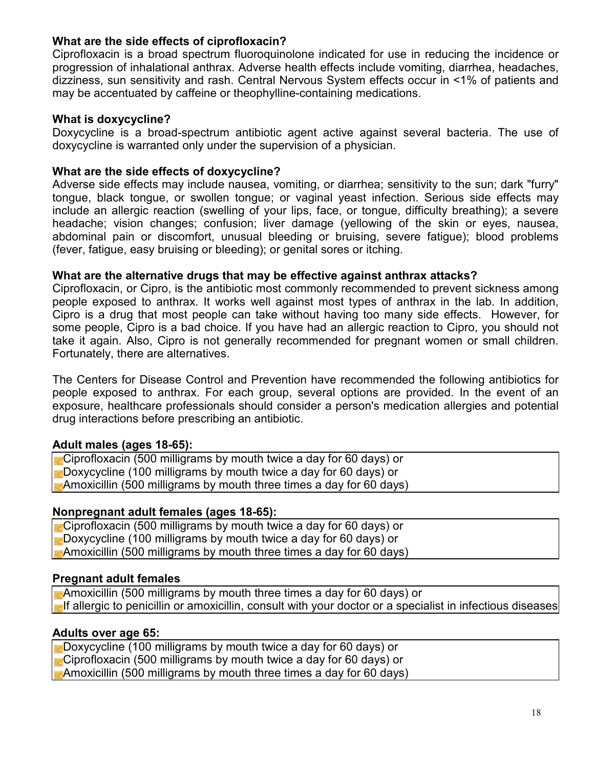**What are the side effects of ciprofloxacin?**

Ciprofloxacin is a broad spectrum fluoroquinolone indicated for use in reducing the incidence or progression of inhalational anthrax. Adverse health effects include vomiting, diarrhea, headaches, dizziness, sun sensitivity and rash. Central Nervous System effects occur in <1% of patients and may be accentuated by caffeine or theophylline-containing medications.

**What is doxycycline?**

Doxycycline is a broad-spectrum antibiotic agent active against several bacteria. The use of doxycycline is warranted only under the supervision of a physician.

**What are the side effects of doxycycline?**

Adverse side effects may include nausea, vomiting, or diarrhea; sensitivity to the sun; dark "furry" tongue, black tongue, or swollen tongue; or vaginal yeast infection. Serious side effects may include an allergic reaction (swelling of your lips, face, or tongue, difficulty breathing); a severe headache; vision changes; confusion; liver damage (yellowing of the skin or eyes, nausea, abdominal pain or discomfort, unusual bleeding or bruising, severe fatigue); blood problems (fever, fatigue, easy bruising or bleeding); or genital sores or itching.

**What are the alternative drugs that may be effective against anthrax attacks?**

Ciprofloxacin, or Cipro, is the antibiotic most commonly recommended to prevent sickness among people exposed to anthrax. It works well against most types of anthrax in the lab. In addition, Cipro is a drug that most people can take without having too many side effects. However, for some people, Cipro is a bad choice. If you have had an allergic reaction to Cipro, you should not take it again. Also, Cipro is not generally recommended for pregnant women or small children. Fortunately, there are alternatives.

The Centers for Disease Control and Prevention have recommended the following antibiotics for people exposed to anthrax. For each group, several options are provided. In the event of an exposure, healthcare professionals should consider a person's medication allergies and potential drug interactions before prescribing an antibiotic.

**Adult males (ages 18-65):**

- Ciprofloxacin (500 milligrams by mouth twice a day for 60 days) or
- Doxycycline (100 milligrams by mouth twice a day for 60 days) or
- Amoxicillin (500 milligrams by mouth three times a day for 60 days)

**Nonpregnant adult females (ages 18-65):**

- Ciprofloxacin (500 milligrams by mouth twice a day for 60 days) or
- Doxycycline (100 milligrams by mouth twice a day for 60 days) or
- Amoxicillin (500 milligrams by mouth three times a day for 60 days)

**Pregnant adult females**

- Amoxicillin (500 milligrams by mouth three times a day for 60 days) or
- If allergic to penicillin or amoxicillin, consult with your doctor or a specialist in infectious diseases

**Adults over age 65:**

- Doxycycline (100 milligrams by mouth twice a day for 60 days) or
- Ciprofloxacin (500 milligrams by mouth twice a day for 60 days) or
- Amoxicillin (500 milligrams by mouth three times a day for 60 days)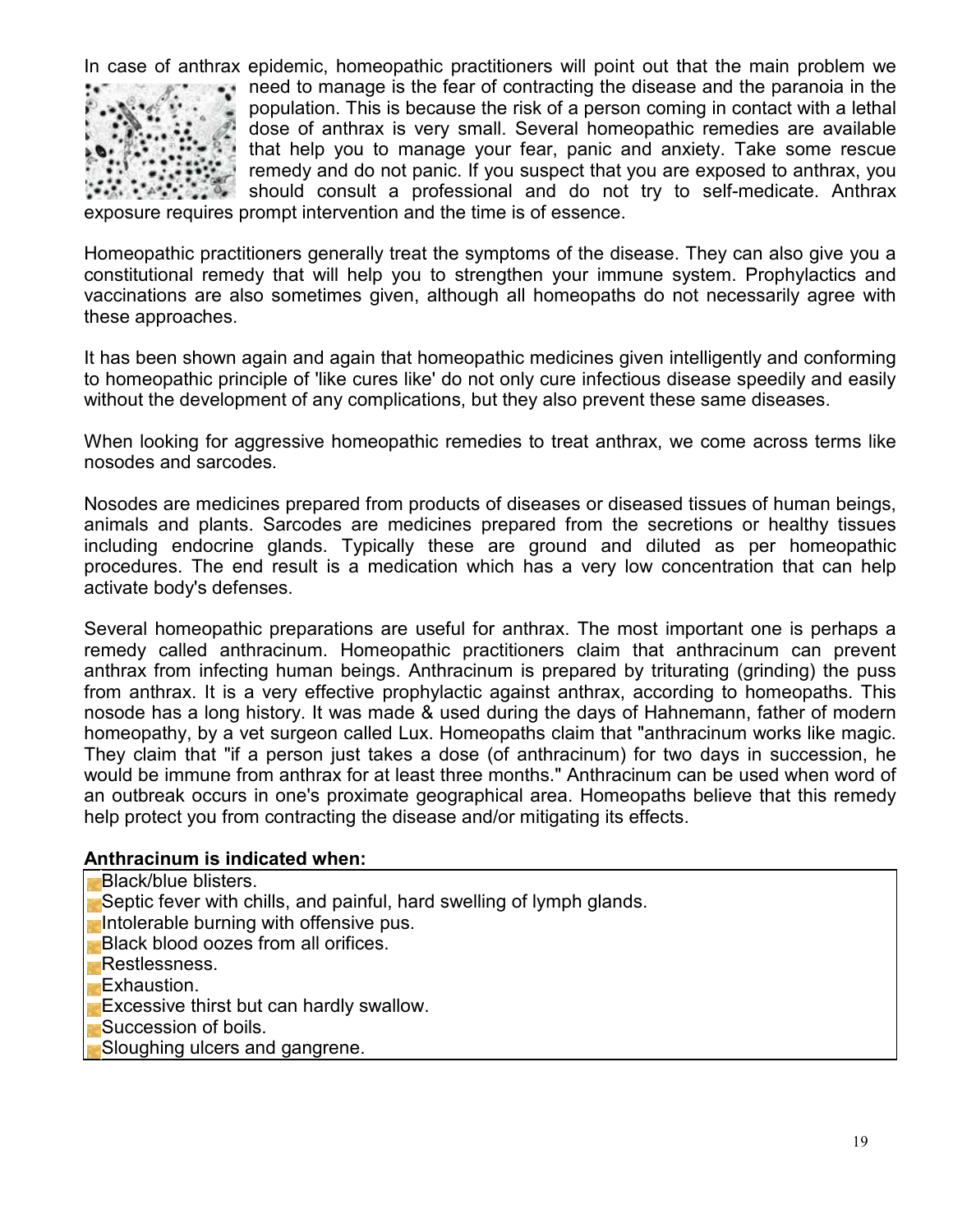In case of anthrax epidemic, homeopathic practitioners will point out that the main problem we need to manage is the fear of contracting the disease and the paranoia in the population. This is because the risk of a person coming in contact with a lethal dose of anthrax is very small. Several homeopathic remedies are available that help you to manage your fear, panic and anxiety. Take some rescue remedy and do not panic. If you suspect that you are exposed to anthrax, you should consult a professional and do not try to self-medicate. Anthrax exposure requires prompt intervention and the time is of essence.

Homeopathic practitioners generally treat the symptoms of the disease. They can also give you a constitutional remedy that will help you to strengthen your immune system. Prophylactics and vaccinations are also sometimes given, although all homeopaths do not necessarily agree with these approaches.

It has been shown again and again that homeopathic medicines given intelligently and conforming to homeopathic principle of 'like cures like' do not only cure infectious disease speedily and easily without the development of any complications, but they also prevent these same diseases.

When looking for aggressive homeopathic remedies to treat anthrax, we come across terms like nosodes and sarcodes.

Nosodes are medicines prepared from products of diseases or diseased tissues of human beings, animals and plants. Sarcodes are medicines prepared from the secretions or healthy tissues including endocrine glands. Typically these are ground and diluted as per homeopathic procedures. The end result is a medication which has a very low concentration that can help activate body's defenses.

Several homeopathic preparations are useful for anthrax. The most important one is perhaps a remedy called anthracinum. Homeopathic practitioners claim that anthracinum can prevent anthrax from infecting human beings. Anthracinum is prepared by triturating (grinding) the puss from anthrax. It is a very effective prophylactic against anthrax, according to homeopaths. This nosode has a long history. It was made & used during the days of Hahnemann, father of modern homeopathy, by a vet surgeon called Lux. Homeopaths claim that "anthracinum works like magic. They claim that "if a person just takes a dose (of anthracinum) for two days in succession, he would be immune from anthrax for at least three months." Anthracinum can be used when word of an outbreak occurs in one's proximate geographical area. Homeopaths believe that this remedy help protect you from contracting the disease and/or mitigating its effects.

**Anthracinum is indicated when:**

- Black/blue blisters.
- Septic fever with chills, and painful, hard swelling of lymph glands.
- Intolerable burning with offensive pus.
- Black blood oozes from all orifices.
- Restlessness.
- Exhaustion.
- Excessive thirst but can hardly swallow.
- Succession of boils.
- Sloughing ulcers and gangrene.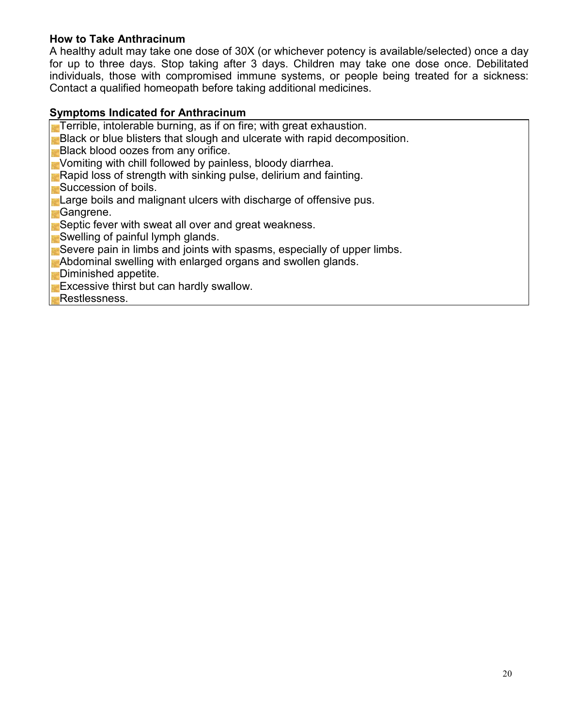**How to Take Anthracinum**

A healthy adult may take one dose of 30X (or whichever potency is available/selected) once a day for up to three days. Stop taking after 3 days. Children may take one dose once. Debilitated individuals, those with compromised immune systems, or people being treated for a sickness: Contact a qualified homeopath before taking additional medicines.

**Symptoms Indicated for Anthracinum**

- Terrible, intolerable burning, as if on fire; with great exhaustion.
- Black or blue blisters that slough and ulcerate with rapid decomposition.
- Black blood oozes from any orifice.
- Vomiting with chill followed by painless, bloody diarrhea.
- Rapid loss of strength with sinking pulse, delirium and fainting.
- Succession of boils.
- Large boils and malignant ulcers with discharge of offensive pus.
- Gangrene.
- Septic fever with sweat all over and great weakness.
- Swelling of painful lymph glands.
- Severe pain in limbs and joints with spasms, especially of upper limbs.
- Abdominal swelling with enlarged organs and swollen glands.
- Diminished appetite.
- Excessive thirst but can hardly swallow.
- Restlessness.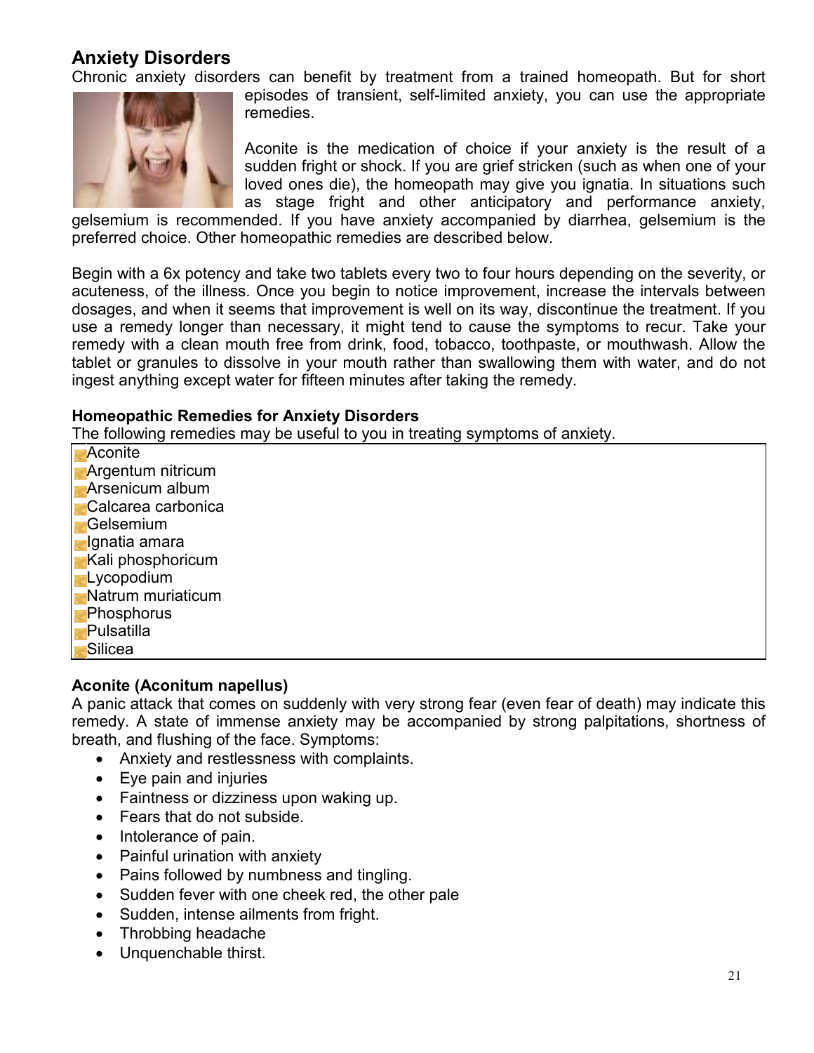## Anxiety Disorders

Chronic anxiety disorders can benefit by treatment from a trained homeopath. But for short episodes of transient, self-limited anxiety, you can use the appropriate remedies.

Aconite is the medication of choice if your anxiety is the result of a sudden fright or shock. If you are grief stricken (such as when one of your loved ones die), the homeopath may give you ignatia. In situations such as stage fright and other anticipatory and performance anxiety, gelsemium is recommended. If you have anxiety accompanied by diarrhea, gelsemium is the preferred choice. Other homeopathic remedies are described below.

Begin with a 6x potency and take two tablets every two to four hours depending on the severity, or acuteness, of the illness. Once you begin to notice improvement, increase the intervals between dosages, and when it seems that improvement is well on its way, discontinue the treatment. If you use a remedy longer than necessary, it might tend to cause the symptoms to recur. Take your remedy with a clean mouth free from drink, food, tobacco, toothpaste, or mouthwash. Allow the tablet or granules to dissolve in your mouth rather than swallowing them with water, and do not ingest anything except water for fifteen minutes after taking the remedy.

**Homeopathic Remedies for Anxiety Disorders**

The following remedies may be useful to you in treating symptoms of anxiety.

- Aconite
- Argentum nitricum
- Arsenicum album
- Calcarea carbonica
- Gelsemium
- Ignatia amara
- Kali phosphoricum
- Lycopodium
- Natrum muriaticum
- Phosphorus
- Pulsatilla
- Silicea

**Aconite (Aconitum napellus)**

A panic attack that comes on suddenly with very strong fear (even fear of death) may indicate this remedy. A state of immense anxiety may be accompanied by strong palpitations, shortness of breath, and flushing of the face. Symptoms:

- Anxiety and restlessness with complaints.
- Eye pain and injuries
- Faintness or dizziness upon waking up.
- Fears that do not subside.
- Intolerance of pain.
- Painful urination with anxiety
- Pains followed by numbness and tingling.
- Sudden fever with one cheek red, the other pale
- Sudden, intense ailments from fright.
- Throbbing headache
- Unquenchable thirst.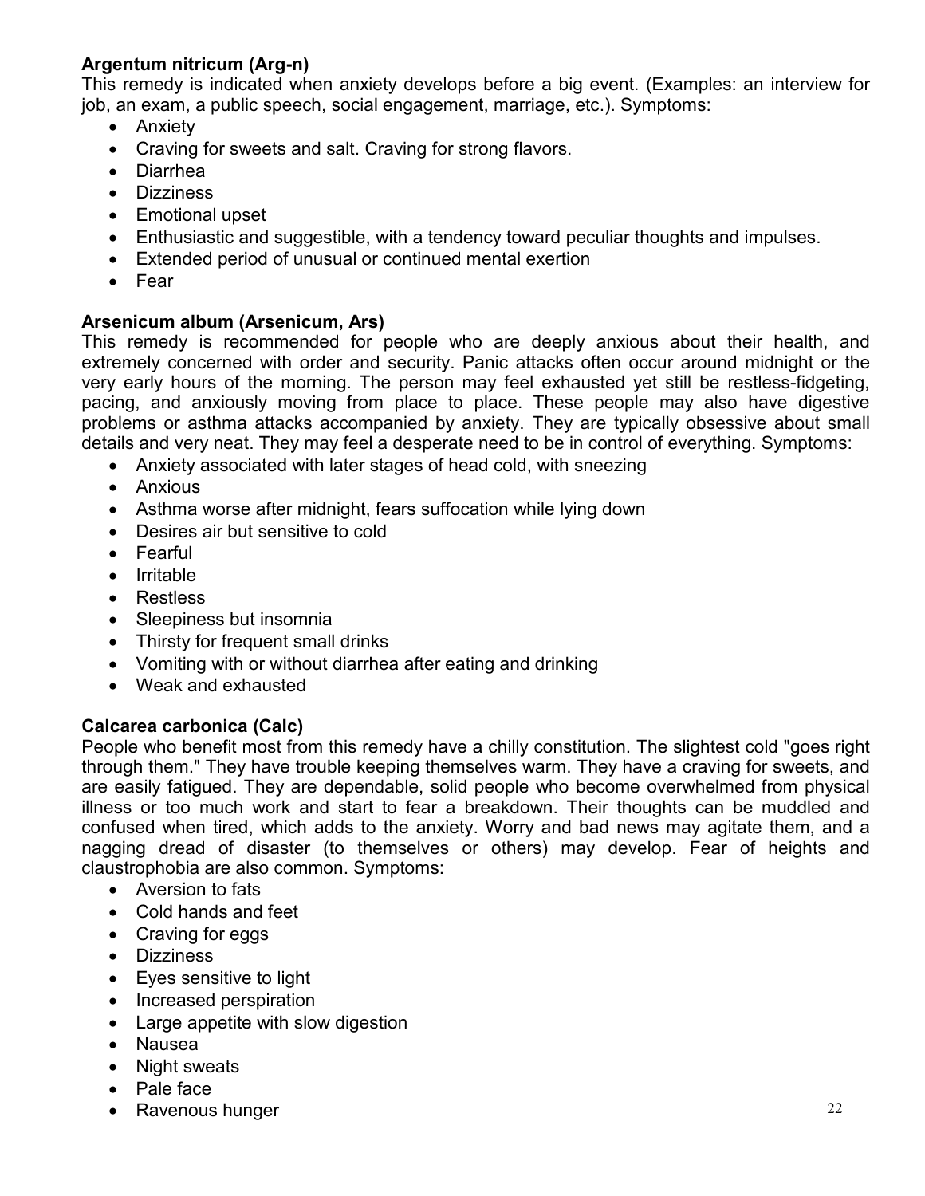**Argentum nitricum (Arg-n)**

This remedy is indicated when anxiety develops before a big event. (Examples: an interview for job, an exam, a public speech, social engagement, marriage, etc.). Symptoms:

- Anxiety
- Craving for sweets and salt. Craving for strong flavors.
- Diarrhea
- Dizziness
- Emotional upset
- Enthusiastic and suggestible, with a tendency toward peculiar thoughts and impulses.
- Extended period of unusual or continued mental exertion
- Fear

**Arsenicum album (Arsenicum, Ars)**

This remedy is recommended for people who are deeply anxious about their health, and extremely concerned with order and security. Panic attacks often occur around midnight or the very early hours of the morning. The person may feel exhausted yet still be restless-fidgeting, pacing, and anxiously moving from place to place. These people may also have digestive problems or asthma attacks accompanied by anxiety. They are typically obsessive about small details and very neat. They may feel a desperate need to be in control of everything. Symptoms:

- Anxiety associated with later stages of head cold, with sneezing
- Anxious
- Asthma worse after midnight, fears suffocation while lying down
- Desires air but sensitive to cold
- Fearful
- Irritable
- Restless
- Sleepiness but insomnia
- Thirsty for frequent small drinks
- Vomiting with or without diarrhea after eating and drinking
- Weak and exhausted

**Calcarea carbonica (Calc)**

People who benefit most from this remedy have a chilly constitution. The slightest cold "goes right through them." They have trouble keeping themselves warm. They have a craving for sweets, and are easily fatigued. They are dependable, solid people who become overwhelmed from physical illness or too much work and start to fear a breakdown. Their thoughts can be muddled and confused when tired, which adds to the anxiety. Worry and bad news may agitate them, and a nagging dread of disaster (to themselves or others) may develop. Fear of heights and claustrophobia are also common. Symptoms:

- Aversion to fats
- Cold hands and feet
- Craving for eggs
- Dizziness
- Eyes sensitive to light
- Increased perspiration
- Large appetite with slow digestion
- Nausea
- Night sweats
- Pale face
- Ravenous hunger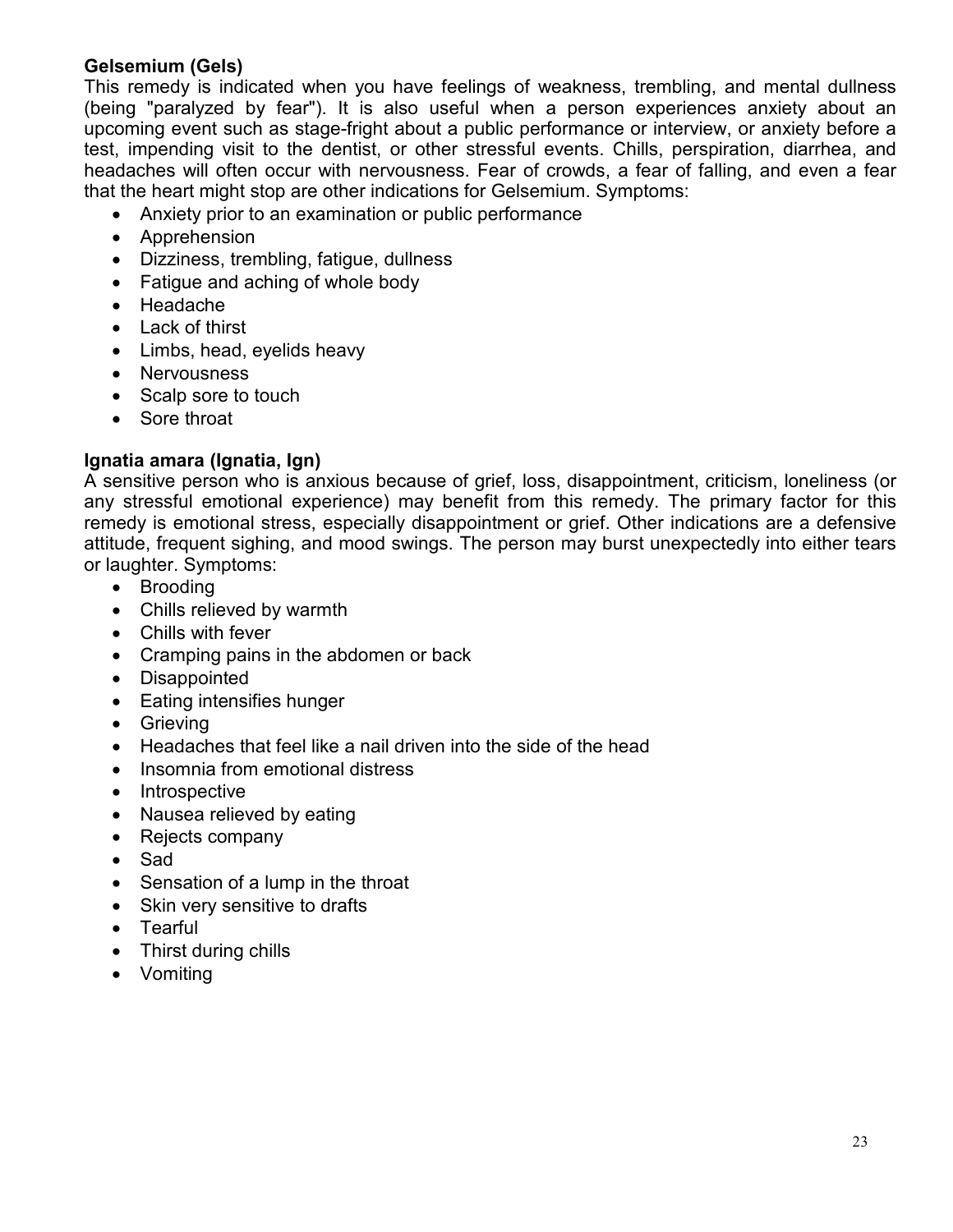**Gelsemium (Gels)**

This remedy is indicated when you have feelings of weakness, trembling, and mental dullness (being "paralyzed by fear"). It is also useful when a person experiences anxiety about an upcoming event such as stage-fright about a public performance or interview, or anxiety before a test, impending visit to the dentist, or other stressful events. Chills, perspiration, diarrhea, and headaches will often occur with nervousness. Fear of crowds, a fear of falling, and even a fear that the heart might stop are other indications for Gelsemium. Symptoms:

- Anxiety prior to an examination or public performance
- Apprehension
- Dizziness, trembling, fatigue, dullness
- Fatigue and aching of whole body
- Headache
- Lack of thirst
- Limbs, head, eyelids heavy
- Nervousness
- Scalp sore to touch
- Sore throat

**Ignatia amara (Ignatia, Ign)**

A sensitive person who is anxious because of grief, loss, disappointment, criticism, loneliness (or any stressful emotional experience) may benefit from this remedy. The primary factor for this remedy is emotional stress, especially disappointment or grief. Other indications are a defensive attitude, frequent sighing, and mood swings. The person may burst unexpectedly into either tears or laughter. Symptoms:

- Brooding
- Chills relieved by warmth
- Chills with fever
- Cramping pains in the abdomen or back
- Disappointed
- Eating intensifies hunger
- Grieving
- Headaches that feel like a nail driven into the side of the head
- Insomnia from emotional distress
- Introspective
- Nausea relieved by eating
- Rejects company
- Sad
- Sensation of a lump in the throat
- Skin very sensitive to drafts
- Tearful
- Thirst during chills
- Vomiting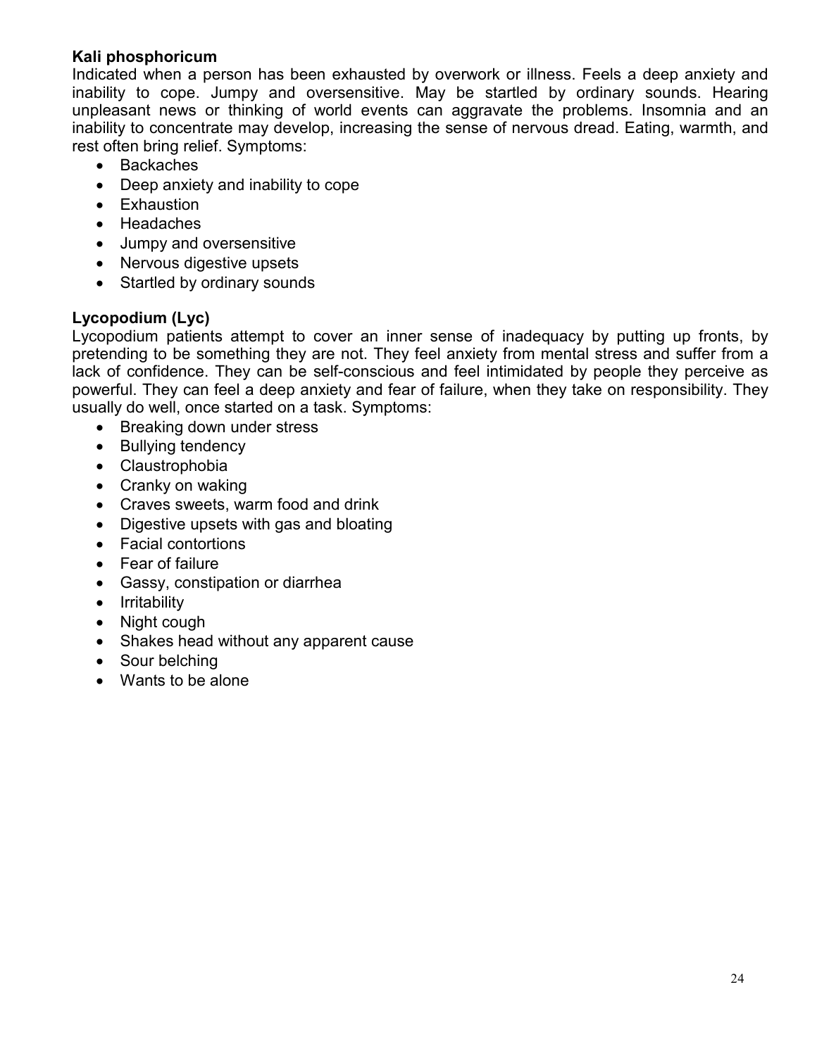**Kali phosphoricum**

Indicated when a person has been exhausted by overwork or illness. Feels a deep anxiety and inability to cope. Jumpy and oversensitive. May be startled by ordinary sounds. Hearing unpleasant news or thinking of world events can aggravate the problems. Insomnia and an inability to concentrate may develop, increasing the sense of nervous dread. Eating, warmth, and rest often bring relief. Symptoms:

- Backaches
- Deep anxiety and inability to cope
- Exhaustion
- Headaches
- Jumpy and oversensitive
- Nervous digestive upsets
- Startled by ordinary sounds

**Lycopodium (Lyc)**

Lycopodium patients attempt to cover an inner sense of inadequacy by putting up fronts, by pretending to be something they are not. They feel anxiety from mental stress and suffer from a lack of confidence. They can be self-conscious and feel intimidated by people they perceive as powerful. They can feel a deep anxiety and fear of failure, when they take on responsibility. They usually do well, once started on a task. Symptoms:

- Breaking down under stress
- Bullying tendency
- Claustrophobia
- Cranky on waking
- Craves sweets, warm food and drink
- Digestive upsets with gas and bloating
- Facial contortions
- Fear of failure
- Gassy, constipation or diarrhea
- Irritability
- Night cough
- Shakes head without any apparent cause
- Sour belching
- Wants to be alone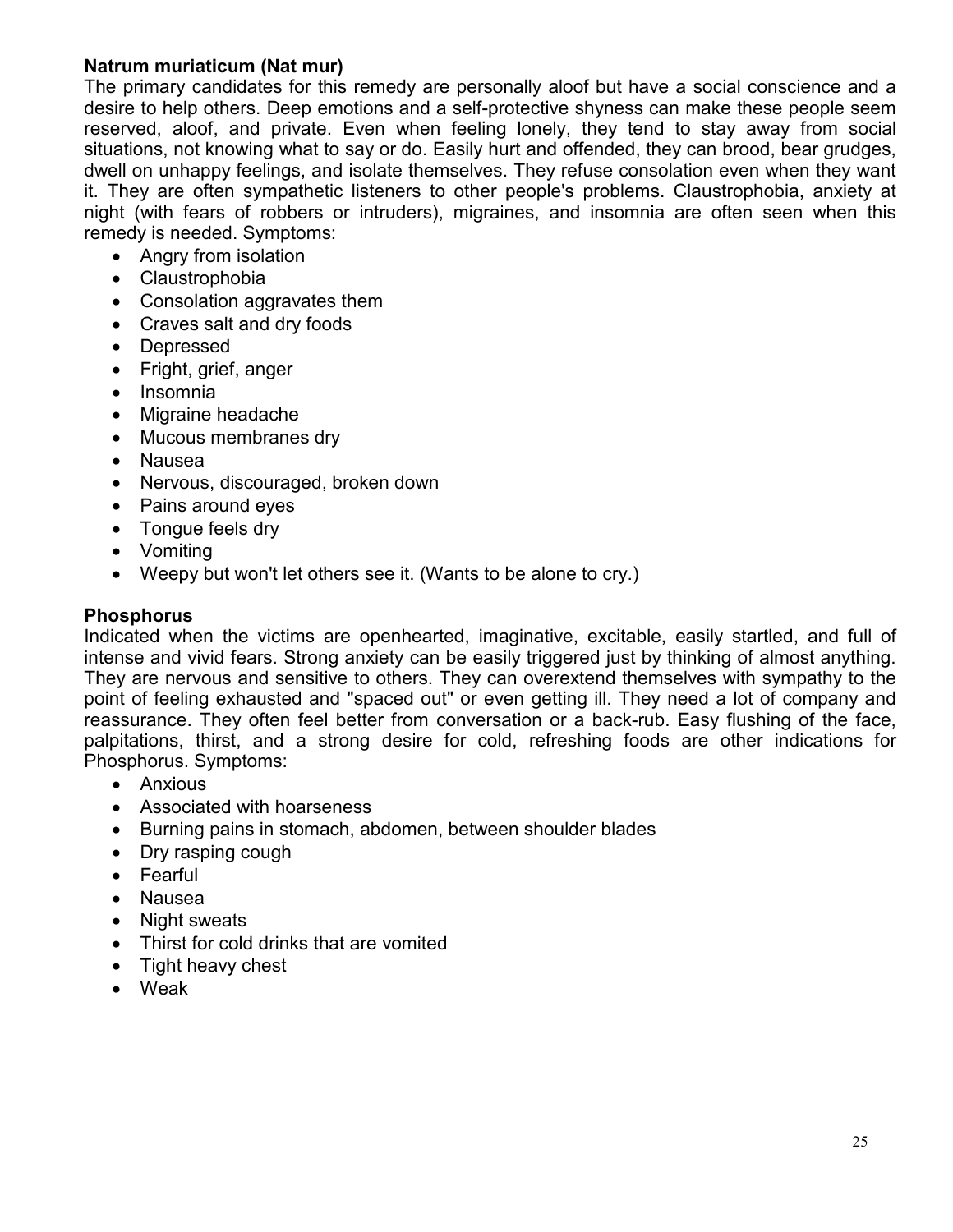**Natrum muriaticum (Nat mur)**

The primary candidates for this remedy are personally aloof but have a social conscience and a desire to help others. Deep emotions and a self-protective shyness can make these people seem reserved, aloof, and private. Even when feeling lonely, they tend to stay away from social situations, not knowing what to say or do. Easily hurt and offended, they can brood, bear grudges, dwell on unhappy feelings, and isolate themselves. They refuse consolation even when they want it. They are often sympathetic listeners to other people's problems. Claustrophobia, anxiety at night (with fears of robbers or intruders), migraines, and insomnia are often seen when this remedy is needed. Symptoms:

- Angry from isolation
- Claustrophobia
- Consolation aggravates them
- Craves salt and dry foods
- Depressed
- Fright, grief, anger
- Insomnia
- Migraine headache
- Mucous membranes dry
- Nausea
- Nervous, discouraged, broken down
- Pains around eyes
- Tongue feels dry
- Vomiting
- Weepy but won't let others see it. (Wants to be alone to cry.)

**Phosphorus**

Indicated when the victims are openhearted, imaginative, excitable, easily startled, and full of intense and vivid fears. Strong anxiety can be easily triggered just by thinking of almost anything. They are nervous and sensitive to others. They can overextend themselves with sympathy to the point of feeling exhausted and "spaced out" or even getting ill. They need a lot of company and reassurance. They often feel better from conversation or a back-rub. Easy flushing of the face, palpitations, thirst, and a strong desire for cold, refreshing foods are other indications for Phosphorus. Symptoms:

- Anxious
- Associated with hoarseness
- Burning pains in stomach, abdomen, between shoulder blades
- Dry rasping cough
- Fearful
- Nausea
- Night sweats
- Thirst for cold drinks that are vomited
- Tight heavy chest
- Weak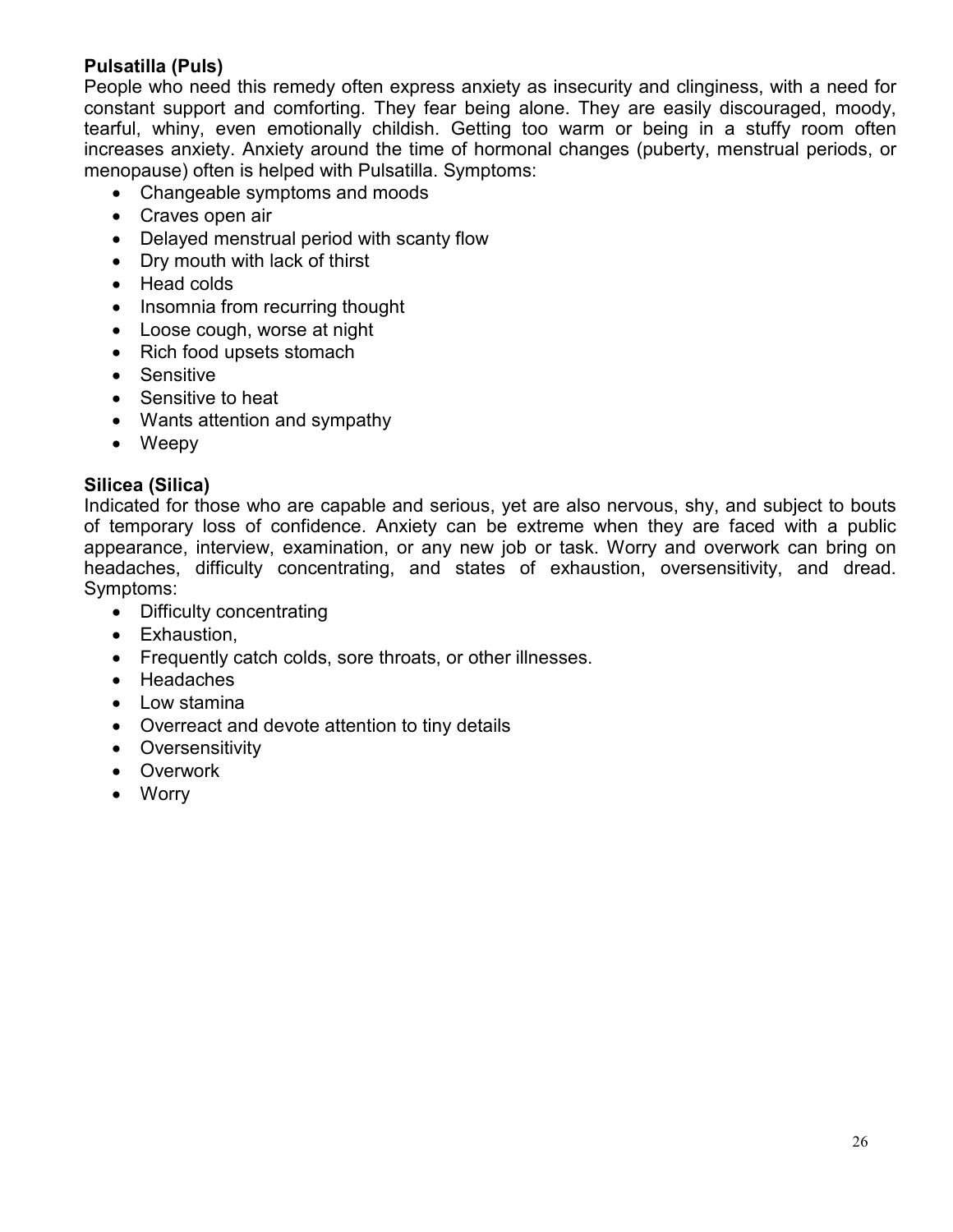**Pulsatilla (Puls)**

People who need this remedy often express anxiety as insecurity and clinginess, with a need for constant support and comforting. They fear being alone. They are easily discouraged, moody, tearful, whiny, even emotionally childish. Getting too warm or being in a stuffy room often increases anxiety. Anxiety around the time of hormonal changes (puberty, menstrual periods, or menopause) often is helped with Pulsatilla. Symptoms:

- Changeable symptoms and moods
- Craves open air
- Delayed menstrual period with scanty flow
- Dry mouth with lack of thirst
- Head colds
- Insomnia from recurring thought
- Loose cough, worse at night
- Rich food upsets stomach
- Sensitive
- Sensitive to heat
- Wants attention and sympathy
- Weepy

**Silicea (Silica)**

Indicated for those who are capable and serious, yet are also nervous, shy, and subject to bouts of temporary loss of confidence. Anxiety can be extreme when they are faced with a public appearance, interview, examination, or any new job or task. Worry and overwork can bring on headaches, difficulty concentrating, and states of exhaustion, oversensitivity, and dread. Symptoms:

- Difficulty concentrating
- Exhaustion,
- Frequently catch colds, sore throats, or other illnesses.
- Headaches
- Low stamina
- Overreact and devote attention to tiny details
- Oversensitivity
- Overwork
- Worry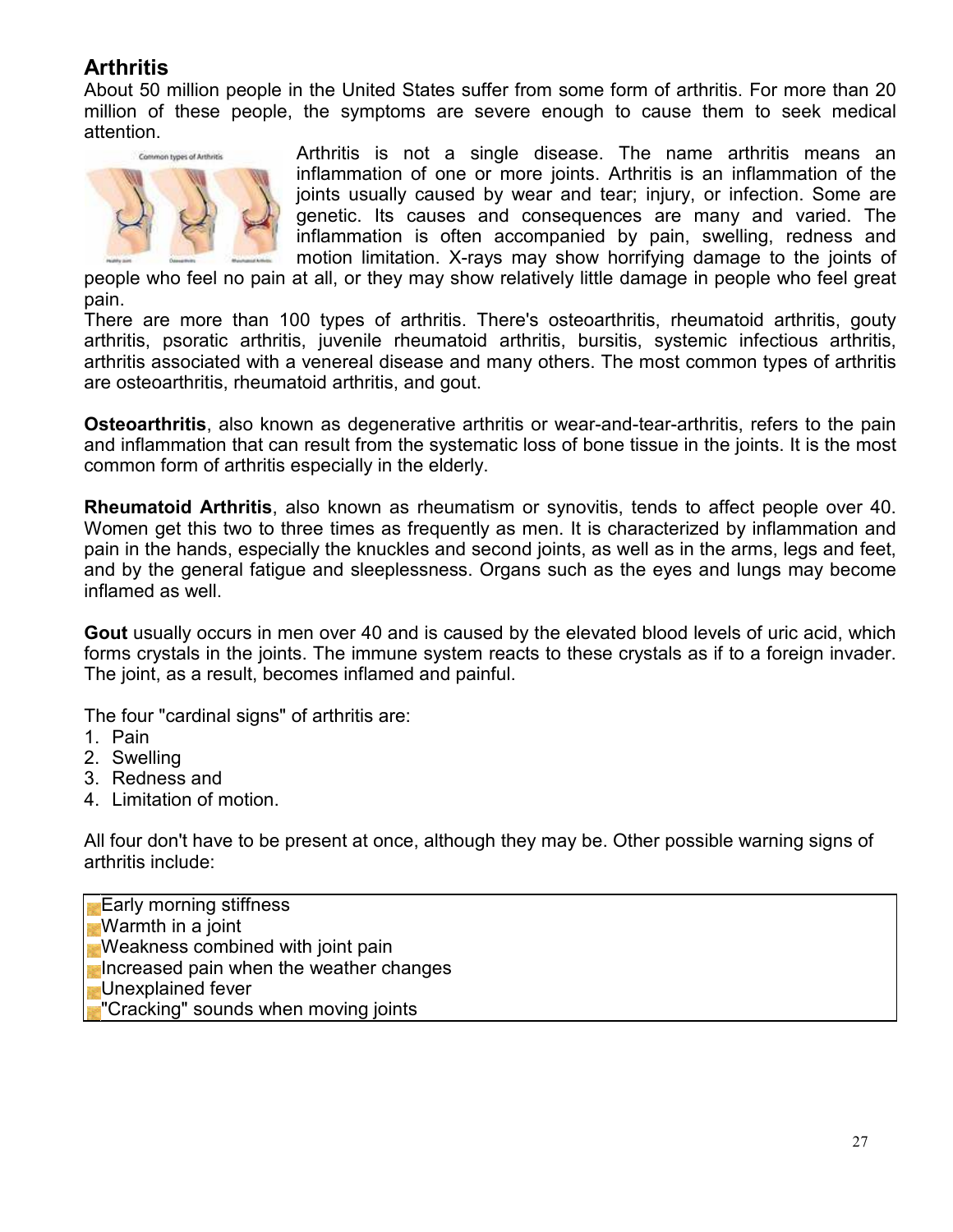## Arthritis

About 50 million people in the United States suffer from some form of arthritis. For more than 20 million of these people, the symptoms are severe enough to cause them to seek medical attention.

Arthritis is not a single disease. The name arthritis means an inflammation of one or more joints. Arthritis is an inflammation of the joints usually caused by wear and tear; injury, or infection. Some are genetic. Its causes and consequences are many and varied. The inflammation is often accompanied by pain, swelling, redness and motion limitation. X-rays may show horrifying damage to the joints of people who feel no pain at all, or they may show relatively little damage in people who feel great pain.

There are more than 100 types of arthritis. There's osteoarthritis, rheumatoid arthritis, gouty arthritis, psoratic arthritis, juvenile rheumatoid arthritis, bursitis, systemic infectious arthritis, arthritis associated with a venereal disease and many others. The most common types of arthritis are osteoarthritis, rheumatoid arthritis, and gout.

**Osteoarthritis**, also known as degenerative arthritis or wear-and-tear-arthritis, refers to the pain and inflammation that can result from the systematic loss of bone tissue in the joints. It is the most common form of arthritis especially in the elderly.

**Rheumatoid Arthritis**, also known as rheumatism or synovitis, tends to affect people over 40. Women get this two to three times as frequently as men. It is characterized by inflammation and pain in the hands, especially the knuckles and second joints, as well as in the arms, legs and feet, and by the general fatigue and sleeplessness. Organs such as the eyes and lungs may become inflamed as well.

**Gout** usually occurs in men over 40 and is caused by the elevated blood levels of uric acid, which forms crystals in the joints. The immune system reacts to these crystals as if to a foreign invader. The joint, as a result, becomes inflamed and painful.

The four "cardinal signs" of arthritis are:

1. Pain
2. Swelling
3. Redness and
4. Limitation of motion.

All four don't have to be present at once, although they may be. Other possible warning signs of arthritis include:

- Early morning stiffness
- Warmth in a joint
- Weakness combined with joint pain
- Increased pain when the weather changes
- Unexplained fever
- "Cracking" sounds when moving joints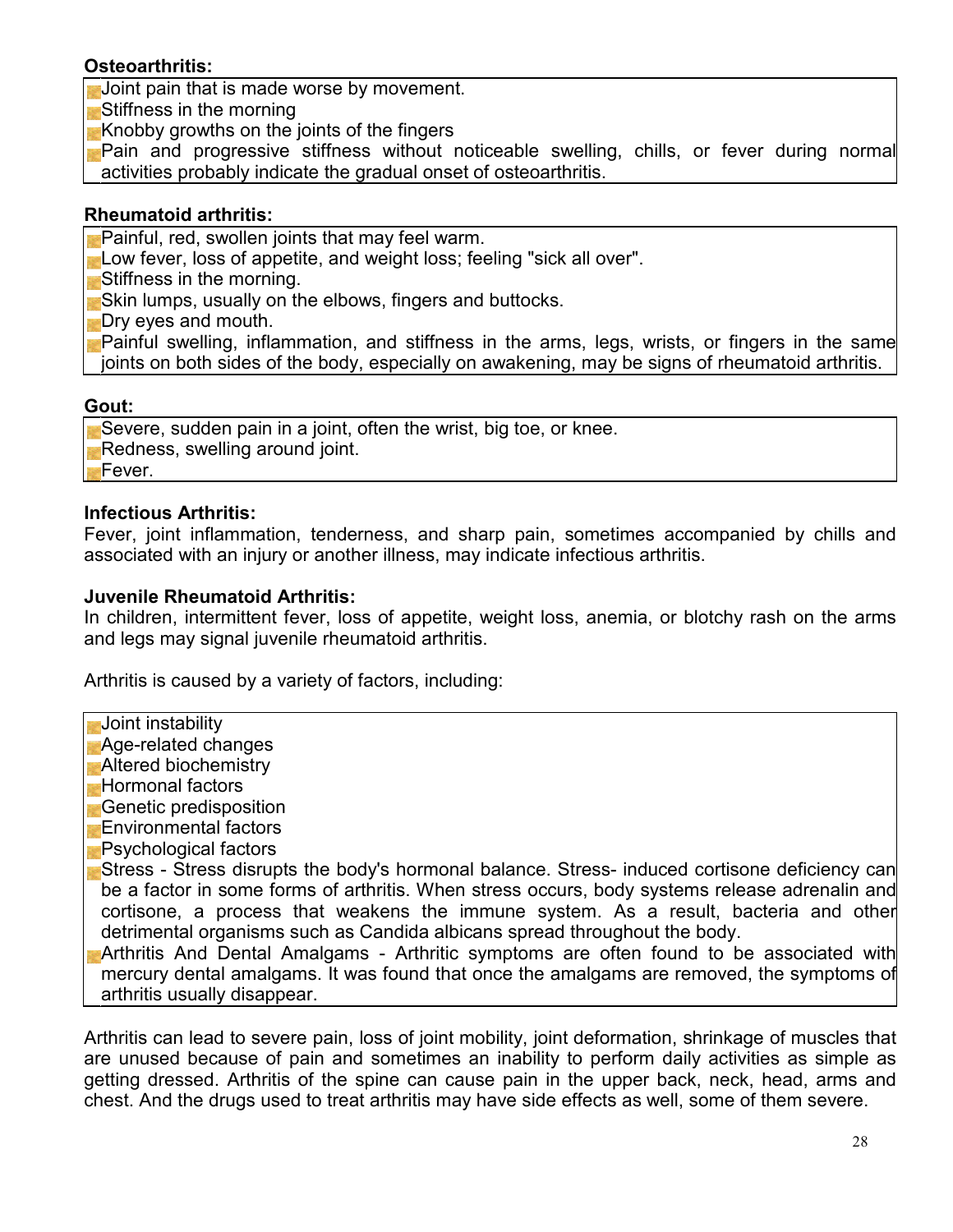**Osteoarthritis:**

- Joint pain that is made worse by movement.
- Stiffness in the morning
- Knobby growths on the joints of the fingers
- Pain and progressive stiffness without noticeable swelling, chills, or fever during normal activities probably indicate the gradual onset of osteoarthritis.

**Rheumatoid arthritis:**

- Painful, red, swollen joints that may feel warm.
- Low fever, loss of appetite, and weight loss; feeling "sick all over".
- Stiffness in the morning.
- Skin lumps, usually on the elbows, fingers and buttocks.
- Dry eyes and mouth.
- Painful swelling, inflammation, and stiffness in the arms, legs, wrists, or fingers in the same joints on both sides of the body, especially on awakening, may be signs of rheumatoid arthritis.

**Gout:**

- Severe, sudden pain in a joint, often the wrist, big toe, or knee.
- Redness, swelling around joint.
- Fever.

**Infectious Arthritis:**

Fever, joint inflammation, tenderness, and sharp pain, sometimes accompanied by chills and associated with an injury or another illness, may indicate infectious arthritis.

**Juvenile Rheumatoid Arthritis:**

In children, intermittent fever, loss of appetite, weight loss, anemia, or blotchy rash on the arms and legs may signal juvenile rheumatoid arthritis.

Arthritis is caused by a variety of factors, including:

- Joint instability
- Age-related changes
- Altered biochemistry
- Hormonal factors
- Genetic predisposition
- Environmental factors
- Psychological factors
- Stress - Stress disrupts the body's hormonal balance. Stress- induced cortisone deficiency can be a factor in some forms of arthritis. When stress occurs, body systems release adrenalin and cortisone, a process that weakens the immune system. As a result, bacteria and other detrimental organisms such as Candida albicans spread throughout the body.
- Arthritis And Dental Amalgams - Arthritic symptoms are often found to be associated with mercury dental amalgams. It was found that once the amalgams are removed, the symptoms of arthritis usually disappear.

Arthritis can lead to severe pain, loss of joint mobility, joint deformation, shrinkage of muscles that are unused because of pain and sometimes an inability to perform daily activities as simple as getting dressed. Arthritis of the spine can cause pain in the upper back, neck, head, arms and chest. And the drugs used to treat arthritis may have side effects as well, some of them severe.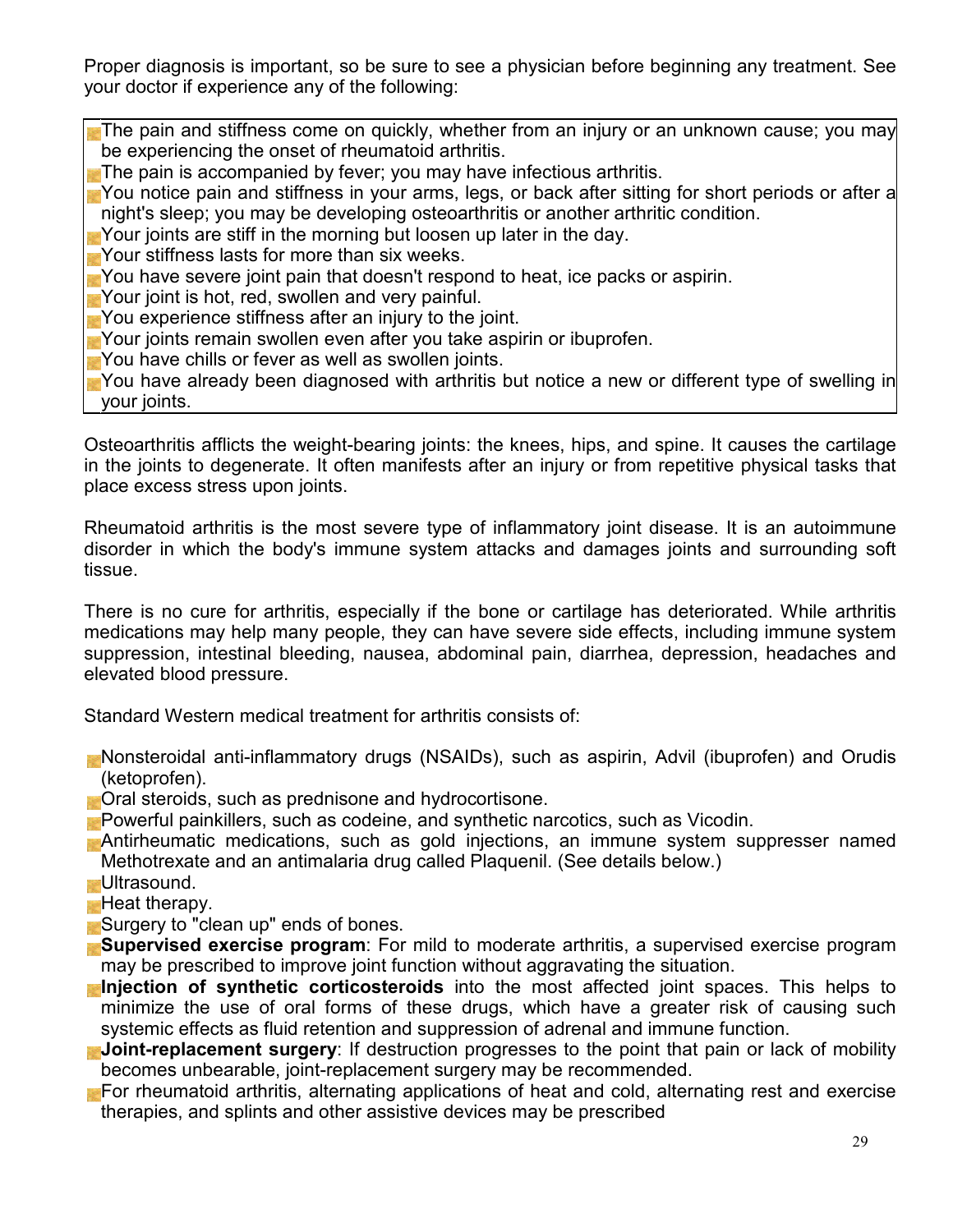Proper diagnosis is important, so be sure to see a physician before beginning any treatment. See your doctor if experience any of the following:

- The pain and stiffness come on quickly, whether from an injury or an unknown cause; you may be experiencing the onset of rheumatoid arthritis.
- The pain is accompanied by fever; you may have infectious arthritis.
- You notice pain and stiffness in your arms, legs, or back after sitting for short periods or after a night's sleep; you may be developing osteoarthritis or another arthritic condition.
- Your joints are stiff in the morning but loosen up later in the day.
- Your stiffness lasts for more than six weeks.
- You have severe joint pain that doesn't respond to heat, ice packs or aspirin.
- Your joint is hot, red, swollen and very painful.
- You experience stiffness after an injury to the joint.
- Your joints remain swollen even after you take aspirin or ibuprofen.
- You have chills or fever as well as swollen joints.
- You have already been diagnosed with arthritis but notice a new or different type of swelling in your joints.

Osteoarthritis afflicts the weight-bearing joints: the knees, hips, and spine. It causes the cartilage in the joints to degenerate. It often manifests after an injury or from repetitive physical tasks that place excess stress upon joints.

Rheumatoid arthritis is the most severe type of inflammatory joint disease. It is an autoimmune disorder in which the body's immune system attacks and damages joints and surrounding soft tissue.

There is no cure for arthritis, especially if the bone or cartilage has deteriorated. While arthritis medications may help many people, they can have severe side effects, including immune system suppression, intestinal bleeding, nausea, abdominal pain, diarrhea, depression, headaches and elevated blood pressure.

Standard Western medical treatment for arthritis consists of:

- Nonsteroidal anti-inflammatory drugs (NSAIDs), such as aspirin, Advil (ibuprofen) and Orudis (ketoprofen).
- Oral steroids, such as prednisone and hydrocortisone.
- Powerful painkillers, such as codeine, and synthetic narcotics, such as Vicodin.
- Antirheumatic medications, such as gold injections, an immune system suppresser named Methotrexate and an antimalaria drug called Plaquenil. (See details below.)
- Ultrasound.
- Heat therapy.
- Surgery to "clean up" ends of bones.
- **Supervised exercise program**: For mild to moderate arthritis, a supervised exercise program may be prescribed to improve joint function without aggravating the situation.
- **Injection of synthetic corticosteroids** into the most affected joint spaces. This helps to minimize the use of oral forms of these drugs, which have a greater risk of causing such systemic effects as fluid retention and suppression of adrenal and immune function.
- **Joint-replacement surgery**: If destruction progresses to the point that pain or lack of mobility becomes unbearable, joint-replacement surgery may be recommended.
- For rheumatoid arthritis, alternating applications of heat and cold, alternating rest and exercise therapies, and splints and other assistive devices may be prescribed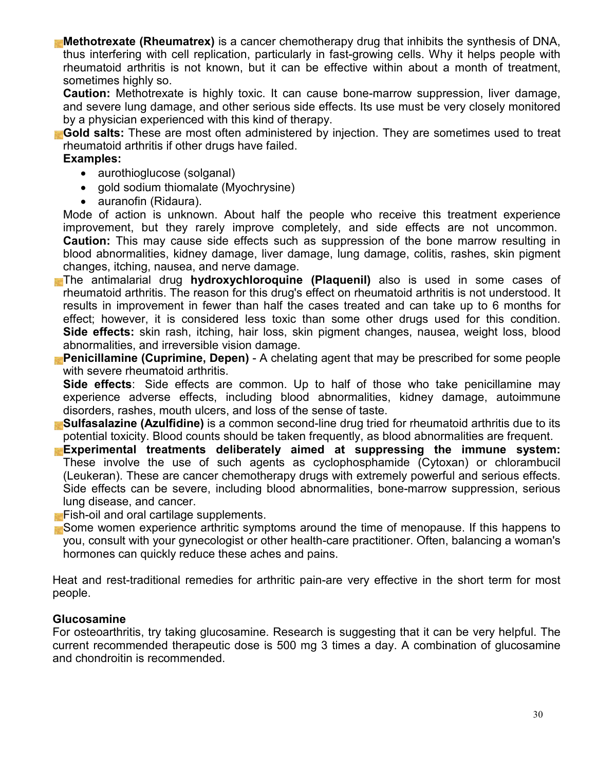- **Methotrexate (Rheumatrex)** is a cancer chemotherapy drug that inhibits the synthesis of DNA, thus interfering with cell replication, particularly in fast-growing cells. Why it helps people with rheumatoid arthritis is not known, but it can be effective within about a month of treatment, sometimes highly so.

  **Caution:** Methotrexate is highly toxic. It can cause bone-marrow suppression, liver damage, and severe lung damage, and other serious side effects. Its use must be very closely monitored by a physician experienced with this kind of therapy.
- **Gold salts:** These are most often administered by injection. They are sometimes used to treat rheumatoid arthritis if other drugs have failed.

  **Examples:**
  - aurothioglucose (solganal)
  - gold sodium thiomalate (Myochrysine)
  - auranofin (Ridaura).

  Mode of action is unknown. About half the people who receive this treatment experience improvement, but they rarely improve completely, and side effects are not uncommon. **Caution:** This may cause side effects such as suppression of the bone marrow resulting in blood abnormalities, kidney damage, liver damage, lung damage, colitis, rashes, skin pigment changes, itching, nausea, and nerve damage.
- The antimalarial drug **hydroxychloroquine (Plaquenil)** also is used in some cases of rheumatoid arthritis. The reason for this drug's effect on rheumatoid arthritis is not understood. It results in improvement in fewer than half the cases treated and can take up to 6 months for effect; however, it is considered less toxic than some other drugs used for this condition. **Side effects:** skin rash, itching, hair loss, skin pigment changes, nausea, weight loss, blood abnormalities, and irreversible vision damage.
- **Penicillamine (Cuprimine, Depen)** - A chelating agent that may be prescribed for some people with severe rheumatoid arthritis.

  **Side effects**: Side effects are common. Up to half of those who take penicillamine may experience adverse effects, including blood abnormalities, kidney damage, autoimmune disorders, rashes, mouth ulcers, and loss of the sense of taste.
- **Sulfasalazine (Azulfidine)** is a common second-line drug tried for rheumatoid arthritis due to its potential toxicity. Blood counts should be taken frequently, as blood abnormalities are frequent.
- **Experimental treatments deliberately aimed at suppressing the immune system:** These involve the use of such agents as cyclophosphamide (Cytoxan) or chlorambucil (Leukeran). These are cancer chemotherapy drugs with extremely powerful and serious effects. Side effects can be severe, including blood abnormalities, bone-marrow suppression, serious lung disease, and cancer.
- Fish-oil and oral cartilage supplements.
- Some women experience arthritic symptoms around the time of menopause. If this happens to you, consult with your gynecologist or other health-care practitioner. Often, balancing a woman's hormones can quickly reduce these aches and pains.

Heat and rest-traditional remedies for arthritic pain-are very effective in the short term for most people.

**Glucosamine**

For osteoarthritis, try taking glucosamine. Research is suggesting that it can be very helpful. The current recommended therapeutic dose is 500 mg 3 times a day. A combination of glucosamine and chondroitin is recommended.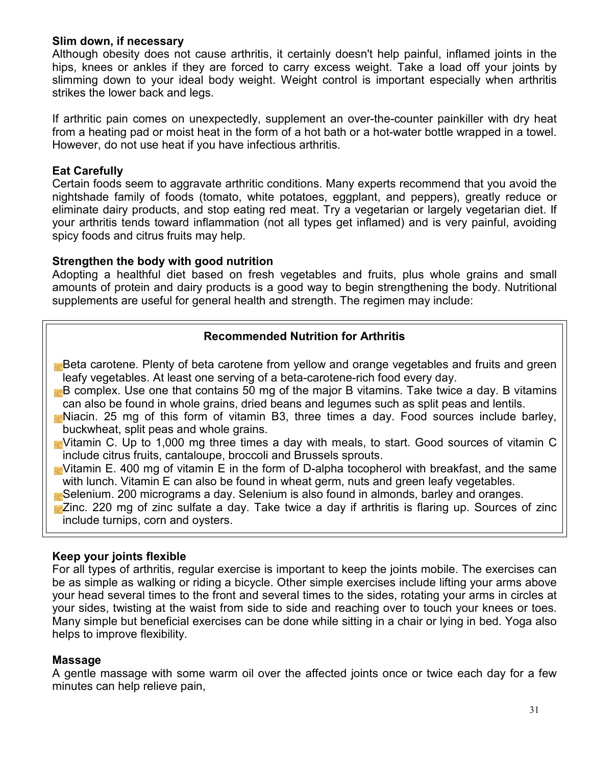**Slim down, if necessary**

Although obesity does not cause arthritis, it certainly doesn't help painful, inflamed joints in the hips, knees or ankles if they are forced to carry excess weight. Take a load off your joints by slimming down to your ideal body weight. Weight control is important especially when arthritis strikes the lower back and legs.

If arthritic pain comes on unexpectedly, supplement an over-the-counter painkiller with dry heat from a heating pad or moist heat in the form of a hot bath or a hot-water bottle wrapped in a towel. However, do not use heat if you have infectious arthritis.

**Eat Carefully**

Certain foods seem to aggravate arthritic conditions. Many experts recommend that you avoid the nightshade family of foods (tomato, white potatoes, eggplant, and peppers), greatly reduce or eliminate dairy products, and stop eating red meat. Try a vegetarian or largely vegetarian diet. If your arthritis tends toward inflammation (not all types get inflamed) and is very painful, avoiding spicy foods and citrus fruits may help.

**Strengthen the body with good nutrition**

Adopting a healthful diet based on fresh vegetables and fruits, plus whole grains and small amounts of protein and dairy products is a good way to begin strengthening the body. Nutritional supplements are useful for general health and strength. The regimen may include:

**Recommended Nutrition for Arthritis**

- Beta carotene. Plenty of beta carotene from yellow and orange vegetables and fruits and green leafy vegetables. At least one serving of a beta-carotene-rich food every day.
- B complex. Use one that contains 50 mg of the major B vitamins. Take twice a day. B vitamins can also be found in whole grains, dried beans and legumes such as split peas and lentils.
- Niacin. 25 mg of this form of vitamin B3, three times a day. Food sources include barley, buckwheat, split peas and whole grains.
- Vitamin C. Up to 1,000 mg three times a day with meals, to start. Good sources of vitamin C include citrus fruits, cantaloupe, broccoli and Brussels sprouts.
- Vitamin E. 400 mg of vitamin E in the form of D-alpha tocopherol with breakfast, and the same with lunch. Vitamin E can also be found in wheat germ, nuts and green leafy vegetables.
- Selenium. 200 micrograms a day. Selenium is also found in almonds, barley and oranges.
- Zinc. 220 mg of zinc sulfate a day. Take twice a day if arthritis is flaring up. Sources of zinc include turnips, corn and oysters.

**Keep your joints flexible**

For all types of arthritis, regular exercise is important to keep the joints mobile. The exercises can be as simple as walking or riding a bicycle. Other simple exercises include lifting your arms above your head several times to the front and several times to the sides, rotating your arms in circles at your sides, twisting at the waist from side to side and reaching over to touch your knees or toes. Many simple but beneficial exercises can be done while sitting in a chair or lying in bed. Yoga also helps to improve flexibility.

**Massage**

A gentle massage with some warm oil over the affected joints once or twice each day for a few minutes can help relieve pain,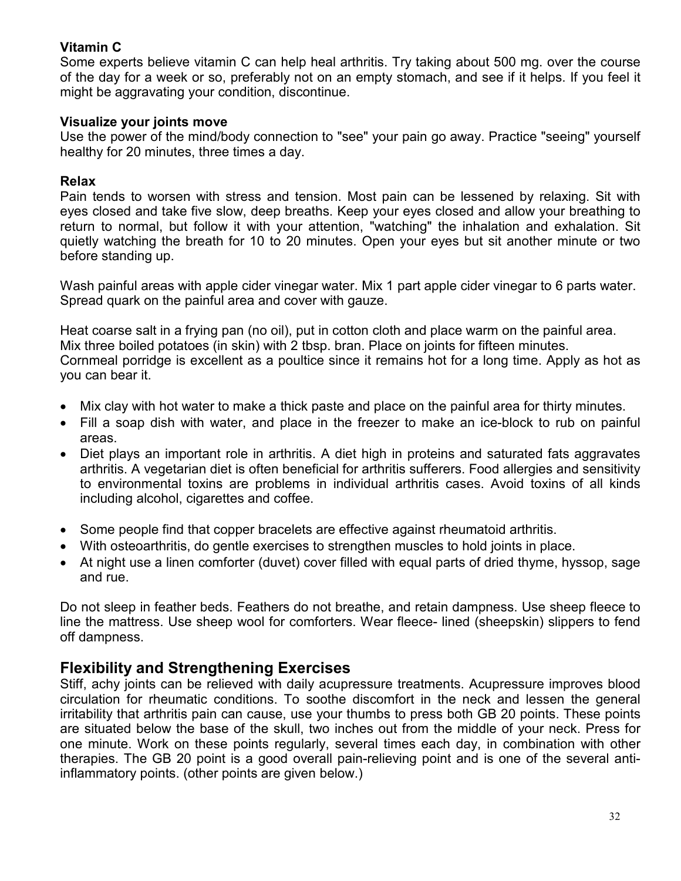**Vitamin C**
Some experts believe vitamin C can help heal arthritis. Try taking about 500 mg. over the course of the day for a week or so, preferably not on an empty stomach, and see if it helps. If you feel it might be aggravating your condition, discontinue.

**Visualize your joints move**
Use the power of the mind/body connection to "see" your pain go away. Practice "seeing" yourself healthy for 20 minutes, three times a day.

**Relax**
Pain tends to worsen with stress and tension. Most pain can be lessened by relaxing. Sit with eyes closed and take five slow, deep breaths. Keep your eyes closed and allow your breathing to return to normal, but follow it with your attention, "watching" the inhalation and exhalation. Sit quietly watching the breath for 10 to 20 minutes. Open your eyes but sit another minute or two before standing up.

Wash painful areas with apple cider vinegar water. Mix 1 part apple cider vinegar to 6 parts water. Spread quark on the painful area and cover with gauze.

Heat coarse salt in a frying pan (no oil), put in cotton cloth and place warm on the painful area.
Mix three boiled potatoes (in skin) with 2 tbsp. bran. Place on joints for fifteen minutes.
Cornmeal porridge is excellent as a poultice since it remains hot for a long time. Apply as hot as you can bear it.

- Mix clay with hot water to make a thick paste and place on the painful area for thirty minutes.
- Fill a soap dish with water, and place in the freezer to make an ice-block to rub on painful areas.
- Diet plays an important role in arthritis. A diet high in proteins and saturated fats aggravates arthritis. A vegetarian diet is often beneficial for arthritis sufferers. Food allergies and sensitivity to environmental toxins are problems in individual arthritis cases. Avoid toxins of all kinds including alcohol, cigarettes and coffee.

- Some people find that copper bracelets are effective against rheumatoid arthritis.
- With osteoarthritis, do gentle exercises to strengthen muscles to hold joints in place.
- At night use a linen comforter (duvet) cover filled with equal parts of dried thyme, hyssop, sage and rue.

Do not sleep in feather beds. Feathers do not breathe, and retain dampness. Use sheep fleece to line the mattress. Use sheep wool for comforters. Wear fleece- lined (sheepskin) slippers to fend off dampness.

## Flexibility and Strengthening Exercises

Stiff, achy joints can be relieved with daily acupressure treatments. Acupressure improves blood circulation for rheumatic conditions. To soothe discomfort in the neck and lessen the general irritability that arthritis pain can cause, use your thumbs to press both GB 20 points. These points are situated below the base of the skull, two inches out from the middle of your neck. Press for one minute. Work on these points regularly, several times each day, in combination with other therapies. The GB 20 point is a good overall pain-relieving point and is one of the several anti-inflammatory points. (other points are given below.)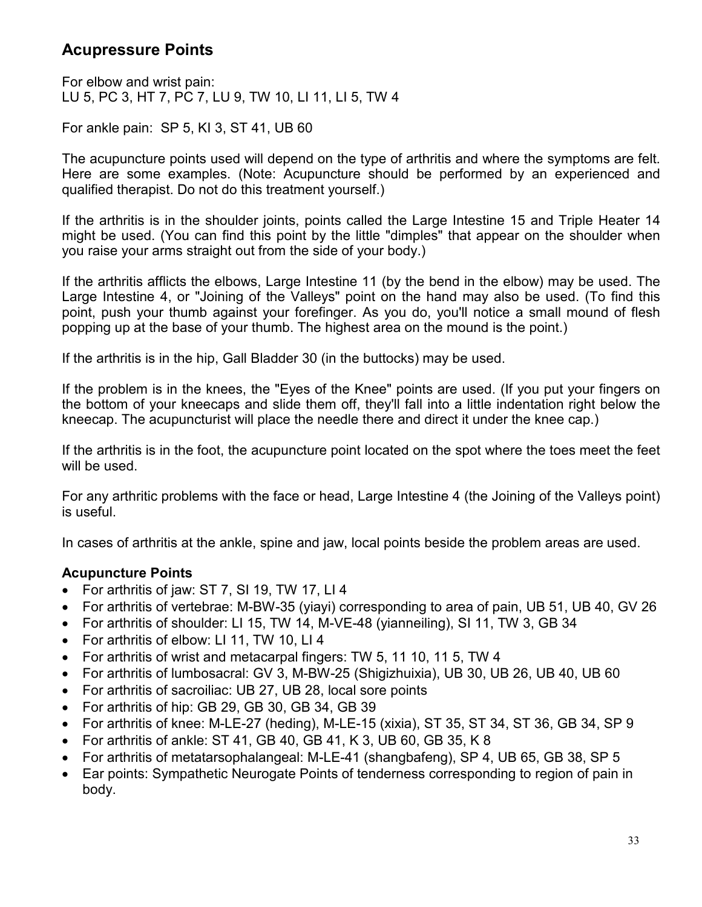## Acupressure Points

For elbow and wrist pain:
LU 5, PC 3, HT 7, PC 7, LU 9, TW 10, LI 11, LI 5, TW 4

For ankle pain: SP 5, KI 3, ST 41, UB 60

The acupuncture points used will depend on the type of arthritis and where the symptoms are felt. Here are some examples. (Note: Acupuncture should be performed by an experienced and qualified therapist. Do not do this treatment yourself.)

If the arthritis is in the shoulder joints, points called the Large Intestine 15 and Triple Heater 14 might be used. (You can find this point by the little "dimples" that appear on the shoulder when you raise your arms straight out from the side of your body.)

If the arthritis afflicts the elbows, Large Intestine 11 (by the bend in the elbow) may be used. The Large Intestine 4, or "Joining of the Valleys" point on the hand may also be used. (To find this point, push your thumb against your forefinger. As you do, you'll notice a small mound of flesh popping up at the base of your thumb. The highest area on the mound is the point.)

If the arthritis is in the hip, Gall Bladder 30 (in the buttocks) may be used.

If the problem is in the knees, the "Eyes of the Knee" points are used. (If you put your fingers on the bottom of your kneecaps and slide them off, they'll fall into a little indentation right below the kneecap. The acupuncturist will place the needle there and direct it under the knee cap.)

If the arthritis is in the foot, the acupuncture point located on the spot where the toes meet the feet will be used.

For any arthritic problems with the face or head, Large Intestine 4 (the Joining of the Valleys point) is useful.

In cases of arthritis at the ankle, spine and jaw, local points beside the problem areas are used.

### Acupuncture Points

- For arthritis of jaw: ST 7, SI 19, TW 17, LI 4
- For arthritis of vertebrae: M-BW-35 (yiayi) corresponding to area of pain, UB 51, UB 40, GV 26
- For arthritis of shoulder: LI 15, TW 14, M-VE-48 (yianneiling), SI 11, TW 3, GB 34
- For arthritis of elbow: LI 11, TW 10, LI 4
- For arthritis of wrist and metacarpal fingers: TW 5, 11 10, 11 5, TW 4
- For arthritis of lumbosacral: GV 3, M-BW-25 (Shigizhuixia), UB 30, UB 26, UB 40, UB 60
- For arthritis of sacroiliac: UB 27, UB 28, local sore points
- For arthritis of hip: GB 29, GB 30, GB 34, GB 39
- For arthritis of knee: M-LE-27 (heding), M-LE-15 (xixia), ST 35, ST 34, ST 36, GB 34, SP 9
- For arthritis of ankle: ST 41, GB 40, GB 41, K 3, UB 60, GB 35, K 8
- For arthritis of metatarsophalangeal: M-LE-41 (shangbafeng), SP 4, UB 65, GB 38, SP 5
- Ear points: Sympathetic Neurogate Points of tenderness corresponding to region of pain in body.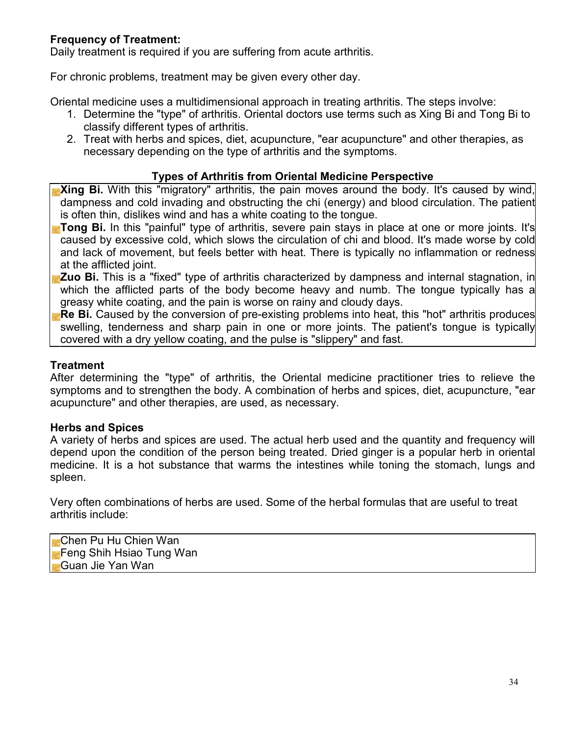**Frequency of Treatment:**
Daily treatment is required if you are suffering from acute arthritis.

For chronic problems, treatment may be given every other day.

Oriental medicine uses a multidimensional approach in treating arthritis. The steps involve:

1. Determine the "type" of arthritis. Oriental doctors use terms such as Xing Bi and Tong Bi to classify different types of arthritis.
2. Treat with herbs and spices, diet, acupuncture, "ear acupuncture" and other therapies, as necessary depending on the type of arthritis and the symptoms.

**Types of Arthritis from Oriental Medicine Perspective**

- **Xing Bi.** With this "migratory" arthritis, the pain moves around the body. It's caused by wind, dampness and cold invading and obstructing the chi (energy) and blood circulation. The patient is often thin, dislikes wind and has a white coating to the tongue.
- **Tong Bi.** In this "painful" type of arthritis, severe pain stays in place at one or more joints. It's caused by excessive cold, which slows the circulation of chi and blood. It's made worse by cold and lack of movement, but feels better with heat. There is typically no inflammation or redness at the afflicted joint.
- **Zuo Bi.** This is a "fixed" type of arthritis characterized by dampness and internal stagnation, in which the afflicted parts of the body become heavy and numb. The tongue typically has a greasy white coating, and the pain is worse on rainy and cloudy days.
- **Re Bi.** Caused by the conversion of pre-existing problems into heat, this "hot" arthritis produces swelling, tenderness and sharp pain in one or more joints. The patient's tongue is typically covered with a dry yellow coating, and the pulse is "slippery" and fast.

**Treatment**
After determining the "type" of arthritis, the Oriental medicine practitioner tries to relieve the symptoms and to strengthen the body. A combination of herbs and spices, diet, acupuncture, "ear acupuncture" and other therapies, are used, as necessary.

**Herbs and Spices**
A variety of herbs and spices are used. The actual herb used and the quantity and frequency will depend upon the condition of the person being treated. Dried ginger is a popular herb in oriental medicine. It is a hot substance that warms the intestines while toning the stomach, lungs and spleen.

Very often combinations of herbs are used. Some of the herbal formulas that are useful to treat arthritis include:

- Chen Pu Hu Chien Wan
- Feng Shih Hsiao Tung Wan
- Guan Jie Yan Wan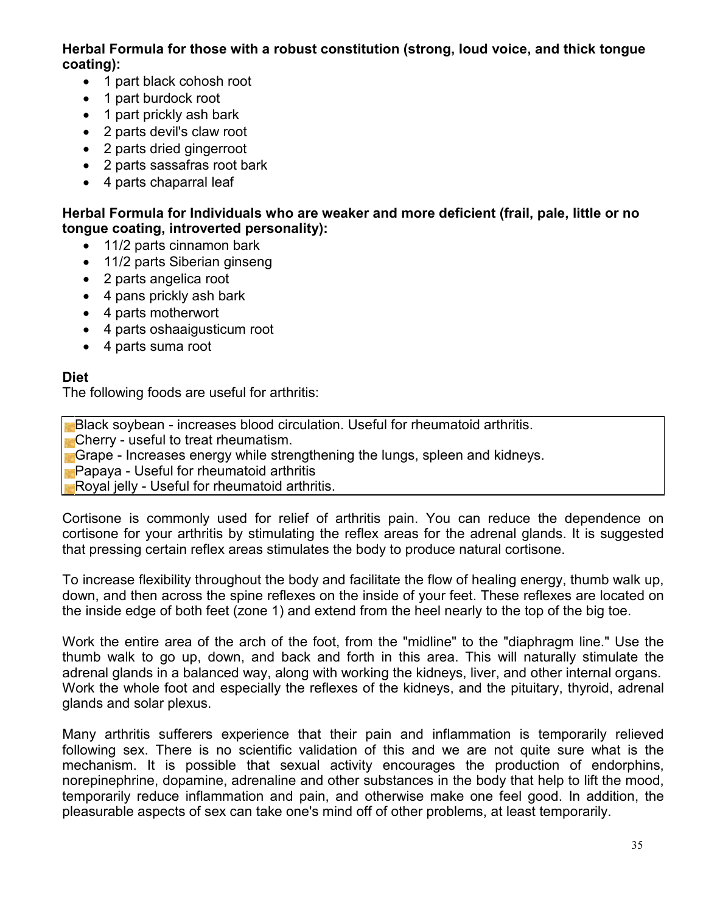**Herbal Formula for those with a robust constitution (strong, loud voice, and thick tongue coating):**

- 1 part black cohosh root
- 1 part burdock root
- 1 part prickly ash bark
- 2 parts devil's claw root
- 2 parts dried gingerroot
- 2 parts sassafras root bark
- 4 parts chaparral leaf

**Herbal Formula for Individuals who are weaker and more deficient (frail, pale, little or no tongue coating, introverted personality):**

- 11/2 parts cinnamon bark
- 11/2 parts Siberian ginseng
- 2 parts angelica root
- 4 pans prickly ash bark
- 4 parts motherwort
- 4 parts oshaaigusticum root
- 4 parts suma root

**Diet**

The following foods are useful for arthritis:

| |
|---|
| Black soybean - increases blood circulation. Useful for rheumatoid arthritis. |
| Cherry - useful to treat rheumatism. |
| Grape - Increases energy while strengthening the lungs, spleen and kidneys. |
| Papaya - Useful for rheumatoid arthritis |
| Royal jelly - Useful for rheumatoid arthritis. |

Cortisone is commonly used for relief of arthritis pain. You can reduce the dependence on cortisone for your arthritis by stimulating the reflex areas for the adrenal glands. It is suggested that pressing certain reflex areas stimulates the body to produce natural cortisone.

To increase flexibility throughout the body and facilitate the flow of healing energy, thumb walk up, down, and then across the spine reflexes on the inside of your feet. These reflexes are located on the inside edge of both feet (zone 1) and extend from the heel nearly to the top of the big toe.

Work the entire area of the arch of the foot, from the "midline" to the "diaphragm line." Use the thumb walk to go up, down, and back and forth in this area. This will naturally stimulate the adrenal glands in a balanced way, along with working the kidneys, liver, and other internal organs. Work the whole foot and especially the reflexes of the kidneys, and the pituitary, thyroid, adrenal glands and solar plexus.

Many arthritis sufferers experience that their pain and inflammation is temporarily relieved following sex. There is no scientific validation of this and we are not quite sure what is the mechanism. It is possible that sexual activity encourages the production of endorphins, norepinephrine, dopamine, adrenaline and other substances in the body that help to lift the mood, temporarily reduce inflammation and pain, and otherwise make one feel good. In addition, the pleasurable aspects of sex can take one's mind off of other problems, at least temporarily.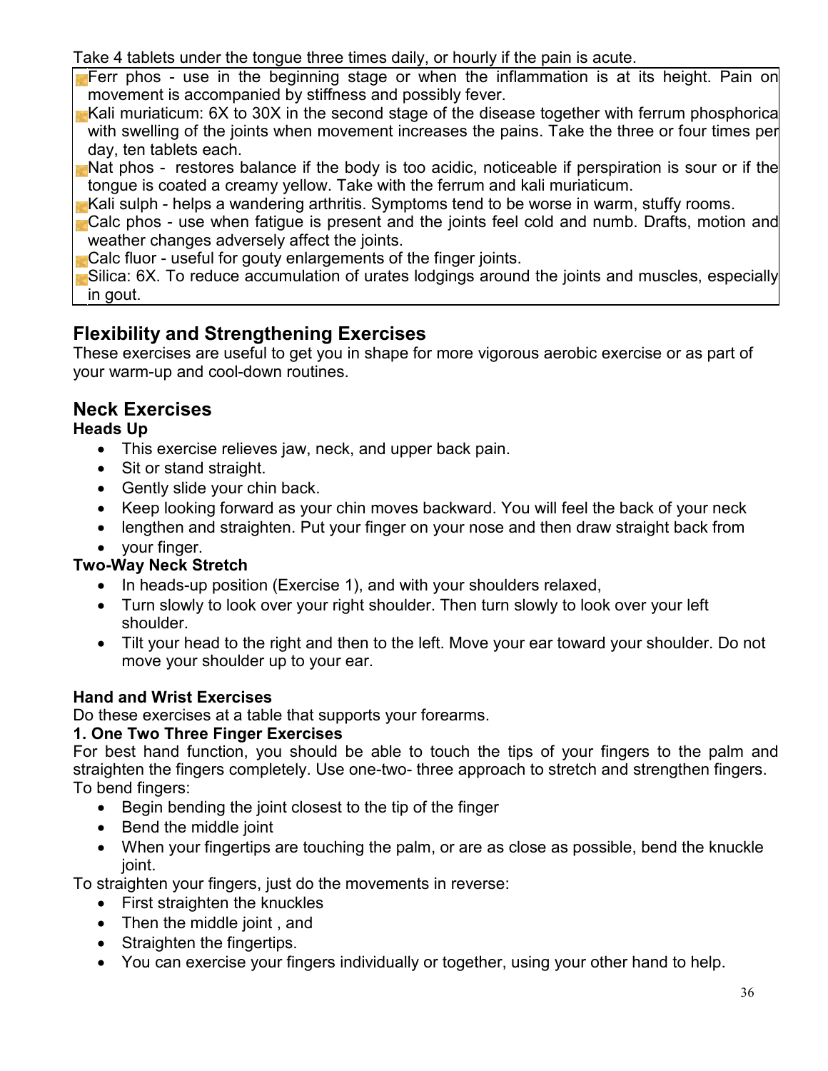Take 4 tablets under the tongue three times daily, or hourly if the pain is acute.

- Ferr phos - use in the beginning stage or when the inflammation is at its height. Pain on movement is accompanied by stiffness and possibly fever.
- Kali muriaticum: 6X to 30X in the second stage of the disease together with ferrum phosphorica with swelling of the joints when movement increases the pains. Take the three or four times per day, ten tablets each.
- Nat phos - restores balance if the body is too acidic, noticeable if perspiration is sour or if the tongue is coated a creamy yellow. Take with the ferrum and kali muriaticum.
- Kali sulph - helps a wandering arthritis. Symptoms tend to be worse in warm, stuffy rooms.
- Calc phos - use when fatigue is present and the joints feel cold and numb. Drafts, motion and weather changes adversely affect the joints.
- Calc fluor - useful for gouty enlargements of the finger joints.
- Silica: 6X. To reduce accumulation of urates lodgings around the joints and muscles, especially in gout.

## Flexibility and Strengthening Exercises

These exercises are useful to get you in shape for more vigorous aerobic exercise or as part of your warm-up and cool-down routines.

## Neck Exercises

**Heads Up**

- This exercise relieves jaw, neck, and upper back pain.
- Sit or stand straight.
- Gently slide your chin back.
- Keep looking forward as your chin moves backward. You will feel the back of your neck
- lengthen and straighten. Put your finger on your nose and then draw straight back from
- your finger.

**Two-Way Neck Stretch**

- In heads-up position (Exercise 1), and with your shoulders relaxed,
- Turn slowly to look over your right shoulder. Then turn slowly to look over your left shoulder.
- Tilt your head to the right and then to the left. Move your ear toward your shoulder. Do not move your shoulder up to your ear.

**Hand and Wrist Exercises**

Do these exercises at a table that supports your forearms.

**1. One Two Three Finger Exercises**

For best hand function, you should be able to touch the tips of your fingers to the palm and straighten the fingers completely. Use one-two- three approach to stretch and strengthen fingers.

To bend fingers:

- Begin bending the joint closest to the tip of the finger
- Bend the middle joint
- When your fingertips are touching the palm, or are as close as possible, bend the knuckle joint.

To straighten your fingers, just do the movements in reverse:

- First straighten the knuckles
- Then the middle joint , and
- Straighten the fingertips.
- You can exercise your fingers individually or together, using your other hand to help.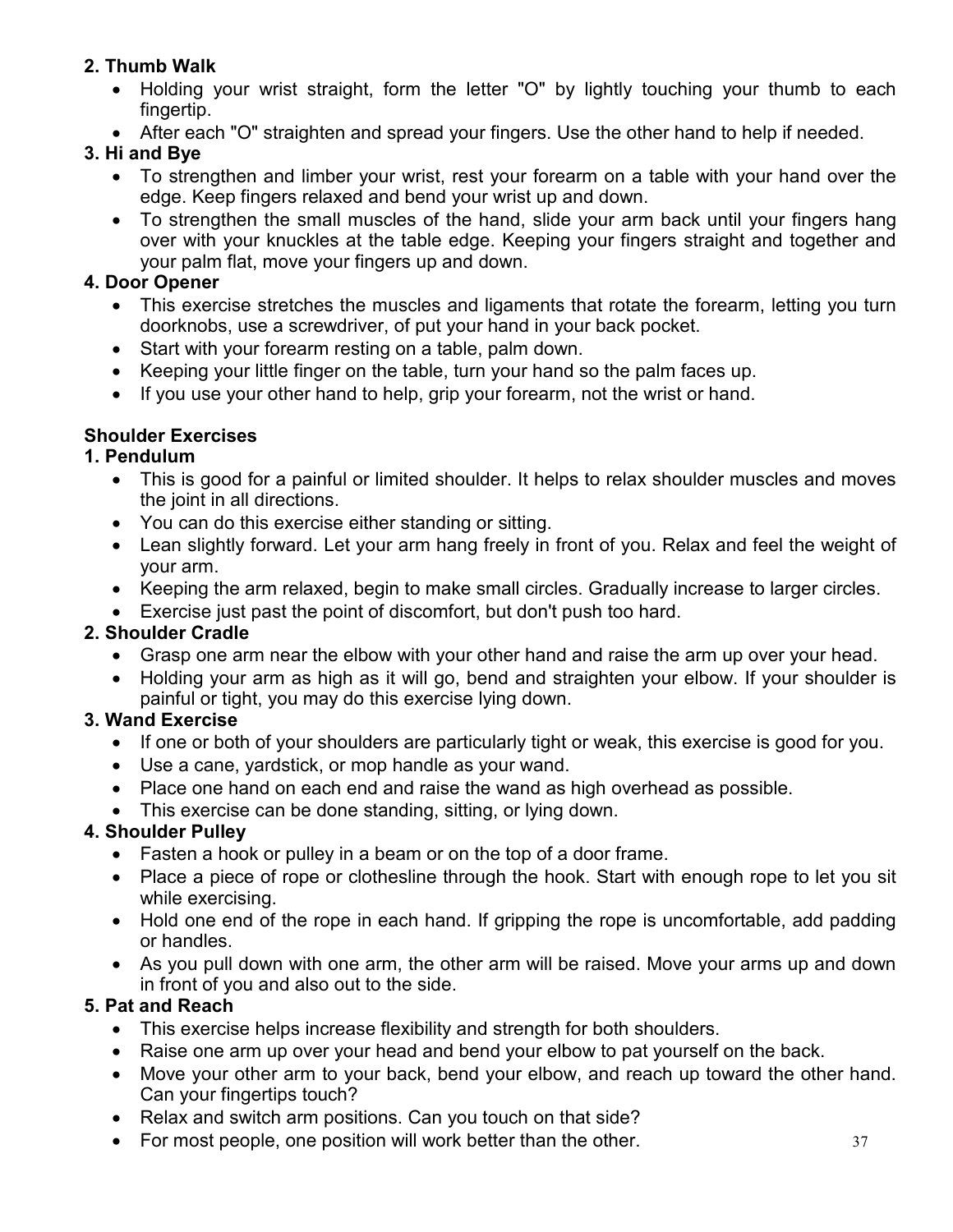**2. Thumb Walk**

- Holding your wrist straight, form the letter "O" by lightly touching your thumb to each fingertip.
- After each "O" straighten and spread your fingers. Use the other hand to help if needed.

**3. Hi and Bye**

- To strengthen and limber your wrist, rest your forearm on a table with your hand over the edge. Keep fingers relaxed and bend your wrist up and down.
- To strengthen the small muscles of the hand, slide your arm back until your fingers hang over with your knuckles at the table edge. Keeping your fingers straight and together and your palm flat, move your fingers up and down.

**4. Door Opener**

- This exercise stretches the muscles and ligaments that rotate the forearm, letting you turn doorknobs, use a screwdriver, of put your hand in your back pocket.
- Start with your forearm resting on a table, palm down.
- Keeping your little finger on the table, turn your hand so the palm faces up.
- If you use your other hand to help, grip your forearm, not the wrist or hand.

**Shoulder Exercises**

**1. Pendulum**

- This is good for a painful or limited shoulder. It helps to relax shoulder muscles and moves the joint in all directions.
- You can do this exercise either standing or sitting.
- Lean slightly forward. Let your arm hang freely in front of you. Relax and feel the weight of your arm.
- Keeping the arm relaxed, begin to make small circles. Gradually increase to larger circles.
- Exercise just past the point of discomfort, but don't push too hard.

**2. Shoulder Cradle**

- Grasp one arm near the elbow with your other hand and raise the arm up over your head.
- Holding your arm as high as it will go, bend and straighten your elbow. If your shoulder is painful or tight, you may do this exercise lying down.

**3. Wand Exercise**

- If one or both of your shoulders are particularly tight or weak, this exercise is good for you.
- Use a cane, yardstick, or mop handle as your wand.
- Place one hand on each end and raise the wand as high overhead as possible.
- This exercise can be done standing, sitting, or lying down.

**4. Shoulder Pulley**

- Fasten a hook or pulley in a beam or on the top of a door frame.
- Place a piece of rope or clothesline through the hook. Start with enough rope to let you sit while exercising.
- Hold one end of the rope in each hand. If gripping the rope is uncomfortable, add padding or handles.
- As you pull down with one arm, the other arm will be raised. Move your arms up and down in front of you and also out to the side.

**5. Pat and Reach**

- This exercise helps increase flexibility and strength for both shoulders.
- Raise one arm up over your head and bend your elbow to pat yourself on the back.
- Move your other arm to your back, bend your elbow, and reach up toward the other hand. Can your fingertips touch?
- Relax and switch arm positions. Can you touch on that side?
- For most people, one position will work better than the other.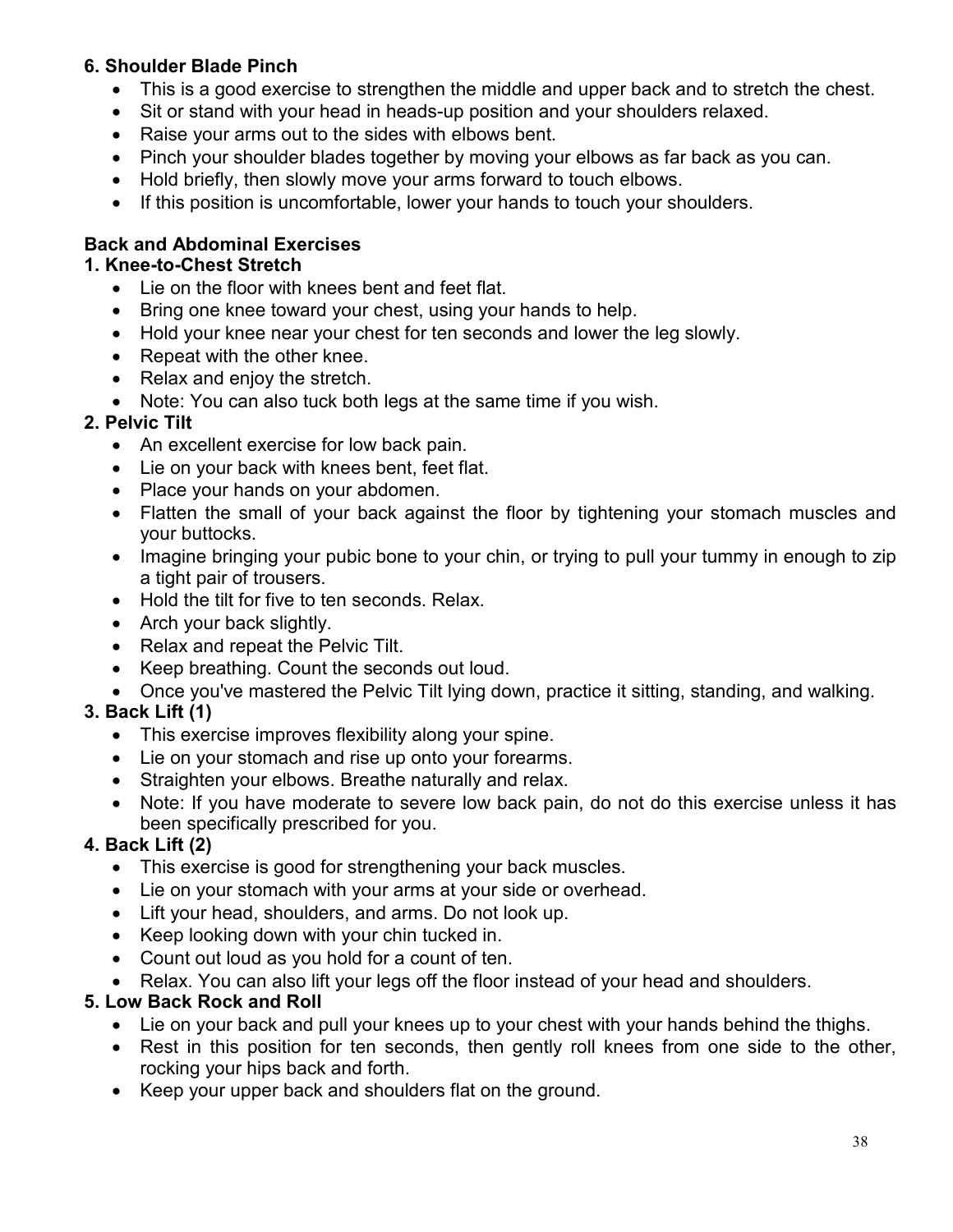**6. Shoulder Blade Pinch**

- This is a good exercise to strengthen the middle and upper back and to stretch the chest.
- Sit or stand with your head in heads-up position and your shoulders relaxed.
- Raise your arms out to the sides with elbows bent.
- Pinch your shoulder blades together by moving your elbows as far back as you can.
- Hold briefly, then slowly move your arms forward to touch elbows.
- If this position is uncomfortable, lower your hands to touch your shoulders.

**Back and Abdominal Exercises**

**1. Knee-to-Chest Stretch**

- Lie on the floor with knees bent and feet flat.
- Bring one knee toward your chest, using your hands to help.
- Hold your knee near your chest for ten seconds and lower the leg slowly.
- Repeat with the other knee.
- Relax and enjoy the stretch.
- Note: You can also tuck both legs at the same time if you wish.

**2. Pelvic Tilt**

- An excellent exercise for low back pain.
- Lie on your back with knees bent, feet flat.
- Place your hands on your abdomen.
- Flatten the small of your back against the floor by tightening your stomach muscles and your buttocks.
- Imagine bringing your pubic bone to your chin, or trying to pull your tummy in enough to zip a tight pair of trousers.
- Hold the tilt for five to ten seconds. Relax.
- Arch your back slightly.
- Relax and repeat the Pelvic Tilt.
- Keep breathing. Count the seconds out loud.
- Once you've mastered the Pelvic Tilt lying down, practice it sitting, standing, and walking.

**3. Back Lift (1)**

- This exercise improves flexibility along your spine.
- Lie on your stomach and rise up onto your forearms.
- Straighten your elbows. Breathe naturally and relax.
- Note: If you have moderate to severe low back pain, do not do this exercise unless it has been specifically prescribed for you.

**4. Back Lift (2)**

- This exercise is good for strengthening your back muscles.
- Lie on your stomach with your arms at your side or overhead.
- Lift your head, shoulders, and arms. Do not look up.
- Keep looking down with your chin tucked in.
- Count out loud as you hold for a count of ten.
- Relax. You can also lift your legs off the floor instead of your head and shoulders.

**5. Low Back Rock and Roll**

- Lie on your back and pull your knees up to your chest with your hands behind the thighs.
- Rest in this position for ten seconds, then gently roll knees from one side to the other, rocking your hips back and forth.
- Keep your upper back and shoulders flat on the ground.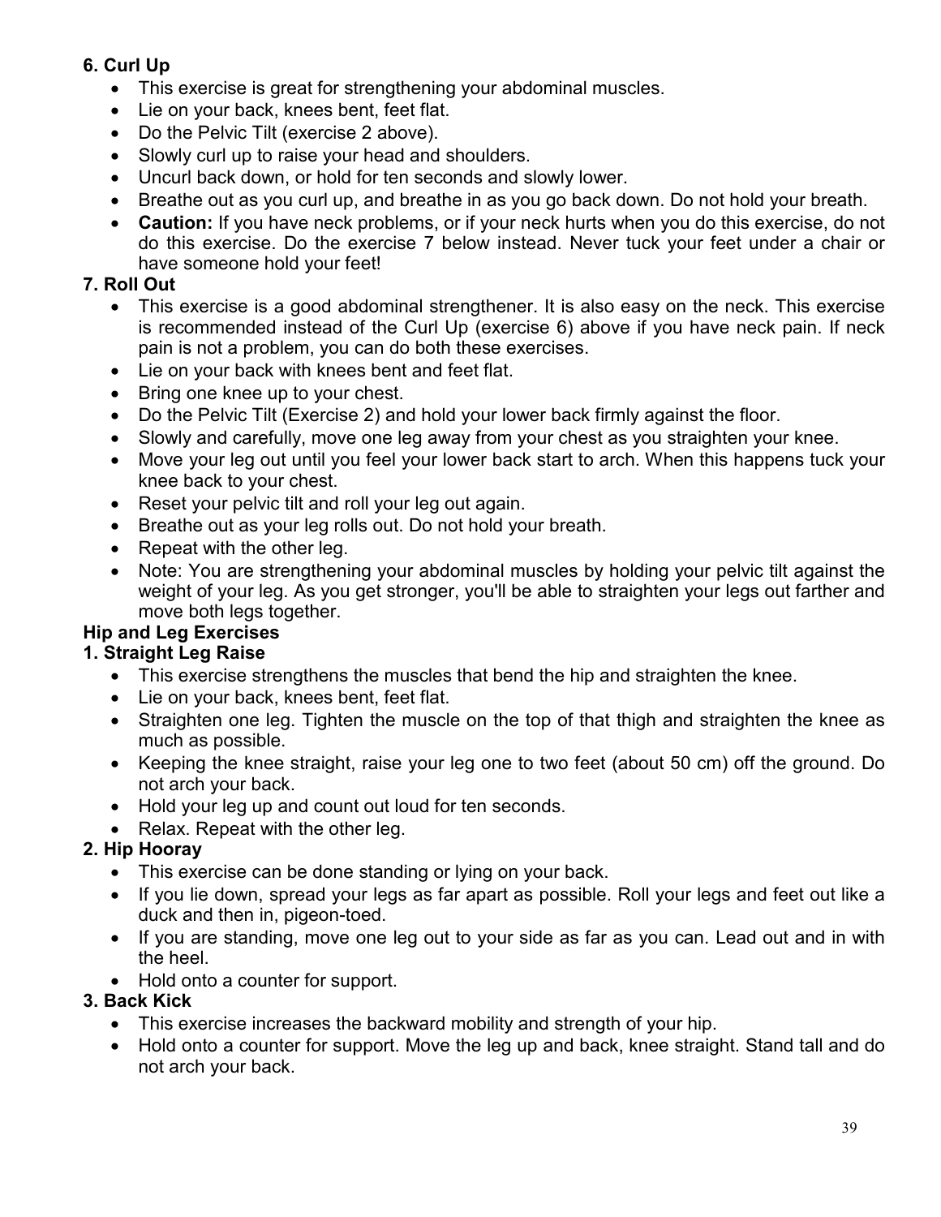**6. Curl Up**

- This exercise is great for strengthening your abdominal muscles.
- Lie on your back, knees bent, feet flat.
- Do the Pelvic Tilt (exercise 2 above).
- Slowly curl up to raise your head and shoulders.
- Uncurl back down, or hold for ten seconds and slowly lower.
- Breathe out as you curl up, and breathe in as you go back down. Do not hold your breath.
- **Caution:** If you have neck problems, or if your neck hurts when you do this exercise, do not do this exercise. Do the exercise 7 below instead. Never tuck your feet under a chair or have someone hold your feet!

**7. Roll Out**

- This exercise is a good abdominal strengthener. It is also easy on the neck. This exercise is recommended instead of the Curl Up (exercise 6) above if you have neck pain. If neck pain is not a problem, you can do both these exercises.
- Lie on your back with knees bent and feet flat.
- Bring one knee up to your chest.
- Do the Pelvic Tilt (Exercise 2) and hold your lower back firmly against the floor.
- Slowly and carefully, move one leg away from your chest as you straighten your knee.
- Move your leg out until you feel your lower back start to arch. When this happens tuck your knee back to your chest.
- Reset your pelvic tilt and roll your leg out again.
- Breathe out as your leg rolls out. Do not hold your breath.
- Repeat with the other leg.
- Note: You are strengthening your abdominal muscles by holding your pelvic tilt against the weight of your leg. As you get stronger, you'll be able to straighten your legs out farther and move both legs together.

**Hip and Leg Exercises**

**1. Straight Leg Raise**

- This exercise strengthens the muscles that bend the hip and straighten the knee.
- Lie on your back, knees bent, feet flat.
- Straighten one leg. Tighten the muscle on the top of that thigh and straighten the knee as much as possible.
- Keeping the knee straight, raise your leg one to two feet (about 50 cm) off the ground. Do not arch your back.
- Hold your leg up and count out loud for ten seconds.
- Relax. Repeat with the other leg.

**2. Hip Hooray**

- This exercise can be done standing or lying on your back.
- If you lie down, spread your legs as far apart as possible. Roll your legs and feet out like a duck and then in, pigeon-toed.
- If you are standing, move one leg out to your side as far as you can. Lead out and in with the heel.
- Hold onto a counter for support.

**3. Back Kick**

- This exercise increases the backward mobility and strength of your hip.
- Hold onto a counter for support. Move the leg up and back, knee straight. Stand tall and do not arch your back.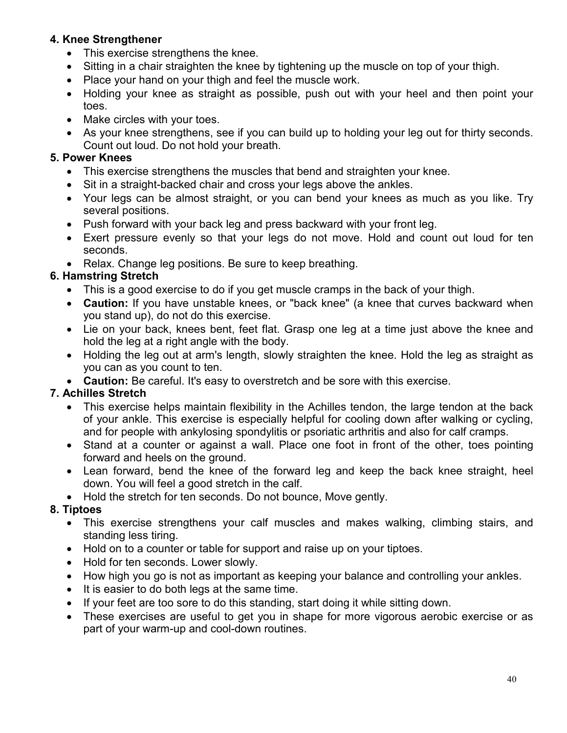**4. Knee Strengthener**

- This exercise strengthens the knee.
- Sitting in a chair straighten the knee by tightening up the muscle on top of your thigh.
- Place your hand on your thigh and feel the muscle work.
- Holding your knee as straight as possible, push out with your heel and then point your toes.
- Make circles with your toes.
- As your knee strengthens, see if you can build up to holding your leg out for thirty seconds. Count out loud. Do not hold your breath.

**5. Power Knees**

- This exercise strengthens the muscles that bend and straighten your knee.
- Sit in a straight-backed chair and cross your legs above the ankles.
- Your legs can be almost straight, or you can bend your knees as much as you like. Try several positions.
- Push forward with your back leg and press backward with your front leg.
- Exert pressure evenly so that your legs do not move. Hold and count out loud for ten seconds.
- Relax. Change leg positions. Be sure to keep breathing.

**6. Hamstring Stretch**

- This is a good exercise to do if you get muscle cramps in the back of your thigh.
- **Caution:** If you have unstable knees, or "back knee" (a knee that curves backward when you stand up), do not do this exercise.
- Lie on your back, knees bent, feet flat. Grasp one leg at a time just above the knee and hold the leg at a right angle with the body.
- Holding the leg out at arm's length, slowly straighten the knee. Hold the leg as straight as you can as you count to ten.
- **Caution:** Be careful. It's easy to overstretch and be sore with this exercise.

**7. Achilles Stretch**

- This exercise helps maintain flexibility in the Achilles tendon, the large tendon at the back of your ankle. This exercise is especially helpful for cooling down after walking or cycling, and for people with ankylosing spondylitis or psoriatic arthritis and also for calf cramps.
- Stand at a counter or against a wall. Place one foot in front of the other, toes pointing forward and heels on the ground.
- Lean forward, bend the knee of the forward leg and keep the back knee straight, heel down. You will feel a good stretch in the calf.
- Hold the stretch for ten seconds. Do not bounce, Move gently.

**8. Tiptoes**

- This exercise strengthens your calf muscles and makes walking, climbing stairs, and standing less tiring.
- Hold on to a counter or table for support and raise up on your tiptoes.
- Hold for ten seconds. Lower slowly.
- How high you go is not as important as keeping your balance and controlling your ankles.
- It is easier to do both legs at the same time.
- If your feet are too sore to do this standing, start doing it while sitting down.
- These exercises are useful to get you in shape for more vigorous aerobic exercise or as part of your warm-up and cool-down routines.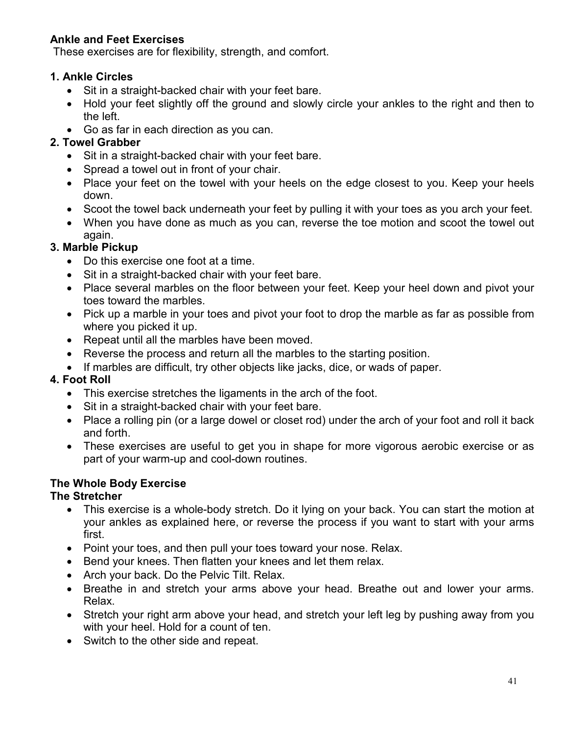## Ankle and Feet Exercises

These exercises are for flexibility, strength, and comfort.

### 1. Ankle Circles

- Sit in a straight-backed chair with your feet bare.
- Hold your feet slightly off the ground and slowly circle your ankles to the right and then to the left.
- Go as far in each direction as you can.

### 2. Towel Grabber

- Sit in a straight-backed chair with your feet bare.
- Spread a towel out in front of your chair.
- Place your feet on the towel with your heels on the edge closest to you. Keep your heels down.
- Scoot the towel back underneath your feet by pulling it with your toes as you arch your feet.
- When you have done as much as you can, reverse the toe motion and scoot the towel out again.

### 3. Marble Pickup

- Do this exercise one foot at a time.
- Sit in a straight-backed chair with your feet bare.
- Place several marbles on the floor between your feet. Keep your heel down and pivot your toes toward the marbles.
- Pick up a marble in your toes and pivot your foot to drop the marble as far as possible from where you picked it up.
- Repeat until all the marbles have been moved.
- Reverse the process and return all the marbles to the starting position.
- If marbles are difficult, try other objects like jacks, dice, or wads of paper.

### 4. Foot Roll

- This exercise stretches the ligaments in the arch of the foot.
- Sit in a straight-backed chair with your feet bare.
- Place a rolling pin (or a large dowel or closet rod) under the arch of your foot and roll it back and forth.
- These exercises are useful to get you in shape for more vigorous aerobic exercise or as part of your warm-up and cool-down routines.

## The Whole Body Exercise

### The Stretcher

- This exercise is a whole-body stretch. Do it lying on your back. You can start the motion at your ankles as explained here, or reverse the process if you want to start with your arms first.
- Point your toes, and then pull your toes toward your nose. Relax.
- Bend your knees. Then flatten your knees and let them relax.
- Arch your back. Do the Pelvic Tilt. Relax.
- Breathe in and stretch your arms above your head. Breathe out and lower your arms. Relax.
- Stretch your right arm above your head, and stretch your left leg by pushing away from you with your heel. Hold for a count of ten.
- Switch to the other side and repeat.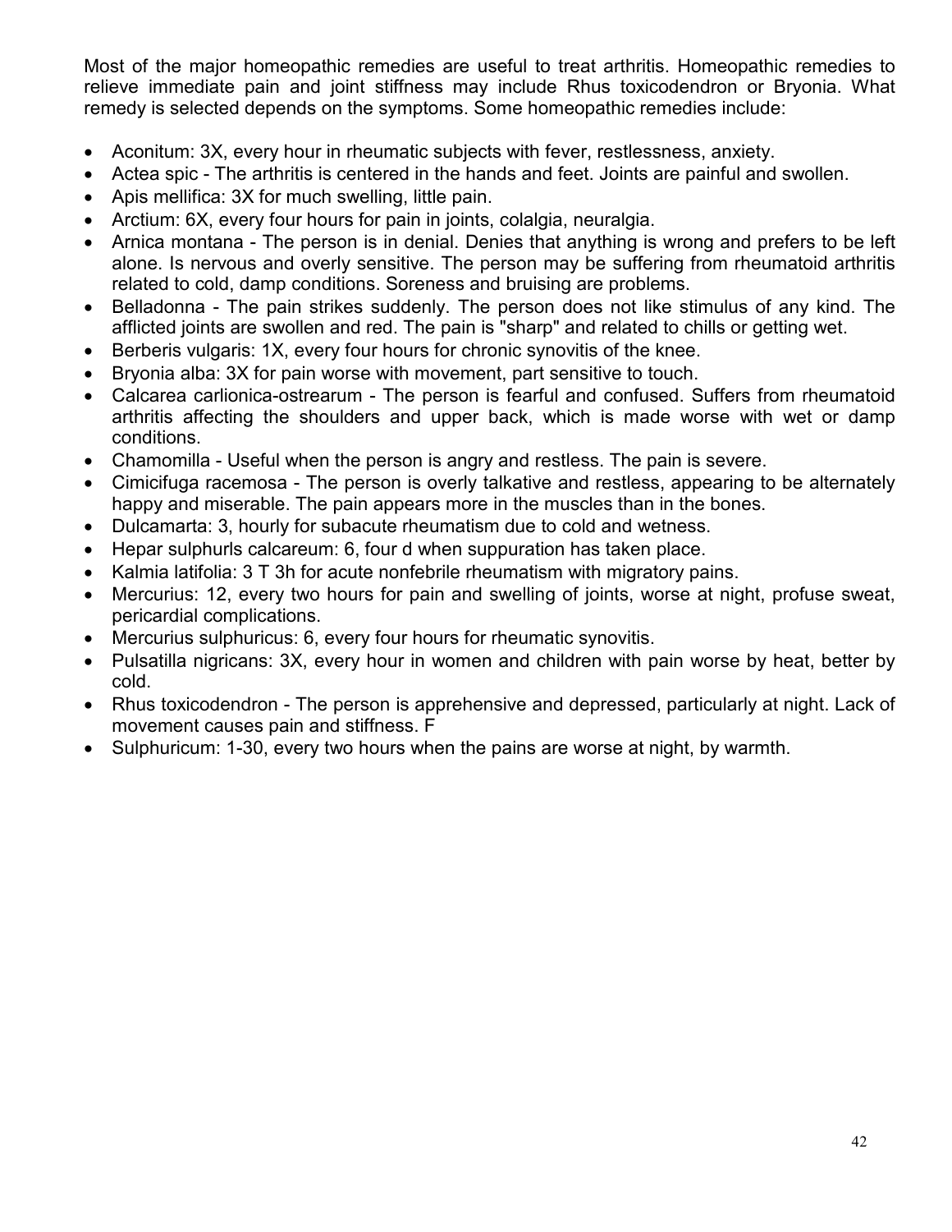Most of the major homeopathic remedies are useful to treat arthritis. Homeopathic remedies to relieve immediate pain and joint stiffness may include Rhus toxicodendron or Bryonia. What remedy is selected depends on the symptoms. Some homeopathic remedies include:

- Aconitum: 3X, every hour in rheumatic subjects with fever, restlessness, anxiety.
- Actea spic - The arthritis is centered in the hands and feet. Joints are painful and swollen.
- Apis mellifica: 3X for much swelling, little pain.
- Arctium: 6X, every four hours for pain in joints, colalgia, neuralgia.
- Arnica montana - The person is in denial. Denies that anything is wrong and prefers to be left alone. Is nervous and overly sensitive. The person may be suffering from rheumatoid arthritis related to cold, damp conditions. Soreness and bruising are problems.
- Belladonna - The pain strikes suddenly. The person does not like stimulus of any kind. The afflicted joints are swollen and red. The pain is "sharp" and related to chills or getting wet.
- Berberis vulgaris: 1X, every four hours for chronic synovitis of the knee.
- Bryonia alba: 3X for pain worse with movement, part sensitive to touch.
- Calcarea carlionica-ostrearum - The person is fearful and confused. Suffers from rheumatoid arthritis affecting the shoulders and upper back, which is made worse with wet or damp conditions.
- Chamomilla - Useful when the person is angry and restless. The pain is severe.
- Cimicifuga racemosa - The person is overly talkative and restless, appearing to be alternately happy and miserable. The pain appears more in the muscles than in the bones.
- Dulcamarta: 3, hourly for subacute rheumatism due to cold and wetness.
- Hepar sulphurls calcareum: 6, four d when suppuration has taken place.
- Kalmia latifolia: 3 T 3h for acute nonfebrile rheumatism with migratory pains.
- Mercurius: 12, every two hours for pain and swelling of joints, worse at night, profuse sweat, pericardial complications.
- Mercurius sulphuricus: 6, every four hours for rheumatic synovitis.
- Pulsatilla nigricans: 3X, every hour in women and children with pain worse by heat, better by cold.
- Rhus toxicodendron - The person is apprehensive and depressed, particularly at night. Lack of movement causes pain and stiffness. F
- Sulphuricum: 1-30, every two hours when the pains are worse at night, by warmth.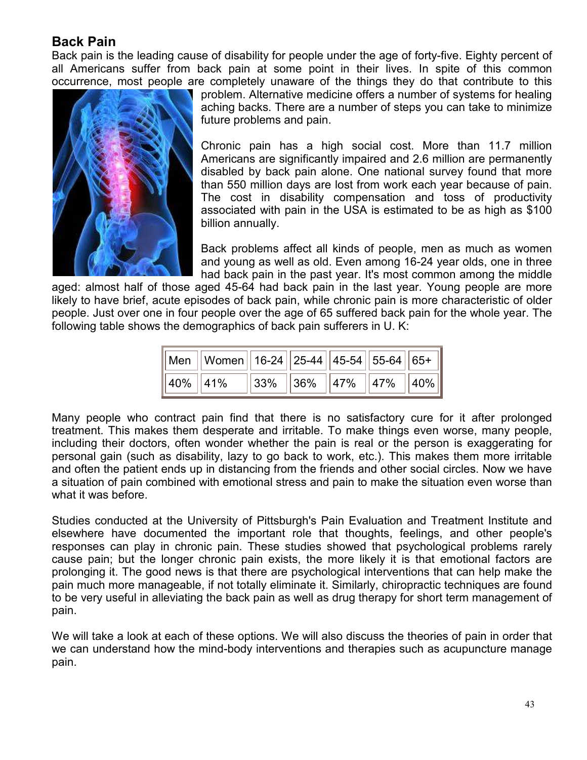## Back Pain

Back pain is the leading cause of disability for people under the age of forty-five. Eighty percent of all Americans suffer from back pain at some point in their lives. In spite of this common occurrence, most people are completely unaware of the things they do that contribute to this problem. Alternative medicine offers a number of systems for healing aching backs. There are a number of steps you can take to minimize future problems and pain.

Chronic pain has a high social cost. More than 11.7 million Americans are significantly impaired and 2.6 million are permanently disabled by back pain alone. One national survey found that more than 550 million days are lost from work each year because of pain. The cost in disability compensation and toss of productivity associated with pain in the USA is estimated to be as high as $100 billion annually.

Back problems affect all kinds of people, men as much as women and young as well as old. Even among 16-24 year olds, one in three had back pain in the past year. It's most common among the middle aged: almost half of those aged 45-64 had back pain in the last year. Young people are more likely to have brief, acute episodes of back pain, while chronic pain is more characteristic of older people. Just over one in four people over the age of 65 suffered back pain for the whole year. The following table shows the demographics of back pain sufferers in U. K:

| Men | Women | 16-24 | 25-44 | 45-54 | 55-64 | 65+ |
|---|---|---|---|---|---|---|
| 40% | 41% | 33% | 36% | 47% | 47% | 40% |

Many people who contract pain find that there is no satisfactory cure for it after prolonged treatment. This makes them desperate and irritable. To make things even worse, many people, including their doctors, often wonder whether the pain is real or the person is exaggerating for personal gain (such as disability, lazy to go back to work, etc.). This makes them more irritable and often the patient ends up in distancing from the friends and other social circles. Now we have a situation of pain combined with emotional stress and pain to make the situation even worse than what it was before.

Studies conducted at the University of Pittsburgh's Pain Evaluation and Treatment Institute and elsewhere have documented the important role that thoughts, feelings, and other people's responses can play in chronic pain. These studies showed that psychological problems rarely cause pain; but the longer chronic pain exists, the more likely it is that emotional factors are prolonging it. The good news is that there are psychological interventions that can help make the pain much more manageable, if not totally eliminate it. Similarly, chiropractic techniques are found to be very useful in alleviating the back pain as well as drug therapy for short term management of pain.

We will take a look at each of these options. We will also discuss the theories of pain in order that we can understand how the mind-body interventions and therapies such as acupuncture manage pain.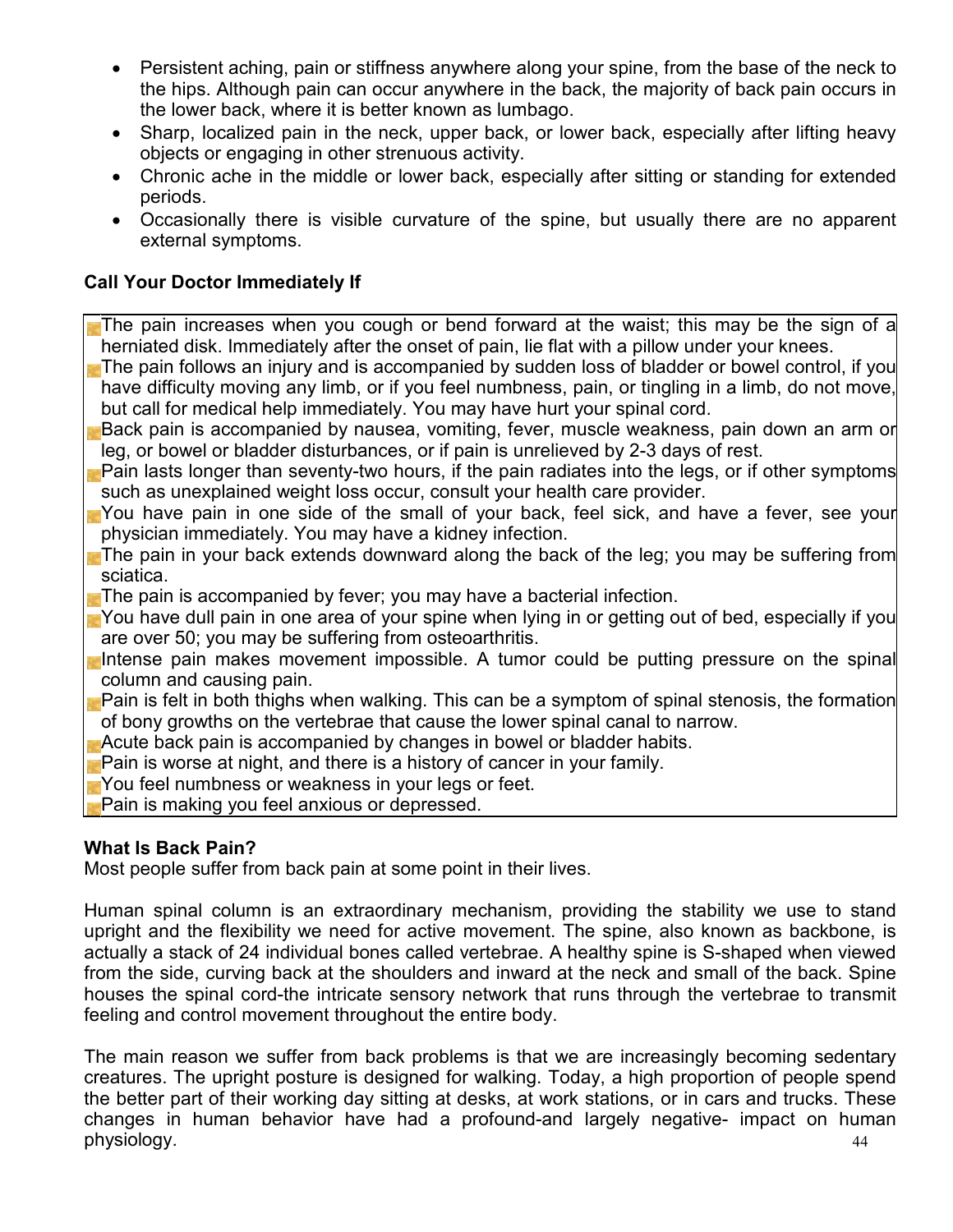- Persistent aching, pain or stiffness anywhere along your spine, from the base of the neck to the hips. Although pain can occur anywhere in the back, the majority of back pain occurs in the lower back, where it is better known as lumbago.
- Sharp, localized pain in the neck, upper back, or lower back, especially after lifting heavy objects or engaging in other strenuous activity.
- Chronic ache in the middle or lower back, especially after sitting or standing for extended periods.
- Occasionally there is visible curvature of the spine, but usually there are no apparent external symptoms.

**Call Your Doctor Immediately If**

- The pain increases when you cough or bend forward at the waist; this may be the sign of a herniated disk. Immediately after the onset of pain, lie flat with a pillow under your knees.
- The pain follows an injury and is accompanied by sudden loss of bladder or bowel control, if you have difficulty moving any limb, or if you feel numbness, pain, or tingling in a limb, do not move, but call for medical help immediately. You may have hurt your spinal cord.
- Back pain is accompanied by nausea, vomiting, fever, muscle weakness, pain down an arm or leg, or bowel or bladder disturbances, or if pain is unrelieved by 2-3 days of rest.
- Pain lasts longer than seventy-two hours, if the pain radiates into the legs, or if other symptoms such as unexplained weight loss occur, consult your health care provider.
- You have pain in one side of the small of your back, feel sick, and have a fever, see your physician immediately. You may have a kidney infection.
- The pain in your back extends downward along the back of the leg; you may be suffering from sciatica.
- The pain is accompanied by fever; you may have a bacterial infection.
- You have dull pain in one area of your spine when lying in or getting out of bed, especially if you are over 50; you may be suffering from osteoarthritis.
- Intense pain makes movement impossible. A tumor could be putting pressure on the spinal column and causing pain.
- Pain is felt in both thighs when walking. This can be a symptom of spinal stenosis, the formation of bony growths on the vertebrae that cause the lower spinal canal to narrow.
- Acute back pain is accompanied by changes in bowel or bladder habits.
- Pain is worse at night, and there is a history of cancer in your family.
- You feel numbness or weakness in your legs or feet.
- Pain is making you feel anxious or depressed.

**What Is Back Pain?**

Most people suffer from back pain at some point in their lives.

Human spinal column is an extraordinary mechanism, providing the stability we use to stand upright and the flexibility we need for active movement. The spine, also known as backbone, is actually a stack of 24 individual bones called vertebrae. A healthy spine is S-shaped when viewed from the side, curving back at the shoulders and inward at the neck and small of the back. Spine houses the spinal cord-the intricate sensory network that runs through the vertebrae to transmit feeling and control movement throughout the entire body.

The main reason we suffer from back problems is that we are increasingly becoming sedentary creatures. The upright posture is designed for walking. Today, a high proportion of people spend the better part of their working day sitting at desks, at work stations, or in cars and trucks. These changes in human behavior have had a profound-and largely negative- impact on human physiology.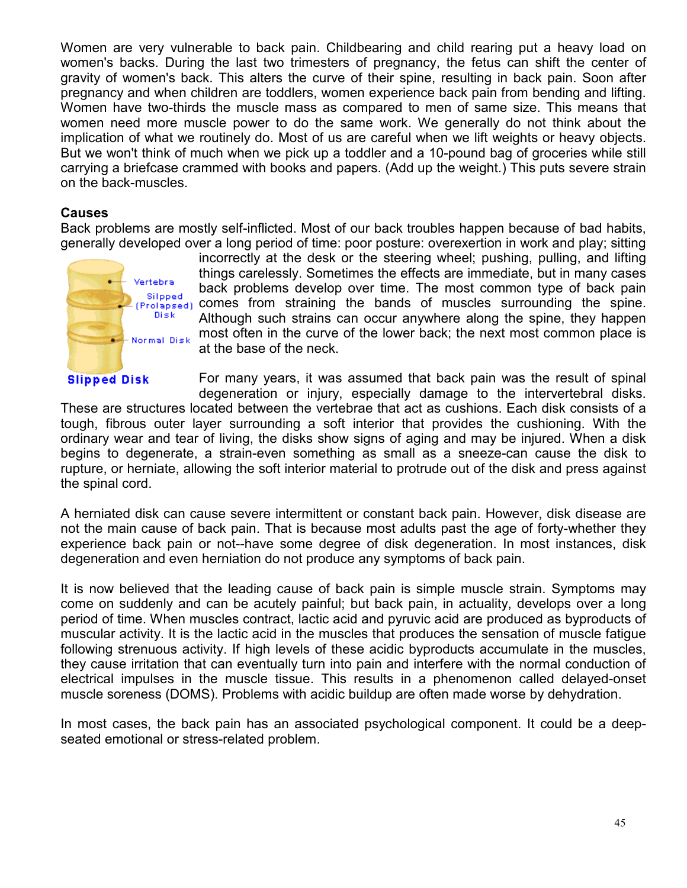Women are very vulnerable to back pain. Childbearing and child rearing put a heavy load on women's backs. During the last two trimesters of pregnancy, the fetus can shift the center of gravity of women's back. This alters the curve of their spine, resulting in back pain. Soon after pregnancy and when children are toddlers, women experience back pain from bending and lifting. Women have two-thirds the muscle mass as compared to men of same size. This means that women need more muscle power to do the same work. We generally do not think about the implication of what we routinely do. Most of us are careful when we lift weights or heavy objects. But we won't think of much when we pick up a toddler and a 10-pound bag of groceries while still carrying a briefcase crammed with books and papers. (Add up the weight.) This puts severe strain on the back-muscles.

**Causes**

Back problems are mostly self-inflicted. Most of our back troubles happen because of bad habits, generally developed over a long period of time: poor posture: overexertion in work and play; sitting incorrectly at the desk or the steering wheel; pushing, pulling, and lifting things carelessly. Sometimes the effects are immediate, but in many cases back problems develop over time. The most common type of back pain comes from straining the bands of muscles surrounding the spine. Although such strains can occur anywhere along the spine, they happen most often in the curve of the lower back; the next most common place is at the base of the neck.

Vertebra

Silpped (Prolapsed) Disk

Normal Disk

**Slipped Disk**

For many years, it was assumed that back pain was the result of spinal degeneration or injury, especially damage to the intervertebral disks. These are structures located between the vertebrae that act as cushions. Each disk consists of a tough, fibrous outer layer surrounding a soft interior that provides the cushioning. With the ordinary wear and tear of living, the disks show signs of aging and may be injured. When a disk begins to degenerate, a strain-even something as small as a sneeze-can cause the disk to rupture, or herniate, allowing the soft interior material to protrude out of the disk and press against the spinal cord.

A herniated disk can cause severe intermittent or constant back pain. However, disk disease are not the main cause of back pain. That is because most adults past the age of forty-whether they experience back pain or not--have some degree of disk degeneration. In most instances, disk degeneration and even herniation do not produce any symptoms of back pain.

It is now believed that the leading cause of back pain is simple muscle strain. Symptoms may come on suddenly and can be acutely painful; but back pain, in actuality, develops over a long period of time. When muscles contract, lactic acid and pyruvic acid are produced as byproducts of muscular activity. It is the lactic acid in the muscles that produces the sensation of muscle fatigue following strenuous activity. If high levels of these acidic byproducts accumulate in the muscles, they cause irritation that can eventually turn into pain and interfere with the normal conduction of electrical impulses in the muscle tissue. This results in a phenomenon called delayed-onset muscle soreness (DOMS). Problems with acidic buildup are often made worse by dehydration.

In most cases, the back pain has an associated psychological component. It could be a deep-seated emotional or stress-related problem.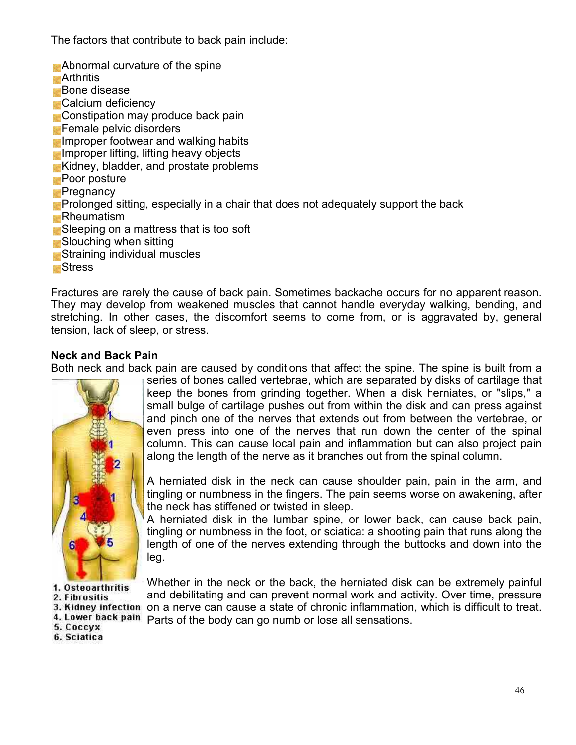The factors that contribute to back pain include:

- Abnormal curvature of the spine
- Arthritis
- Bone disease
- Calcium deficiency
- Constipation may produce back pain
- Female pelvic disorders
- Improper footwear and walking habits
- Improper lifting, lifting heavy objects
- Kidney, bladder, and prostate problems
- Poor posture
- Pregnancy
- Prolonged sitting, especially in a chair that does not adequately support the back
- Rheumatism
- Sleeping on a mattress that is too soft
- Slouching when sitting
- Straining individual muscles
- Stress

Fractures are rarely the cause of back pain. Sometimes backache occurs for no apparent reason. They may develop from weakened muscles that cannot handle everyday walking, bending, and stretching. In other cases, the discomfort seems to come from, or is aggravated by, general tension, lack of sleep, or stress.

**Neck and Back Pain**

Both neck and back pain are caused by conditions that affect the spine. The spine is built from a series of bones called vertebrae, which are separated by disks of cartilage that keep the bones from grinding together. When a disk herniates, or "slips," a small bulge of cartilage pushes out from within the disk and can press against and pinch one of the nerves that extends out from between the vertebrae, or even press into one of the nerves that run down the center of the spinal column. This can cause local pain and inflammation but can also project pain along the length of the nerve as it branches out from the spinal column.

A herniated disk in the neck can cause shoulder pain, pain in the arm, and tingling or numbness in the fingers. The pain seems worse on awakening, after the neck has stiffened or twisted in sleep.

A herniated disk in the lumbar spine, or lower back, can cause back pain, tingling or numbness in the foot, or sciatica: a shooting pain that runs along the length of one of the nerves extending through the buttocks and down into the leg.

1. Osteoarthritis
2. Fibrositis
3. Kidney infection
4. Lower back pain
5. Coccyx
6. Sciatica

Whether in the neck or the back, the herniated disk can be extremely painful and debilitating and can prevent normal work and activity. Over time, pressure on a nerve can cause a state of chronic inflammation, which is difficult to treat. Parts of the body can go numb or lose all sensations.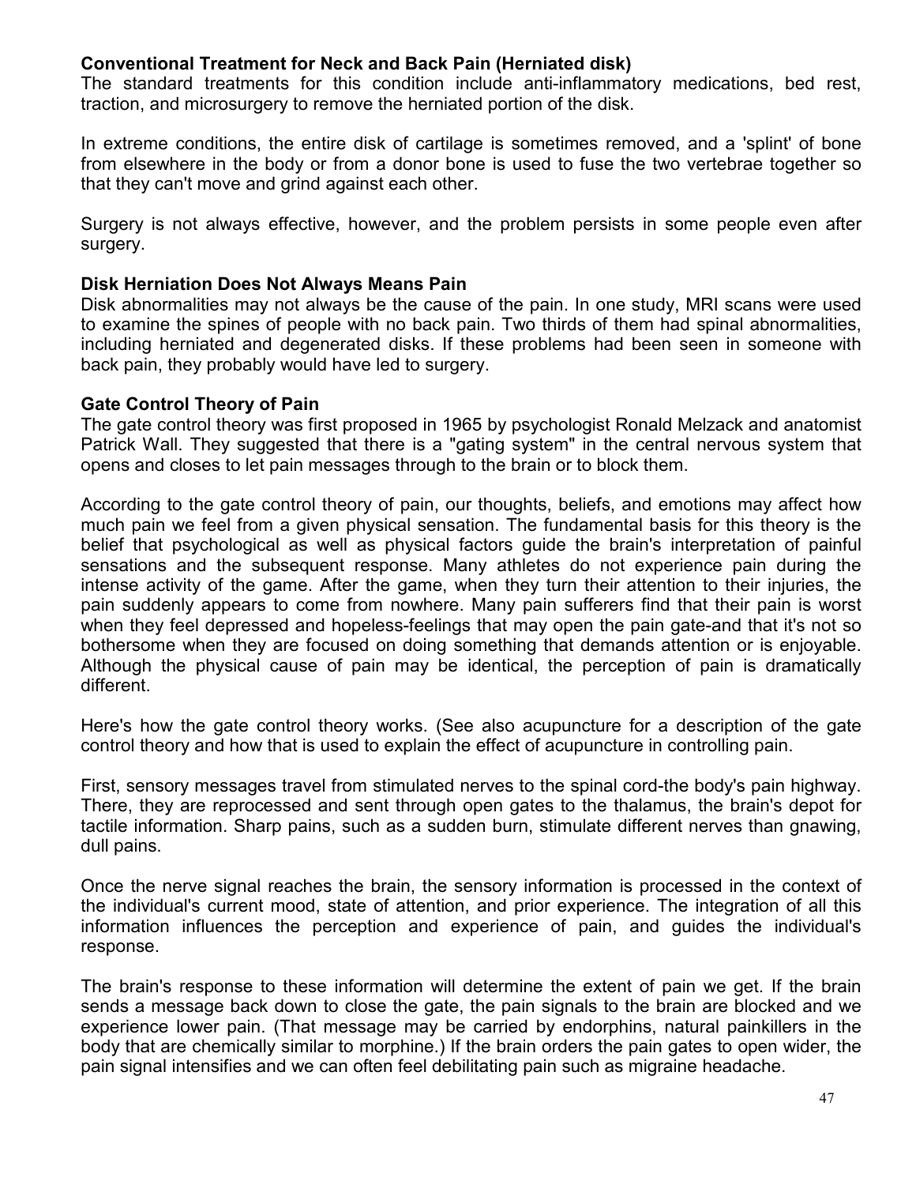### Conventional Treatment for Neck and Back Pain (Herniated disk)

The standard treatments for this condition include anti-inflammatory medications, bed rest, traction, and microsurgery to remove the herniated portion of the disk.

In extreme conditions, the entire disk of cartilage is sometimes removed, and a 'splint' of bone from elsewhere in the body or from a donor bone is used to fuse the two vertebrae together so that they can't move and grind against each other.

Surgery is not always effective, however, and the problem persists in some people even after surgery.

### Disk Herniation Does Not Always Means Pain

Disk abnormalities may not always be the cause of the pain. In one study, MRI scans were used to examine the spines of people with no back pain. Two thirds of them had spinal abnormalities, including herniated and degenerated disks. If these problems had been seen in someone with back pain, they probably would have led to surgery.

### Gate Control Theory of Pain

The gate control theory was first proposed in 1965 by psychologist Ronald Melzack and anatomist Patrick Wall. They suggested that there is a "gating system" in the central nervous system that opens and closes to let pain messages through to the brain or to block them.

According to the gate control theory of pain, our thoughts, beliefs, and emotions may affect how much pain we feel from a given physical sensation. The fundamental basis for this theory is the belief that psychological as well as physical factors guide the brain's interpretation of painful sensations and the subsequent response. Many athletes do not experience pain during the intense activity of the game. After the game, when they turn their attention to their injuries, the pain suddenly appears to come from nowhere. Many pain sufferers find that their pain is worst when they feel depressed and hopeless-feelings that may open the pain gate-and that it's not so bothersome when they are focused on doing something that demands attention or is enjoyable. Although the physical cause of pain may be identical, the perception of pain is dramatically different.

Here's how the gate control theory works. (See also acupuncture for a description of the gate control theory and how that is used to explain the effect of acupuncture in controlling pain.

First, sensory messages travel from stimulated nerves to the spinal cord-the body's pain highway. There, they are reprocessed and sent through open gates to the thalamus, the brain's depot for tactile information. Sharp pains, such as a sudden burn, stimulate different nerves than gnawing, dull pains.

Once the nerve signal reaches the brain, the sensory information is processed in the context of the individual's current mood, state of attention, and prior experience. The integration of all this information influences the perception and experience of pain, and guides the individual's response.

The brain's response to these information will determine the extent of pain we get. If the brain sends a message back down to close the gate, the pain signals to the brain are blocked and we experience lower pain. (That message may be carried by endorphins, natural painkillers in the body that are chemically similar to morphine.) If the brain orders the pain gates to open wider, the pain signal intensifies and we can often feel debilitating pain such as migraine headache.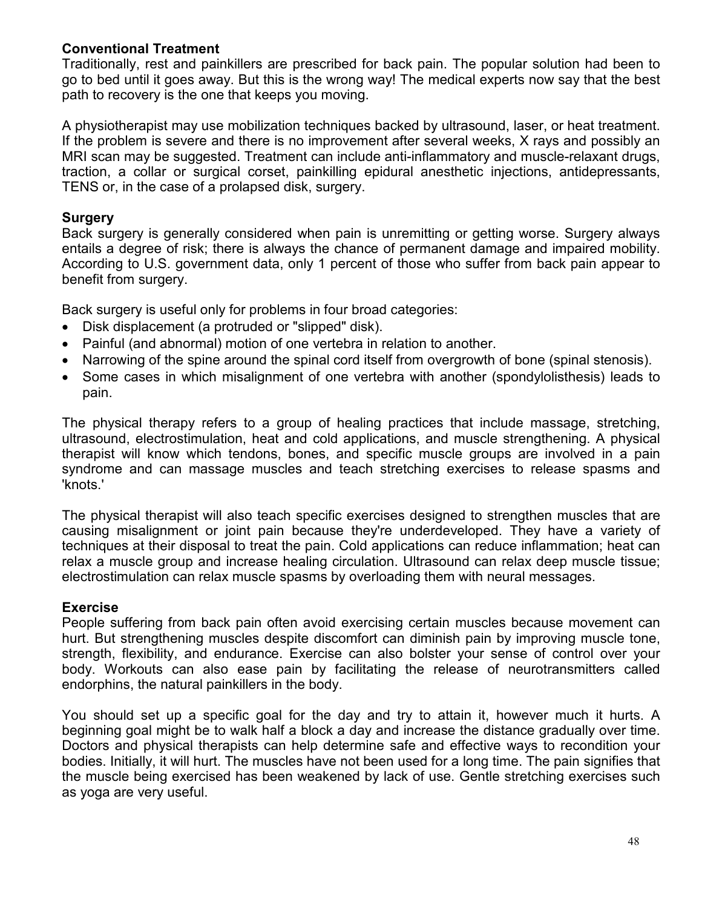**Conventional Treatment**
Traditionally, rest and painkillers are prescribed for back pain. The popular solution had been to go to bed until it goes away. But this is the wrong way! The medical experts now say that the best path to recovery is the one that keeps you moving.

A physiotherapist may use mobilization techniques backed by ultrasound, laser, or heat treatment. If the problem is severe and there is no improvement after several weeks, X rays and possibly an MRI scan may be suggested. Treatment can include anti-inflammatory and muscle-relaxant drugs, traction, a collar or surgical corset, painkilling epidural anesthetic injections, antidepressants, TENS or, in the case of a prolapsed disk, surgery.

**Surgery**
Back surgery is generally considered when pain is unremitting or getting worse. Surgery always entails a degree of risk; there is always the chance of permanent damage and impaired mobility. According to U.S. government data, only 1 percent of those who suffer from back pain appear to benefit from surgery.

Back surgery is useful only for problems in four broad categories:

- Disk displacement (a protruded or "slipped" disk).
- Painful (and abnormal) motion of one vertebra in relation to another.
- Narrowing of the spine around the spinal cord itself from overgrowth of bone (spinal stenosis).
- Some cases in which misalignment of one vertebra with another (spondylolisthesis) leads to pain.

The physical therapy refers to a group of healing practices that include massage, stretching, ultrasound, electrostimulation, heat and cold applications, and muscle strengthening. A physical therapist will know which tendons, bones, and specific muscle groups are involved in a pain syndrome and can massage muscles and teach stretching exercises to release spasms and 'knots.'

The physical therapist will also teach specific exercises designed to strengthen muscles that are causing misalignment or joint pain because they're underdeveloped. They have a variety of techniques at their disposal to treat the pain. Cold applications can reduce inflammation; heat can relax a muscle group and increase healing circulation. Ultrasound can relax deep muscle tissue; electrostimulation can relax muscle spasms by overloading them with neural messages.

**Exercise**
People suffering from back pain often avoid exercising certain muscles because movement can hurt. But strengthening muscles despite discomfort can diminish pain by improving muscle tone, strength, flexibility, and endurance. Exercise can also bolster your sense of control over your body. Workouts can also ease pain by facilitating the release of neurotransmitters called endorphins, the natural painkillers in the body.

You should set up a specific goal for the day and try to attain it, however much it hurts. A beginning goal might be to walk half a block a day and increase the distance gradually over time. Doctors and physical therapists can help determine safe and effective ways to recondition your bodies. Initially, it will hurt. The muscles have not been used for a long time. The pain signifies that the muscle being exercised has been weakened by lack of use. Gentle stretching exercises such as yoga are very useful.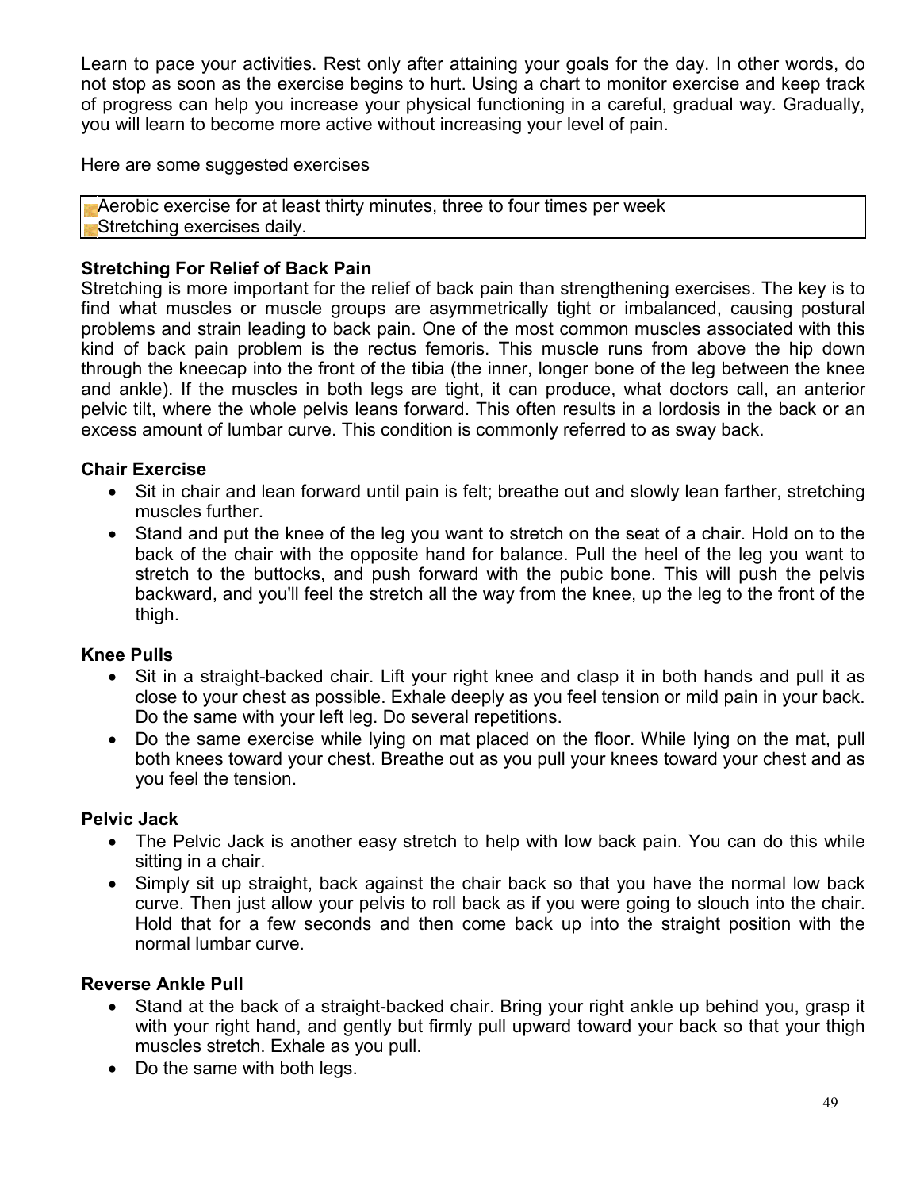Learn to pace your activities. Rest only after attaining your goals for the day. In other words, do not stop as soon as the exercise begins to hurt. Using a chart to monitor exercise and keep track of progress can help you increase your physical functioning in a careful, gradual way. Gradually, you will learn to become more active without increasing your level of pain.

Here are some suggested exercises

- Aerobic exercise for at least thirty minutes, three to four times per week
- Stretching exercises daily.

**Stretching For Relief of Back Pain**

Stretching is more important for the relief of back pain than strengthening exercises. The key is to find what muscles or muscle groups are asymmetrically tight or imbalanced, causing postural problems and strain leading to back pain. One of the most common muscles associated with this kind of back pain problem is the rectus femoris. This muscle runs from above the hip down through the kneecap into the front of the tibia (the inner, longer bone of the leg between the knee and ankle). If the muscles in both legs are tight, it can produce, what doctors call, an anterior pelvic tilt, where the whole pelvis leans forward. This often results in a lordosis in the back or an excess amount of lumbar curve. This condition is commonly referred to as sway back.

**Chair Exercise**

- Sit in chair and lean forward until pain is felt; breathe out and slowly lean farther, stretching muscles further.
- Stand and put the knee of the leg you want to stretch on the seat of a chair. Hold on to the back of the chair with the opposite hand for balance. Pull the heel of the leg you want to stretch to the buttocks, and push forward with the pubic bone. This will push the pelvis backward, and you'll feel the stretch all the way from the knee, up the leg to the front of the thigh.

**Knee Pulls**

- Sit in a straight-backed chair. Lift your right knee and clasp it in both hands and pull it as close to your chest as possible. Exhale deeply as you feel tension or mild pain in your back. Do the same with your left leg. Do several repetitions.
- Do the same exercise while lying on mat placed on the floor. While lying on the mat, pull both knees toward your chest. Breathe out as you pull your knees toward your chest and as you feel the tension.

**Pelvic Jack**

- The Pelvic Jack is another easy stretch to help with low back pain. You can do this while sitting in a chair.
- Simply sit up straight, back against the chair back so that you have the normal low back curve. Then just allow your pelvis to roll back as if you were going to slouch into the chair. Hold that for a few seconds and then come back up into the straight position with the normal lumbar curve.

**Reverse Ankle Pull**

- Stand at the back of a straight-backed chair. Bring your right ankle up behind you, grasp it with your right hand, and gently but firmly pull upward toward your back so that your thigh muscles stretch. Exhale as you pull.
- Do the same with both legs.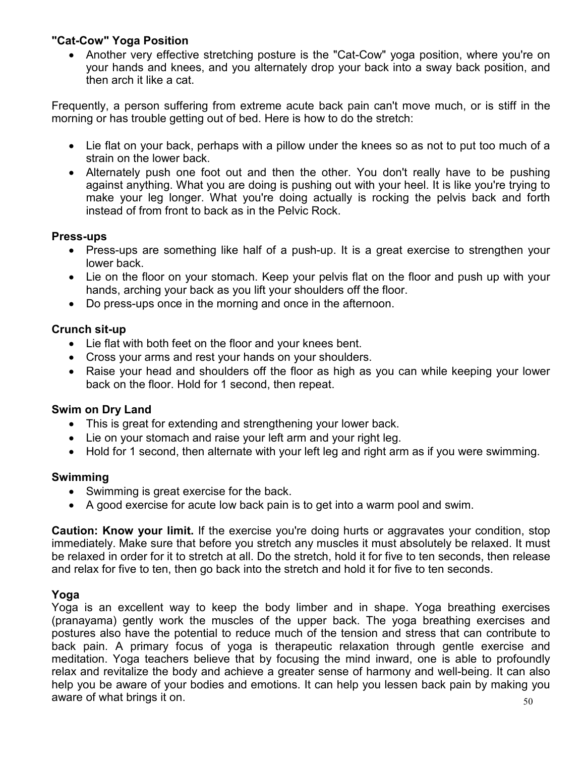**"Cat-Cow" Yoga Position**

- Another very effective stretching posture is the "Cat-Cow" yoga position, where you're on your hands and knees, and you alternately drop your back into a sway back position, and then arch it like a cat.

Frequently, a person suffering from extreme acute back pain can't move much, or is stiff in the morning or has trouble getting out of bed. Here is how to do the stretch:

- Lie flat on your back, perhaps with a pillow under the knees so as not to put too much of a strain on the lower back.
- Alternately push one foot out and then the other. You don't really have to be pushing against anything. What you are doing is pushing out with your heel. It is like you're trying to make your leg longer. What you're doing actually is rocking the pelvis back and forth instead of from front to back as in the Pelvic Rock.

**Press-ups**

- Press-ups are something like half of a push-up. It is a great exercise to strengthen your lower back.
- Lie on the floor on your stomach. Keep your pelvis flat on the floor and push up with your hands, arching your back as you lift your shoulders off the floor.
- Do press-ups once in the morning and once in the afternoon.

**Crunch sit-up**

- Lie flat with both feet on the floor and your knees bent.
- Cross your arms and rest your hands on your shoulders.
- Raise your head and shoulders off the floor as high as you can while keeping your lower back on the floor. Hold for 1 second, then repeat.

**Swim on Dry Land**

- This is great for extending and strengthening your lower back.
- Lie on your stomach and raise your left arm and your right leg.
- Hold for 1 second, then alternate with your left leg and right arm as if you were swimming.

**Swimming**

- Swimming is great exercise for the back.
- A good exercise for acute low back pain is to get into a warm pool and swim.

**Caution: Know your limit.** If the exercise you're doing hurts or aggravates your condition, stop immediately. Make sure that before you stretch any muscles it must absolutely be relaxed. It must be relaxed in order for it to stretch at all. Do the stretch, hold it for five to ten seconds, then release and relax for five to ten, then go back into the stretch and hold it for five to ten seconds.

**Yoga**

Yoga is an excellent way to keep the body limber and in shape. Yoga breathing exercises (pranayama) gently work the muscles of the upper back. The yoga breathing exercises and postures also have the potential to reduce much of the tension and stress that can contribute to back pain. A primary focus of yoga is therapeutic relaxation through gentle exercise and meditation. Yoga teachers believe that by focusing the mind inward, one is able to profoundly relax and revitalize the body and achieve a greater sense of harmony and well-being. It can also help you be aware of your bodies and emotions. It can help you lessen back pain by making you aware of what brings it on.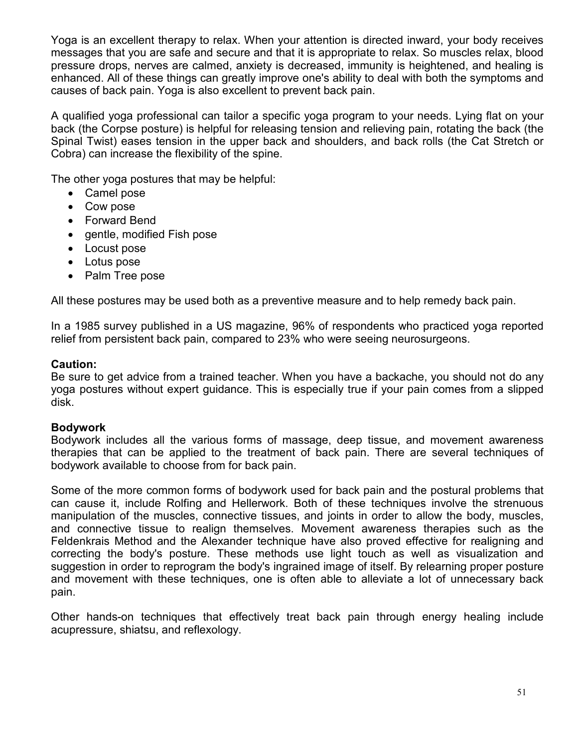Yoga is an excellent therapy to relax. When your attention is directed inward, your body receives messages that you are safe and secure and that it is appropriate to relax. So muscles relax, blood pressure drops, nerves are calmed, anxiety is decreased, immunity is heightened, and healing is enhanced. All of these things can greatly improve one's ability to deal with both the symptoms and causes of back pain. Yoga is also excellent to prevent back pain.

A qualified yoga professional can tailor a specific yoga program to your needs. Lying flat on your back (the Corpse posture) is helpful for releasing tension and relieving pain, rotating the back (the Spinal Twist) eases tension in the upper back and shoulders, and back rolls (the Cat Stretch or Cobra) can increase the flexibility of the spine.

The other yoga postures that may be helpful:

- Camel pose
- Cow pose
- Forward Bend
- gentle, modified Fish pose
- Locust pose
- Lotus pose
- Palm Tree pose

All these postures may be used both as a preventive measure and to help remedy back pain.

In a 1985 survey published in a US magazine, 96% of respondents who practiced yoga reported relief from persistent back pain, compared to 23% who were seeing neurosurgeons.

**Caution:**
Be sure to get advice from a trained teacher. When you have a backache, you should not do any yoga postures without expert guidance. This is especially true if your pain comes from a slipped disk.

**Bodywork**
Bodywork includes all the various forms of massage, deep tissue, and movement awareness therapies that can be applied to the treatment of back pain. There are several techniques of bodywork available to choose from for back pain.

Some of the more common forms of bodywork used for back pain and the postural problems that can cause it, include Rolfing and Hellerwork. Both of these techniques involve the strenuous manipulation of the muscles, connective tissues, and joints in order to allow the body, muscles, and connective tissue to realign themselves. Movement awareness therapies such as the Feldenkrais Method and the Alexander technique have also proved effective for realigning and correcting the body's posture. These methods use light touch as well as visualization and suggestion in order to reprogram the body's ingrained image of itself. By relearning proper posture and movement with these techniques, one is often able to alleviate a lot of unnecessary back pain.

Other hands-on techniques that effectively treat back pain through energy healing include acupressure, shiatsu, and reflexology.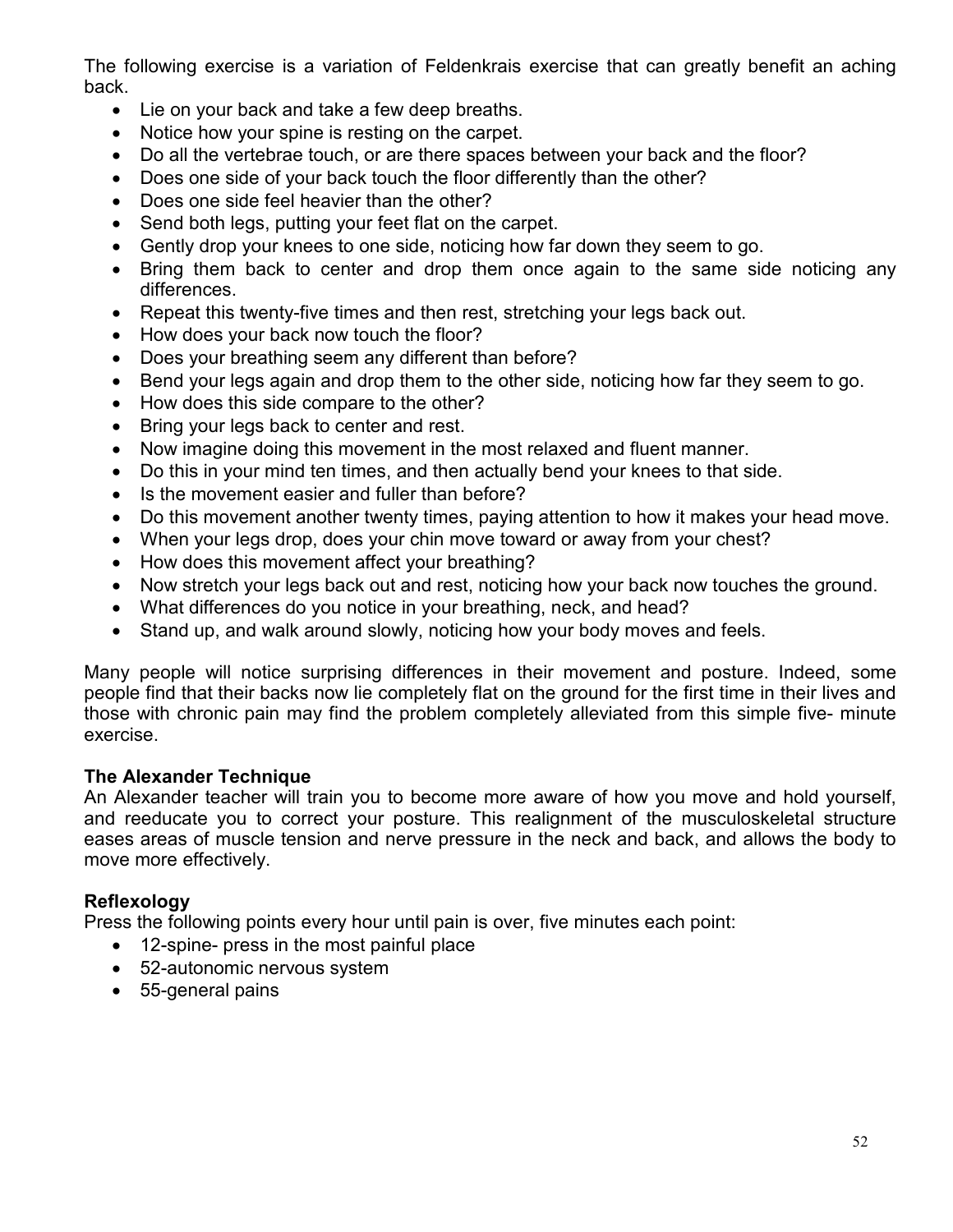The following exercise is a variation of Feldenkrais exercise that can greatly benefit an aching back.

- Lie on your back and take a few deep breaths.
- Notice how your spine is resting on the carpet.
- Do all the vertebrae touch, or are there spaces between your back and the floor?
- Does one side of your back touch the floor differently than the other?
- Does one side feel heavier than the other?
- Send both legs, putting your feet flat on the carpet.
- Gently drop your knees to one side, noticing how far down they seem to go.
- Bring them back to center and drop them once again to the same side noticing any differences.
- Repeat this twenty-five times and then rest, stretching your legs back out.
- How does your back now touch the floor?
- Does your breathing seem any different than before?
- Bend your legs again and drop them to the other side, noticing how far they seem to go.
- How does this side compare to the other?
- Bring your legs back to center and rest.
- Now imagine doing this movement in the most relaxed and fluent manner.
- Do this in your mind ten times, and then actually bend your knees to that side.
- Is the movement easier and fuller than before?
- Do this movement another twenty times, paying attention to how it makes your head move.
- When your legs drop, does your chin move toward or away from your chest?
- How does this movement affect your breathing?
- Now stretch your legs back out and rest, noticing how your back now touches the ground.
- What differences do you notice in your breathing, neck, and head?
- Stand up, and walk around slowly, noticing how your body moves and feels.

Many people will notice surprising differences in their movement and posture. Indeed, some people find that their backs now lie completely flat on the ground for the first time in their lives and those with chronic pain may find the problem completely alleviated from this simple five- minute exercise.

**The Alexander Technique**

An Alexander teacher will train you to become more aware of how you move and hold yourself, and reeducate you to correct your posture. This realignment of the musculoskeletal structure eases areas of muscle tension and nerve pressure in the neck and back, and allows the body to move more effectively.

**Reflexology**

Press the following points every hour until pain is over, five minutes each point:

- 12-spine- press in the most painful place
- 52-autonomic nervous system
- 55-general pains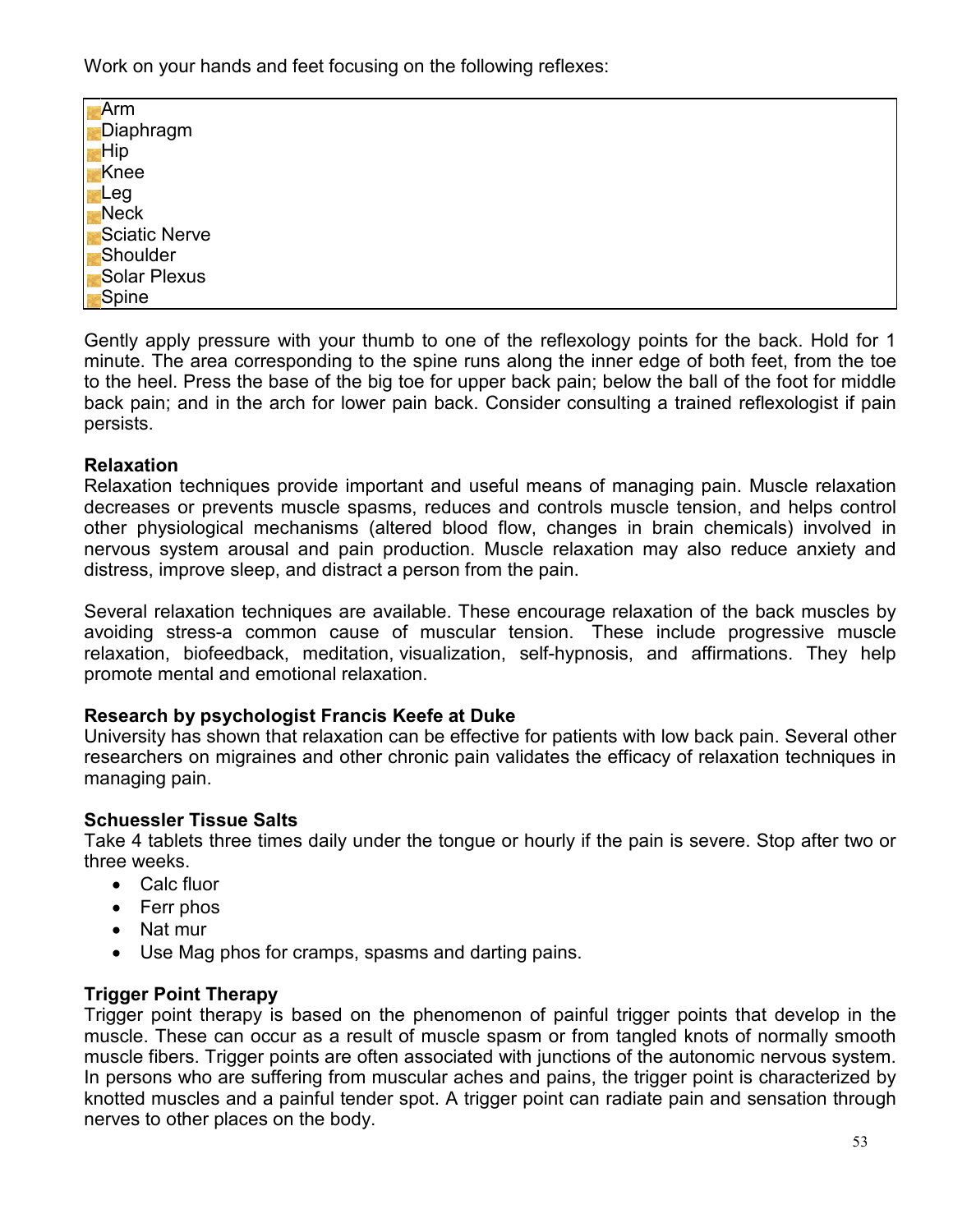Work on your hands and feet focusing on the following reflexes:

- Arm
- Diaphragm
- Hip
- Knee
- Leg
- Neck
- Sciatic Nerve
- Shoulder
- Solar Plexus
- Spine

Gently apply pressure with your thumb to one of the reflexology points for the back. Hold for 1 minute. The area corresponding to the spine runs along the inner edge of both feet, from the toe to the heel. Press the base of the big toe for upper back pain; below the ball of the foot for middle back pain; and in the arch for lower pain back. Consider consulting a trained reflexologist if pain persists.

**Relaxation**
Relaxation techniques provide important and useful means of managing pain. Muscle relaxation decreases or prevents muscle spasms, reduces and controls muscle tension, and helps control other physiological mechanisms (altered blood flow, changes in brain chemicals) involved in nervous system arousal and pain production. Muscle relaxation may also reduce anxiety and distress, improve sleep, and distract a person from the pain.

Several relaxation techniques are available. These encourage relaxation of the back muscles by avoiding stress-a common cause of muscular tension. These include progressive muscle relaxation, biofeedback, meditation, visualization, self-hypnosis, and affirmations. They help promote mental and emotional relaxation.

**Research by psychologist Francis Keefe at Duke**
University has shown that relaxation can be effective for patients with low back pain. Several other researchers on migraines and other chronic pain validates the efficacy of relaxation techniques in managing pain.

**Schuessler Tissue Salts**
Take 4 tablets three times daily under the tongue or hourly if the pain is severe. Stop after two or three weeks.

- Calc fluor
- Ferr phos
- Nat mur
- Use Mag phos for cramps, spasms and darting pains.

**Trigger Point Therapy**
Trigger point therapy is based on the phenomenon of painful trigger points that develop in the muscle. These can occur as a result of muscle spasm or from tangled knots of normally smooth muscle fibers. Trigger points are often associated with junctions of the autonomic nervous system. In persons who are suffering from muscular aches and pains, the trigger point is characterized by knotted muscles and a painful tender spot. A trigger point can radiate pain and sensation through nerves to other places on the body.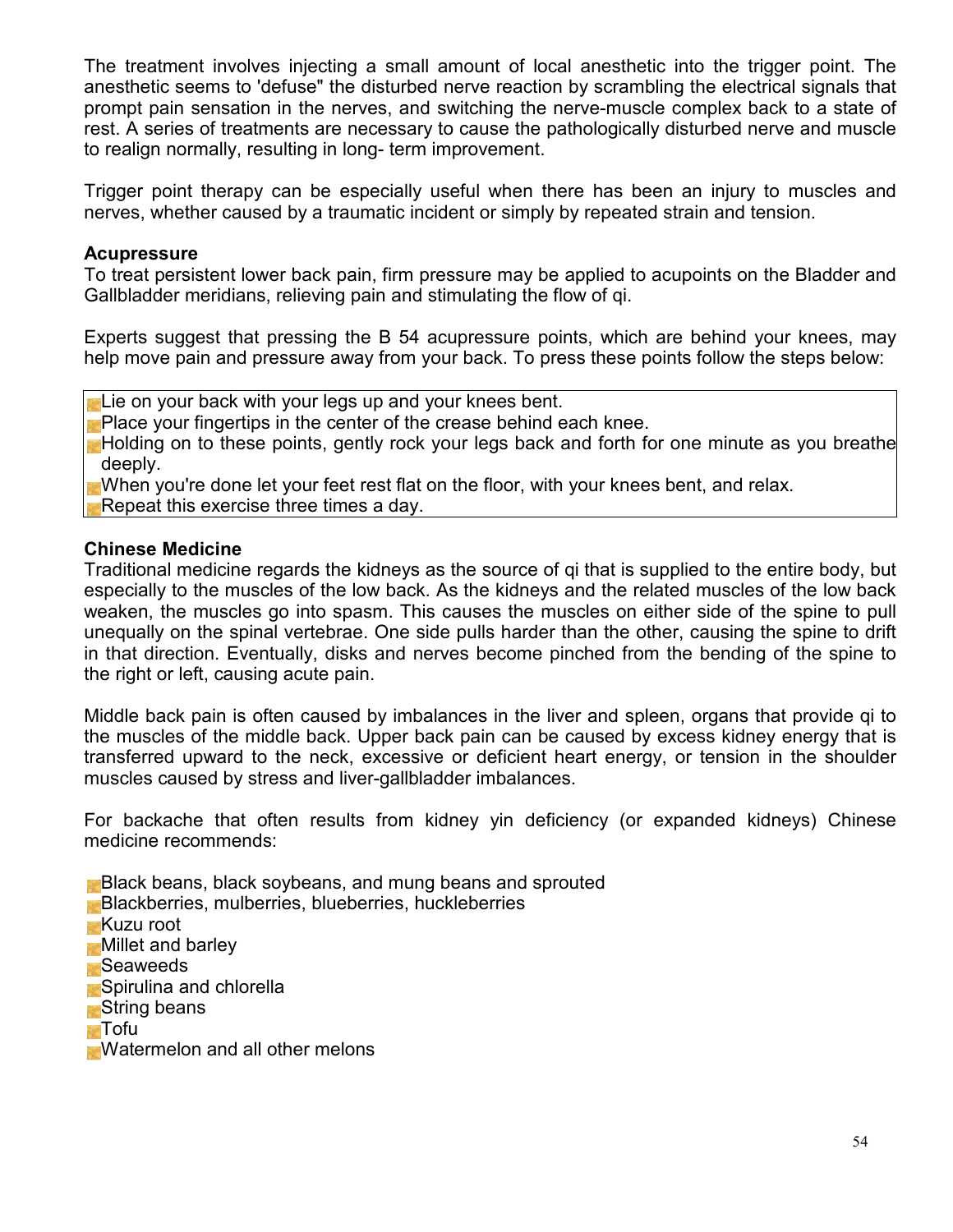The treatment involves injecting a small amount of local anesthetic into the trigger point. The anesthetic seems to 'defuse" the disturbed nerve reaction by scrambling the electrical signals that prompt pain sensation in the nerves, and switching the nerve-muscle complex back to a state of rest. A series of treatments are necessary to cause the pathologically disturbed nerve and muscle to realign normally, resulting in long- term improvement.

Trigger point therapy can be especially useful when there has been an injury to muscles and nerves, whether caused by a traumatic incident or simply by repeated strain and tension.

**Acupressure**
To treat persistent lower back pain, firm pressure may be applied to acupoints on the Bladder and Gallbladder meridians, relieving pain and stimulating the flow of qi.

Experts suggest that pressing the B 54 acupressure points, which are behind your knees, may help move pain and pressure away from your back. To press these points follow the steps below:

- Lie on your back with your legs up and your knees bent.
- Place your fingertips in the center of the crease behind each knee.
- Holding on to these points, gently rock your legs back and forth for one minute as you breathe deeply.
- When you're done let your feet rest flat on the floor, with your knees bent, and relax.
- Repeat this exercise three times a day.

**Chinese Medicine**
Traditional medicine regards the kidneys as the source of qi that is supplied to the entire body, but especially to the muscles of the low back. As the kidneys and the related muscles of the low back weaken, the muscles go into spasm. This causes the muscles on either side of the spine to pull unequally on the spinal vertebrae. One side pulls harder than the other, causing the spine to drift in that direction. Eventually, disks and nerves become pinched from the bending of the spine to the right or left, causing acute pain.

Middle back pain is often caused by imbalances in the liver and spleen, organs that provide qi to the muscles of the middle back. Upper back pain can be caused by excess kidney energy that is transferred upward to the neck, excessive or deficient heart energy, or tension in the shoulder muscles caused by stress and liver-gallbladder imbalances.

For backache that often results from kidney yin deficiency (or expanded kidneys) Chinese medicine recommends:

- Black beans, black soybeans, and mung beans and sprouted
- Blackberries, mulberries, blueberries, huckleberries
- Kuzu root
- Millet and barley
- Seaweeds
- Spirulina and chlorella
- String beans
- Tofu
- Watermelon and all other melons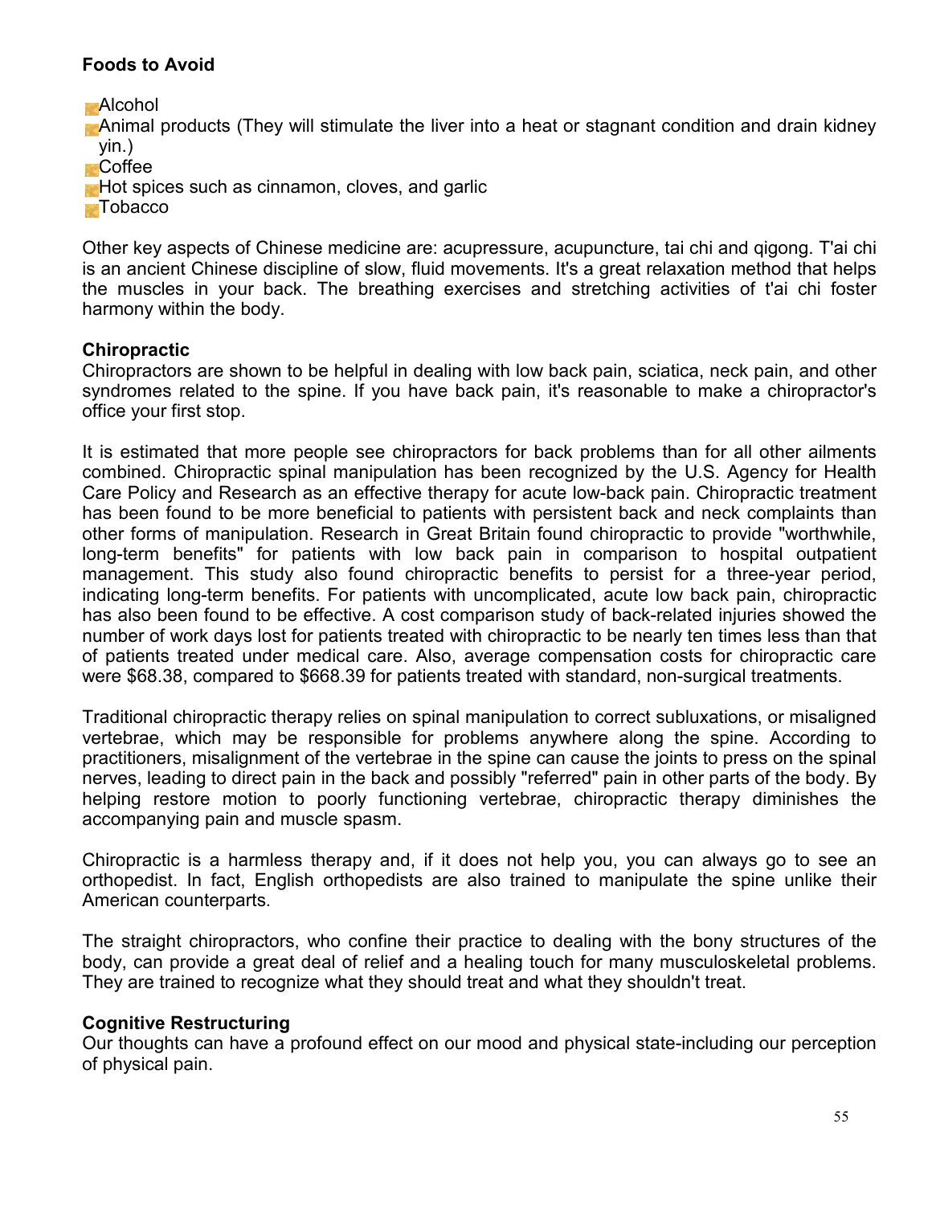**Foods to Avoid**

- Alcohol
- Animal products (They will stimulate the liver into a heat or stagnant condition and drain kidney yin.)
- Coffee
- Hot spices such as cinnamon, cloves, and garlic
- Tobacco

Other key aspects of Chinese medicine are: acupressure, acupuncture, tai chi and qigong. T'ai chi is an ancient Chinese discipline of slow, fluid movements. It's a great relaxation method that helps the muscles in your back. The breathing exercises and stretching activities of t'ai chi foster harmony within the body.

**Chiropractic**

Chiropractors are shown to be helpful in dealing with low back pain, sciatica, neck pain, and other syndromes related to the spine. If you have back pain, it's reasonable to make a chiropractor's office your first stop.

It is estimated that more people see chiropractors for back problems than for all other ailments combined. Chiropractic spinal manipulation has been recognized by the U.S. Agency for Health Care Policy and Research as an effective therapy for acute low-back pain. Chiropractic treatment has been found to be more beneficial to patients with persistent back and neck complaints than other forms of manipulation. Research in Great Britain found chiropractic to provide "worthwhile, long-term benefits" for patients with low back pain in comparison to hospital outpatient management. This study also found chiropractic benefits to persist for a three-year period, indicating long-term benefits. For patients with uncomplicated, acute low back pain, chiropractic has also been found to be effective. A cost comparison study of back-related injuries showed the number of work days lost for patients treated with chiropractic to be nearly ten times less than that of patients treated under medical care. Also, average compensation costs for chiropractic care were $68.38, compared to $668.39 for patients treated with standard, non-surgical treatments.

Traditional chiropractic therapy relies on spinal manipulation to correct subluxations, or misaligned vertebrae, which may be responsible for problems anywhere along the spine. According to practitioners, misalignment of the vertebrae in the spine can cause the joints to press on the spinal nerves, leading to direct pain in the back and possibly "referred" pain in other parts of the body. By helping restore motion to poorly functioning vertebrae, chiropractic therapy diminishes the accompanying pain and muscle spasm.

Chiropractic is a harmless therapy and, if it does not help you, you can always go to see an orthopedist. In fact, English orthopedists are also trained to manipulate the spine unlike their American counterparts.

The straight chiropractors, who confine their practice to dealing with the bony structures of the body, can provide a great deal of relief and a healing touch for many musculoskeletal problems. They are trained to recognize what they should treat and what they shouldn't treat.

**Cognitive Restructuring**

Our thoughts can have a profound effect on our mood and physical state-including our perception of physical pain.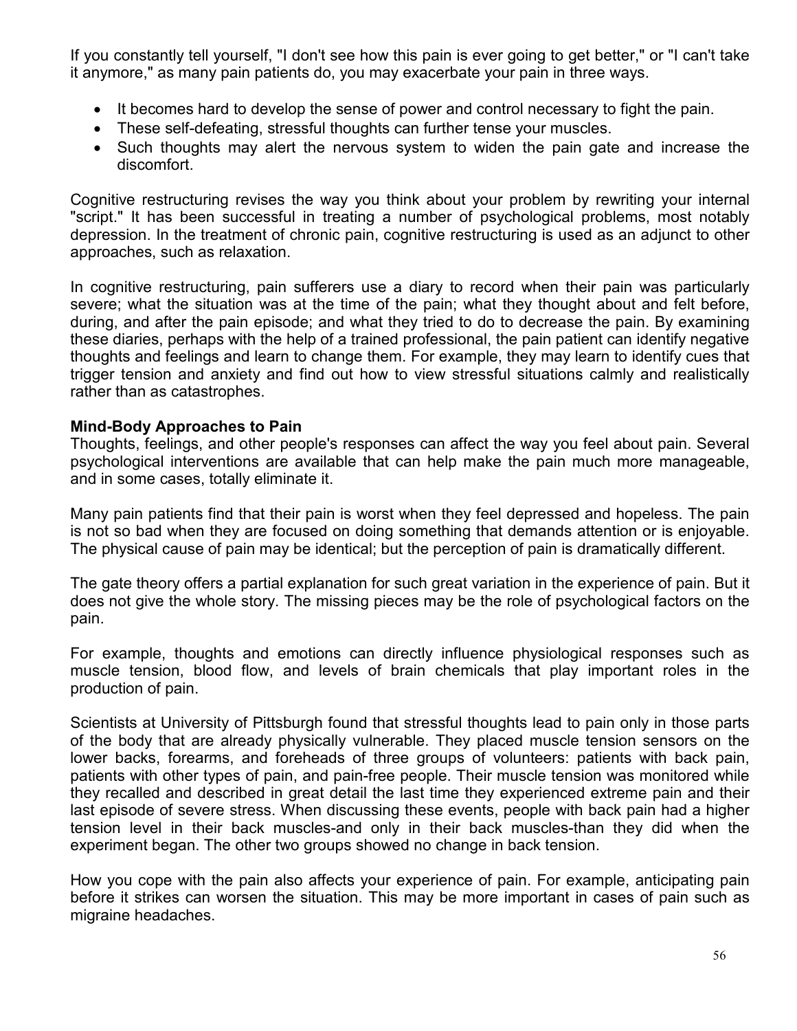If you constantly tell yourself, "I don't see how this pain is ever going to get better," or "I can't take it anymore," as many pain patients do, you may exacerbate your pain in three ways.

- It becomes hard to develop the sense of power and control necessary to fight the pain.
- These self-defeating, stressful thoughts can further tense your muscles.
- Such thoughts may alert the nervous system to widen the pain gate and increase the discomfort.

Cognitive restructuring revises the way you think about your problem by rewriting your internal "script." It has been successful in treating a number of psychological problems, most notably depression. In the treatment of chronic pain, cognitive restructuring is used as an adjunct to other approaches, such as relaxation.

In cognitive restructuring, pain sufferers use a diary to record when their pain was particularly severe; what the situation was at the time of the pain; what they thought about and felt before, during, and after the pain episode; and what they tried to do to decrease the pain. By examining these diaries, perhaps with the help of a trained professional, the pain patient can identify negative thoughts and feelings and learn to change them. For example, they may learn to identify cues that trigger tension and anxiety and find out how to view stressful situations calmly and realistically rather than as catastrophes.

**Mind-Body Approaches to Pain**

Thoughts, feelings, and other people's responses can affect the way you feel about pain. Several psychological interventions are available that can help make the pain much more manageable, and in some cases, totally eliminate it.

Many pain patients find that their pain is worst when they feel depressed and hopeless. The pain is not so bad when they are focused on doing something that demands attention or is enjoyable. The physical cause of pain may be identical; but the perception of pain is dramatically different.

The gate theory offers a partial explanation for such great variation in the experience of pain. But it does not give the whole story. The missing pieces may be the role of psychological factors on the pain.

For example, thoughts and emotions can directly influence physiological responses such as muscle tension, blood flow, and levels of brain chemicals that play important roles in the production of pain.

Scientists at University of Pittsburgh found that stressful thoughts lead to pain only in those parts of the body that are already physically vulnerable. They placed muscle tension sensors on the lower backs, forearms, and foreheads of three groups of volunteers: patients with back pain, patients with other types of pain, and pain-free people. Their muscle tension was monitored while they recalled and described in great detail the last time they experienced extreme pain and their last episode of severe stress. When discussing these events, people with back pain had a higher tension level in their back muscles-and only in their back muscles-than they did when the experiment began. The other two groups showed no change in back tension.

How you cope with the pain also affects your experience of pain. For example, anticipating pain before it strikes can worsen the situation. This may be more important in cases of pain such as migraine headaches.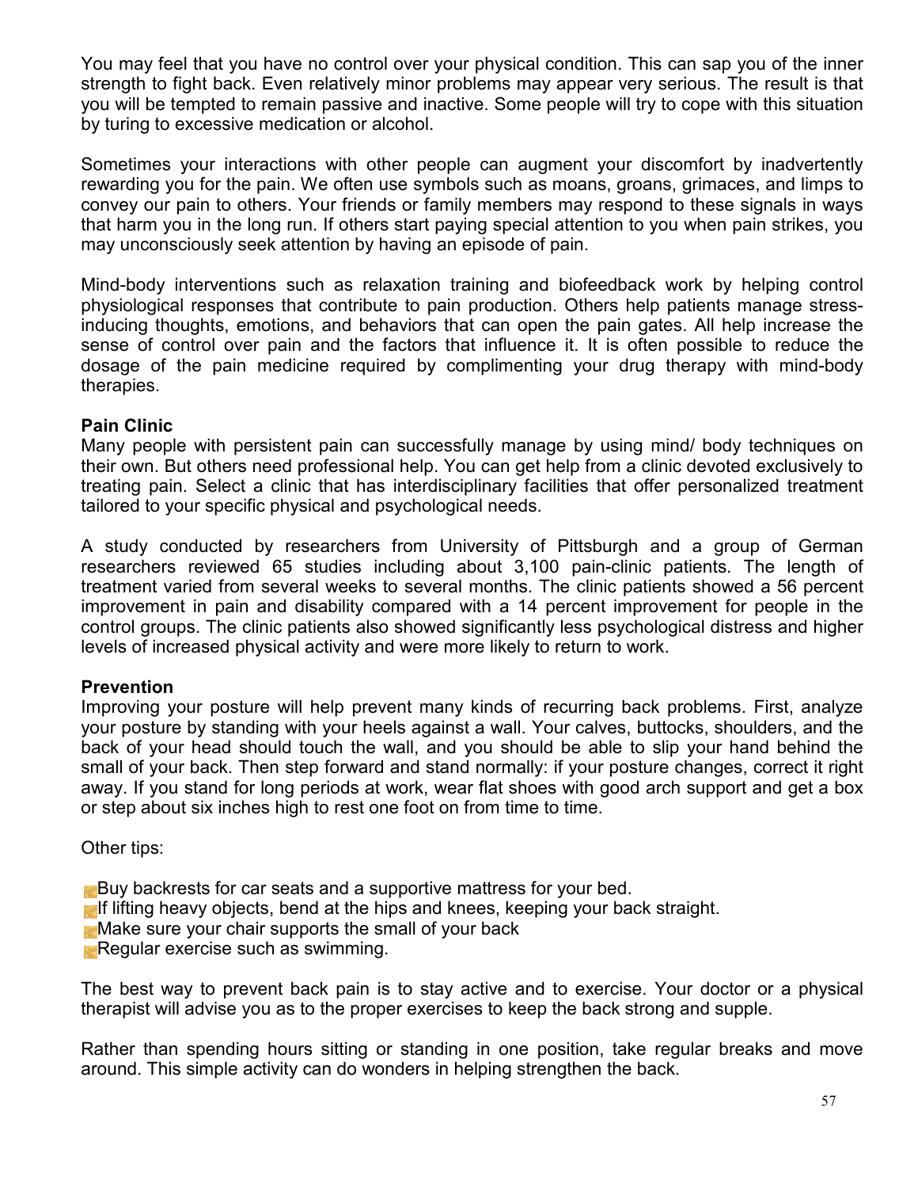You may feel that you have no control over your physical condition. This can sap you of the inner strength to fight back. Even relatively minor problems may appear very serious. The result is that you will be tempted to remain passive and inactive. Some people will try to cope with this situation by turing to excessive medication or alcohol.

Sometimes your interactions with other people can augment your discomfort by inadvertently rewarding you for the pain. We often use symbols such as moans, groans, grimaces, and limps to convey our pain to others. Your friends or family members may respond to these signals in ways that harm you in the long run. If others start paying special attention to you when pain strikes, you may unconsciously seek attention by having an episode of pain.

Mind-body interventions such as relaxation training and biofeedback work by helping control physiological responses that contribute to pain production. Others help patients manage stress-inducing thoughts, emotions, and behaviors that can open the pain gates. All help increase the sense of control over pain and the factors that influence it. It is often possible to reduce the dosage of the pain medicine required by complimenting your drug therapy with mind-body therapies.

**Pain Clinic**
Many people with persistent pain can successfully manage by using mind/ body techniques on their own. But others need professional help. You can get help from a clinic devoted exclusively to treating pain. Select a clinic that has interdisciplinary facilities that offer personalized treatment tailored to your specific physical and psychological needs.

A study conducted by researchers from University of Pittsburgh and a group of German researchers reviewed 65 studies including about 3,100 pain-clinic patients. The length of treatment varied from several weeks to several months. The clinic patients showed a 56 percent improvement in pain and disability compared with a 14 percent improvement for people in the control groups. The clinic patients also showed significantly less psychological distress and higher levels of increased physical activity and were more likely to return to work.

**Prevention**
Improving your posture will help prevent many kinds of recurring back problems. First, analyze your posture by standing with your heels against a wall. Your calves, buttocks, shoulders, and the back of your head should touch the wall, and you should be able to slip your hand behind the small of your back. Then step forward and stand normally: if your posture changes, correct it right away. If you stand for long periods at work, wear flat shoes with good arch support and get a box or step about six inches high to rest one foot on from time to time.

Other tips:

- Buy backrests for car seats and a supportive mattress for your bed.
- If lifting heavy objects, bend at the hips and knees, keeping your back straight.
- Make sure your chair supports the small of your back
- Regular exercise such as swimming.

The best way to prevent back pain is to stay active and to exercise. Your doctor or a physical therapist will advise you as to the proper exercises to keep the back strong and supple.

Rather than spending hours sitting or standing in one position, take regular breaks and move around. This simple activity can do wonders in helping strengthen the back.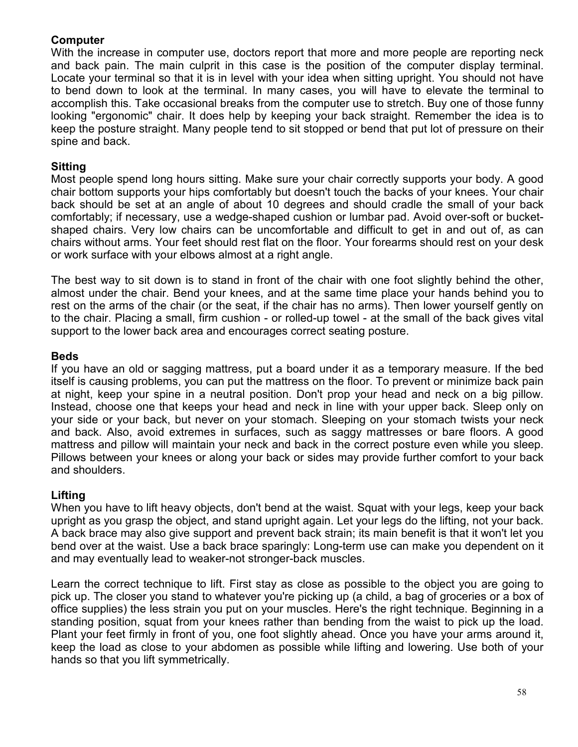**Computer**

With the increase in computer use, doctors report that more and more people are reporting neck and back pain. The main culprit in this case is the position of the computer display terminal. Locate your terminal so that it is in level with your idea when sitting upright. You should not have to bend down to look at the terminal. In many cases, you will have to elevate the terminal to accomplish this. Take occasional breaks from the computer use to stretch. Buy one of those funny looking "ergonomic" chair. It does help by keeping your back straight. Remember the idea is to keep the posture straight. Many people tend to sit stopped or bend that put lot of pressure on their spine and back.

**Sitting**

Most people spend long hours sitting. Make sure your chair correctly supports your body. A good chair bottom supports your hips comfortably but doesn't touch the backs of your knees. Your chair back should be set at an angle of about 10 degrees and should cradle the small of your back comfortably; if necessary, use a wedge-shaped cushion or lumbar pad. Avoid over-soft or bucket-shaped chairs. Very low chairs can be uncomfortable and difficult to get in and out of, as can chairs without arms. Your feet should rest flat on the floor. Your forearms should rest on your desk or work surface with your elbows almost at a right angle.

The best way to sit down is to stand in front of the chair with one foot slightly behind the other, almost under the chair. Bend your knees, and at the same time place your hands behind you to rest on the arms of the chair (or the seat, if the chair has no arms). Then lower yourself gently on to the chair. Placing a small, firm cushion - or rolled-up towel - at the small of the back gives vital support to the lower back area and encourages correct seating posture.

**Beds**

If you have an old or sagging mattress, put a board under it as a temporary measure. If the bed itself is causing problems, you can put the mattress on the floor. To prevent or minimize back pain at night, keep your spine in a neutral position. Don't prop your head and neck on a big pillow. Instead, choose one that keeps your head and neck in line with your upper back. Sleep only on your side or your back, but never on your stomach. Sleeping on your stomach twists your neck and back. Also, avoid extremes in surfaces, such as saggy mattresses or bare floors. A good mattress and pillow will maintain your neck and back in the correct posture even while you sleep. Pillows between your knees or along your back or sides may provide further comfort to your back and shoulders.

**Lifting**

When you have to lift heavy objects, don't bend at the waist. Squat with your legs, keep your back upright as you grasp the object, and stand upright again. Let your legs do the lifting, not your back. A back brace may also give support and prevent back strain; its main benefit is that it won't let you bend over at the waist. Use a back brace sparingly: Long-term use can make you dependent on it and may eventually lead to weaker-not stronger-back muscles.

Learn the correct technique to lift. First stay as close as possible to the object you are going to pick up. The closer you stand to whatever you're picking up (a child, a bag of groceries or a box of office supplies) the less strain you put on your muscles. Here's the right technique. Beginning in a standing position, squat from your knees rather than bending from the waist to pick up the load. Plant your feet firmly in front of you, one foot slightly ahead. Once you have your arms around it, keep the load as close to your abdomen as possible while lifting and lowering. Use both of your hands so that you lift symmetrically.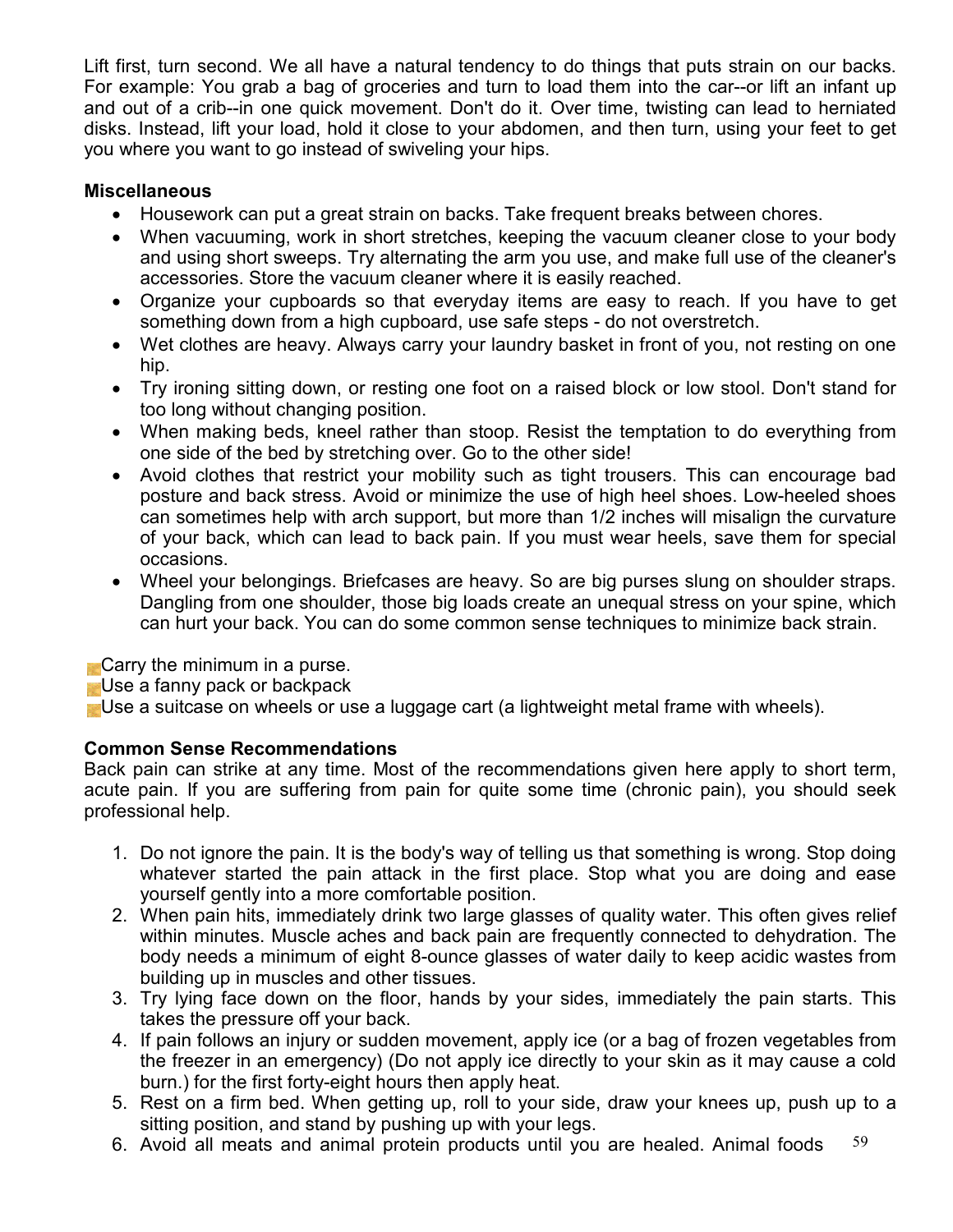Lift first, turn second. We all have a natural tendency to do things that puts strain on our backs. For example: You grab a bag of groceries and turn to load them into the car--or lift an infant up and out of a crib--in one quick movement. Don't do it. Over time, twisting can lead to herniated disks. Instead, lift your load, hold it close to your abdomen, and then turn, using your feet to get you where you want to go instead of swiveling your hips.

**Miscellaneous**

- Housework can put a great strain on backs. Take frequent breaks between chores.
- When vacuuming, work in short stretches, keeping the vacuum cleaner close to your body and using short sweeps. Try alternating the arm you use, and make full use of the cleaner's accessories. Store the vacuum cleaner where it is easily reached.
- Organize your cupboards so that everyday items are easy to reach. If you have to get something down from a high cupboard, use safe steps - do not overstretch.
- Wet clothes are heavy. Always carry your laundry basket in front of you, not resting on one hip.
- Try ironing sitting down, or resting one foot on a raised block or low stool. Don't stand for too long without changing position.
- When making beds, kneel rather than stoop. Resist the temptation to do everything from one side of the bed by stretching over. Go to the other side!
- Avoid clothes that restrict your mobility such as tight trousers. This can encourage bad posture and back stress. Avoid or minimize the use of high heel shoes. Low-heeled shoes can sometimes help with arch support, but more than 1/2 inches will misalign the curvature of your back, which can lead to back pain. If you must wear heels, save them for special occasions.
- Wheel your belongings. Briefcases are heavy. So are big purses slung on shoulder straps. Dangling from one shoulder, those big loads create an unequal stress on your spine, which can hurt your back. You can do some common sense techniques to minimize back strain.

- Carry the minimum in a purse.
- Use a fanny pack or backpack
- Use a suitcase on wheels or use a luggage cart (a lightweight metal frame with wheels).

**Common Sense Recommendations**

Back pain can strike at any time. Most of the recommendations given here apply to short term, acute pain. If you are suffering from pain for quite some time (chronic pain), you should seek professional help.

1. Do not ignore the pain. It is the body's way of telling us that something is wrong. Stop doing whatever started the pain attack in the first place. Stop what you are doing and ease yourself gently into a more comfortable position.
2. When pain hits, immediately drink two large glasses of quality water. This often gives relief within minutes. Muscle aches and back pain are frequently connected to dehydration. The body needs a minimum of eight 8-ounce glasses of water daily to keep acidic wastes from building up in muscles and other tissues.
3. Try lying face down on the floor, hands by your sides, immediately the pain starts. This takes the pressure off your back.
4. If pain follows an injury or sudden movement, apply ice (or a bag of frozen vegetables from the freezer in an emergency) (Do not apply ice directly to your skin as it may cause a cold burn.) for the first forty-eight hours then apply heat.
5. Rest on a firm bed. When getting up, roll to your side, draw your knees up, push up to a sitting position, and stand by pushing up with your legs.
6. Avoid all meats and animal protein products until you are healed. Animal foods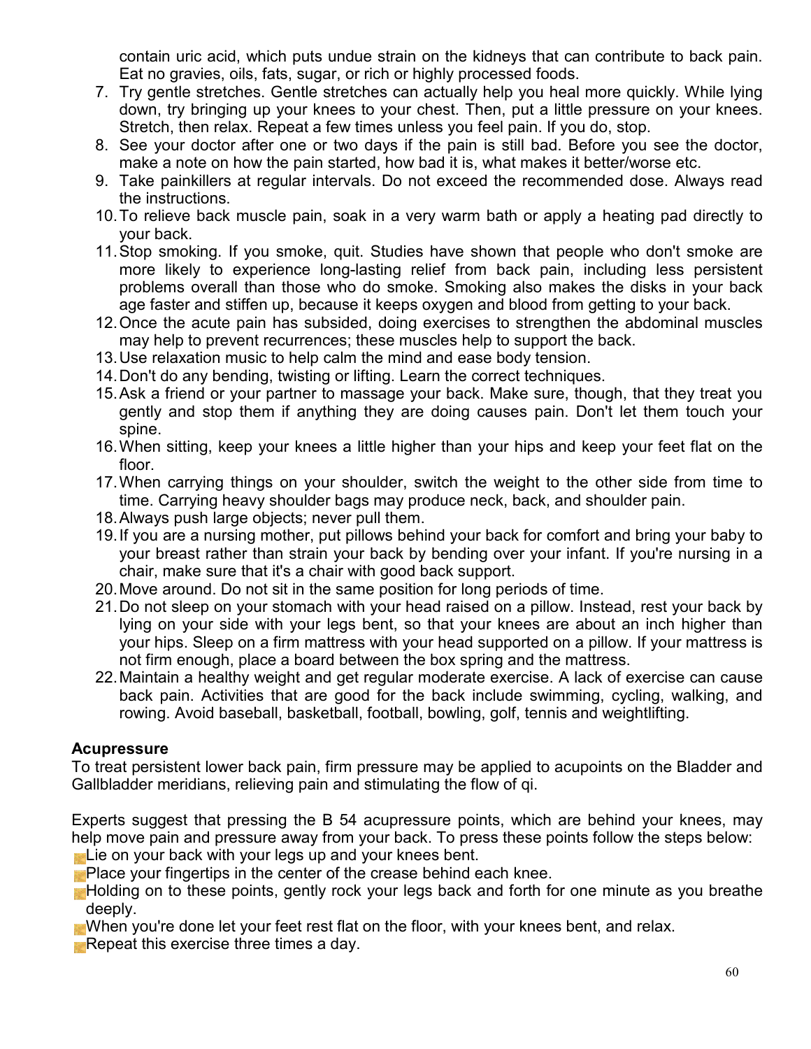contain uric acid, which puts undue strain on the kidneys that can contribute to back pain. Eat no gravies, oils, fats, sugar, or rich or highly processed foods.

7. Try gentle stretches. Gentle stretches can actually help you heal more quickly. While lying down, try bringing up your knees to your chest. Then, put a little pressure on your knees. Stretch, then relax. Repeat a few times unless you feel pain. If you do, stop.
8. See your doctor after one or two days if the pain is still bad. Before you see the doctor, make a note on how the pain started, how bad it is, what makes it better/worse etc.
9. Take painkillers at regular intervals. Do not exceed the recommended dose. Always read the instructions.
10. To relieve back muscle pain, soak in a very warm bath or apply a heating pad directly to your back.
11. Stop smoking. If you smoke, quit. Studies have shown that people who don't smoke are more likely to experience long-lasting relief from back pain, including less persistent problems overall than those who do smoke. Smoking also makes the disks in your back age faster and stiffen up, because it keeps oxygen and blood from getting to your back.
12. Once the acute pain has subsided, doing exercises to strengthen the abdominal muscles may help to prevent recurrences; these muscles help to support the back.
13. Use relaxation music to help calm the mind and ease body tension.
14. Don't do any bending, twisting or lifting. Learn the correct techniques.
15. Ask a friend or your partner to massage your back. Make sure, though, that they treat you gently and stop them if anything they are doing causes pain. Don't let them touch your spine.
16. When sitting, keep your knees a little higher than your hips and keep your feet flat on the floor.
17. When carrying things on your shoulder, switch the weight to the other side from time to time. Carrying heavy shoulder bags may produce neck, back, and shoulder pain.
18. Always push large objects; never pull them.
19. If you are a nursing mother, put pillows behind your back for comfort and bring your baby to your breast rather than strain your back by bending over your infant. If you're nursing in a chair, make sure that it's a chair with good back support.
20. Move around. Do not sit in the same position for long periods of time.
21. Do not sleep on your stomach with your head raised on a pillow. Instead, rest your back by lying on your side with your legs bent, so that your knees are about an inch higher than your hips. Sleep on a firm mattress with your head supported on a pillow. If your mattress is not firm enough, place a board between the box spring and the mattress.
22. Maintain a healthy weight and get regular moderate exercise. A lack of exercise can cause back pain. Activities that are good for the back include swimming, cycling, walking, and rowing. Avoid baseball, basketball, football, bowling, golf, tennis and weightlifting.

**Acupressure**

To treat persistent lower back pain, firm pressure may be applied to acupoints on the Bladder and Gallbladder meridians, relieving pain and stimulating the flow of qi.

Experts suggest that pressing the B 54 acupressure points, which are behind your knees, may help move pain and pressure away from your back. To press these points follow the steps below:

- Lie on your back with your legs up and your knees bent.
- Place your fingertips in the center of the crease behind each knee.
- Holding on to these points, gently rock your legs back and forth for one minute as you breathe deeply.
- When you're done let your feet rest flat on the floor, with your knees bent, and relax.
- Repeat this exercise three times a day.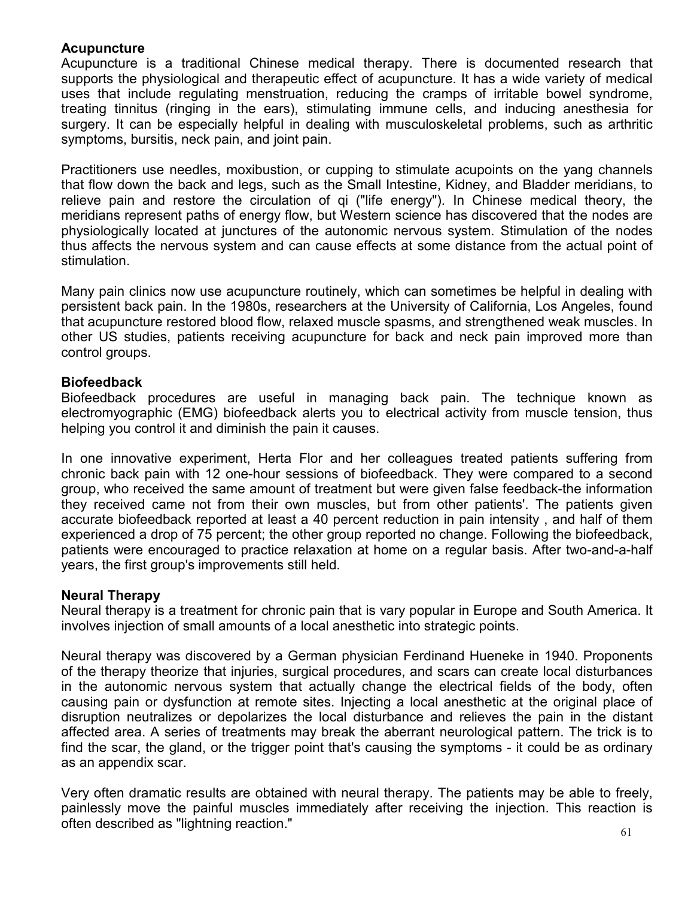**Acupuncture**

Acupuncture is a traditional Chinese medical therapy. There is documented research that supports the physiological and therapeutic effect of acupuncture. It has a wide variety of medical uses that include regulating menstruation, reducing the cramps of irritable bowel syndrome, treating tinnitus (ringing in the ears), stimulating immune cells, and inducing anesthesia for surgery. It can be especially helpful in dealing with musculoskeletal problems, such as arthritic symptoms, bursitis, neck pain, and joint pain.

Practitioners use needles, moxibustion, or cupping to stimulate acupoints on the yang channels that flow down the back and legs, such as the Small Intestine, Kidney, and Bladder meridians, to relieve pain and restore the circulation of qi ("life energy"). In Chinese medical theory, the meridians represent paths of energy flow, but Western science has discovered that the nodes are physiologically located at junctures of the autonomic nervous system. Stimulation of the nodes thus affects the nervous system and can cause effects at some distance from the actual point of stimulation.

Many pain clinics now use acupuncture routinely, which can sometimes be helpful in dealing with persistent back pain. In the 1980s, researchers at the University of California, Los Angeles, found that acupuncture restored blood flow, relaxed muscle spasms, and strengthened weak muscles. In other US studies, patients receiving acupuncture for back and neck pain improved more than control groups.

**Biofeedback**

Biofeedback procedures are useful in managing back pain. The technique known as electromyographic (EMG) biofeedback alerts you to electrical activity from muscle tension, thus helping you control it and diminish the pain it causes.

In one innovative experiment, Herta Flor and her colleagues treated patients suffering from chronic back pain with 12 one-hour sessions of biofeedback. They were compared to a second group, who received the same amount of treatment but were given false feedback-the information they received came not from their own muscles, but from other patients'. The patients given accurate biofeedback reported at least a 40 percent reduction in pain intensity , and half of them experienced a drop of 75 percent; the other group reported no change. Following the biofeedback, patients were encouraged to practice relaxation at home on a regular basis. After two-and-a-half years, the first group's improvements still held.

**Neural Therapy**

Neural therapy is a treatment for chronic pain that is vary popular in Europe and South America. It involves injection of small amounts of a local anesthetic into strategic points.

Neural therapy was discovered by a German physician Ferdinand Hueneke in 1940. Proponents of the therapy theorize that injuries, surgical procedures, and scars can create local disturbances in the autonomic nervous system that actually change the electrical fields of the body, often causing pain or dysfunction at remote sites. Injecting a local anesthetic at the original place of disruption neutralizes or depolarizes the local disturbance and relieves the pain in the distant affected area. A series of treatments may break the aberrant neurological pattern. The trick is to find the scar, the gland, or the trigger point that's causing the symptoms - it could be as ordinary as an appendix scar.

Very often dramatic results are obtained with neural therapy. The patients may be able to freely, painlessly move the painful muscles immediately after receiving the injection. This reaction is often described as "lightning reaction."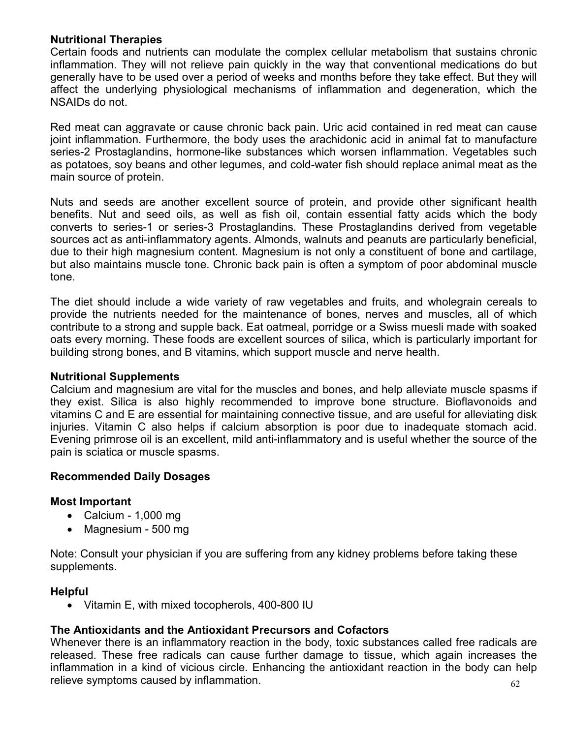**Nutritional Therapies**

Certain foods and nutrients can modulate the complex cellular metabolism that sustains chronic inflammation. They will not relieve pain quickly in the way that conventional medications do but generally have to be used over a period of weeks and months before they take effect. But they will affect the underlying physiological mechanisms of inflammation and degeneration, which the NSAIDs do not.

Red meat can aggravate or cause chronic back pain. Uric acid contained in red meat can cause joint inflammation. Furthermore, the body uses the arachidonic acid in animal fat to manufacture series-2 Prostaglandins, hormone-like substances which worsen inflammation. Vegetables such as potatoes, soy beans and other legumes, and cold-water fish should replace animal meat as the main source of protein.

Nuts and seeds are another excellent source of protein, and provide other significant health benefits. Nut and seed oils, as well as fish oil, contain essential fatty acids which the body converts to series-1 or series-3 Prostaglandins. These Prostaglandins derived from vegetable sources act as anti-inflammatory agents. Almonds, walnuts and peanuts are particularly beneficial, due to their high magnesium content. Magnesium is not only a constituent of bone and cartilage, but also maintains muscle tone. Chronic back pain is often a symptom of poor abdominal muscle tone.

The diet should include a wide variety of raw vegetables and fruits, and wholegrain cereals to provide the nutrients needed for the maintenance of bones, nerves and muscles, all of which contribute to a strong and supple back. Eat oatmeal, porridge or a Swiss muesli made with soaked oats every morning. These foods are excellent sources of silica, which is particularly important for building strong bones, and B vitamins, which support muscle and nerve health.

**Nutritional Supplements**

Calcium and magnesium are vital for the muscles and bones, and help alleviate muscle spasms if they exist. Silica is also highly recommended to improve bone structure. Bioflavonoids and vitamins C and E are essential for maintaining connective tissue, and are useful for alleviating disk injuries. Vitamin C also helps if calcium absorption is poor due to inadequate stomach acid. Evening primrose oil is an excellent, mild anti-inflammatory and is useful whether the source of the pain is sciatica or muscle spasms.

**Recommended Daily Dosages**

**Most Important**

- Calcium - 1,000 mg
- Magnesium - 500 mg

Note: Consult your physician if you are suffering from any kidney problems before taking these supplements.

**Helpful**

- Vitamin E, with mixed tocopherols, 400-800 IU

**The Antioxidants and the Antioxidant Precursors and Cofactors**

Whenever there is an inflammatory reaction in the body, toxic substances called free radicals are released. These free radicals can cause further damage to tissue, which again increases the inflammation in a kind of vicious circle. Enhancing the antioxidant reaction in the body can help relieve symptoms caused by inflammation.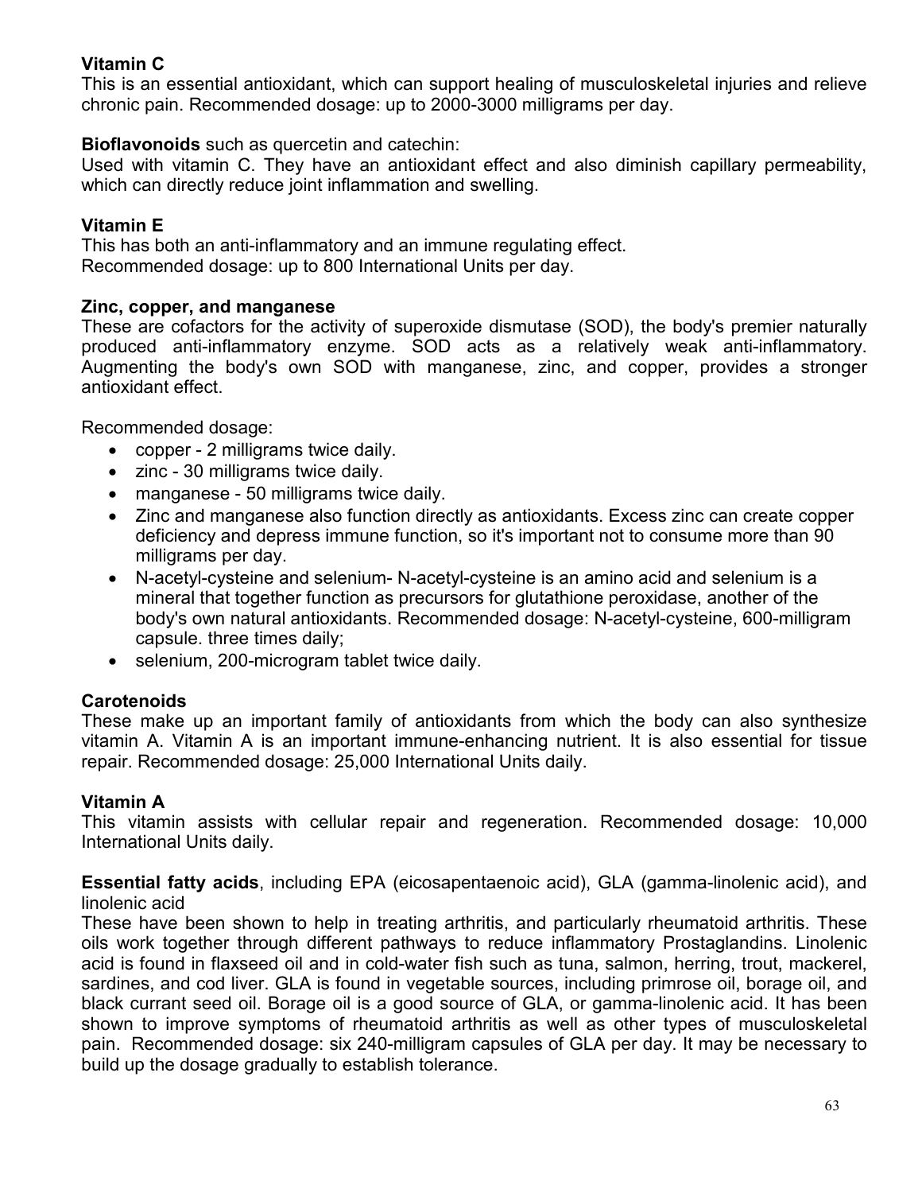**Vitamin C**
This is an essential antioxidant, which can support healing of musculoskeletal injuries and relieve chronic pain. Recommended dosage: up to 2000-3000 milligrams per day.

**Bioflavonoids** such as quercetin and catechin:
Used with vitamin C. They have an antioxidant effect and also diminish capillary permeability, which can directly reduce joint inflammation and swelling.

**Vitamin E**
This has both an anti-inflammatory and an immune regulating effect.
Recommended dosage: up to 800 International Units per day.

**Zinc, copper, and manganese**
These are cofactors for the activity of superoxide dismutase (SOD), the body's premier naturally produced anti-inflammatory enzyme. SOD acts as a relatively weak anti-inflammatory. Augmenting the body's own SOD with manganese, zinc, and copper, provides a stronger antioxidant effect.

Recommended dosage:

- copper - 2 milligrams twice daily.
- zinc - 30 milligrams twice daily.
- manganese - 50 milligrams twice daily.
- Zinc and manganese also function directly as antioxidants. Excess zinc can create copper deficiency and depress immune function, so it's important not to consume more than 90 milligrams per day.
- N-acetyl-cysteine and selenium- N-acetyl-cysteine is an amino acid and selenium is a mineral that together function as precursors for glutathione peroxidase, another of the body's own natural antioxidants. Recommended dosage: N-acetyl-cysteine, 600-milligram capsule. three times daily;
- selenium, 200-microgram tablet twice daily.

**Carotenoids**
These make up an important family of antioxidants from which the body can also synthesize vitamin A. Vitamin A is an important immune-enhancing nutrient. It is also essential for tissue repair. Recommended dosage: 25,000 International Units daily.

**Vitamin A**
This vitamin assists with cellular repair and regeneration. Recommended dosage: 10,000 International Units daily.

**Essential fatty acids**, including EPA (eicosapentaenoic acid), GLA (gamma-linolenic acid), and linolenic acid
These have been shown to help in treating arthritis, and particularly rheumatoid arthritis. These oils work together through different pathways to reduce inflammatory Prostaglandins. Linolenic acid is found in flaxseed oil and in cold-water fish such as tuna, salmon, herring, trout, mackerel, sardines, and cod liver. GLA is found in vegetable sources, including primrose oil, borage oil, and black currant seed oil. Borage oil is a good source of GLA, or gamma-linolenic acid. It has been shown to improve symptoms of rheumatoid arthritis as well as other types of musculoskeletal pain. Recommended dosage: six 240-milligram capsules of GLA per day. It may be necessary to build up the dosage gradually to establish tolerance.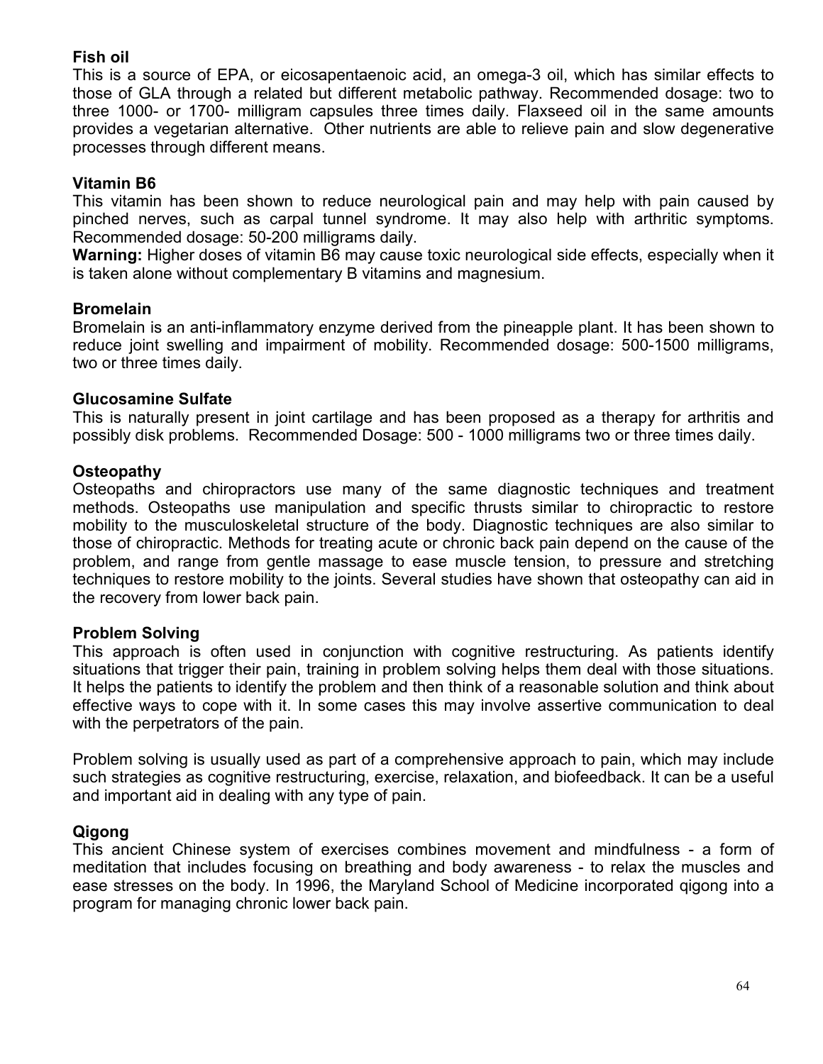**Fish oil**
This is a source of EPA, or eicosapentaenoic acid, an omega-3 oil, which has similar effects to those of GLA through a related but different metabolic pathway. Recommended dosage: two to three 1000- or 1700- milligram capsules three times daily. Flaxseed oil in the same amounts provides a vegetarian alternative. Other nutrients are able to relieve pain and slow degenerative processes through different means.

**Vitamin B6**
This vitamin has been shown to reduce neurological pain and may help with pain caused by pinched nerves, such as carpal tunnel syndrome. It may also help with arthritic symptoms. Recommended dosage: 50-200 milligrams daily.
**Warning:** Higher doses of vitamin B6 may cause toxic neurological side effects, especially when it is taken alone without complementary B vitamins and magnesium.

**Bromelain**
Bromelain is an anti-inflammatory enzyme derived from the pineapple plant. It has been shown to reduce joint swelling and impairment of mobility. Recommended dosage: 500-1500 milligrams, two or three times daily.

**Glucosamine Sulfate**
This is naturally present in joint cartilage and has been proposed as a therapy for arthritis and possibly disk problems. Recommended Dosage: 500 - 1000 milligrams two or three times daily.

**Osteopathy**
Osteopaths and chiropractors use many of the same diagnostic techniques and treatment methods. Osteopaths use manipulation and specific thrusts similar to chiropractic to restore mobility to the musculoskeletal structure of the body. Diagnostic techniques are also similar to those of chiropractic. Methods for treating acute or chronic back pain depend on the cause of the problem, and range from gentle massage to ease muscle tension, to pressure and stretching techniques to restore mobility to the joints. Several studies have shown that osteopathy can aid in the recovery from lower back pain.

**Problem Solving**
This approach is often used in conjunction with cognitive restructuring. As patients identify situations that trigger their pain, training in problem solving helps them deal with those situations. It helps the patients to identify the problem and then think of a reasonable solution and think about effective ways to cope with it. In some cases this may involve assertive communication to deal with the perpetrators of the pain.

Problem solving is usually used as part of a comprehensive approach to pain, which may include such strategies as cognitive restructuring, exercise, relaxation, and biofeedback. It can be a useful and important aid in dealing with any type of pain.

**Qigong**
This ancient Chinese system of exercises combines movement and mindfulness - a form of meditation that includes focusing on breathing and body awareness - to relax the muscles and ease stresses on the body. In 1996, the Maryland School of Medicine incorporated qigong into a program for managing chronic lower back pain.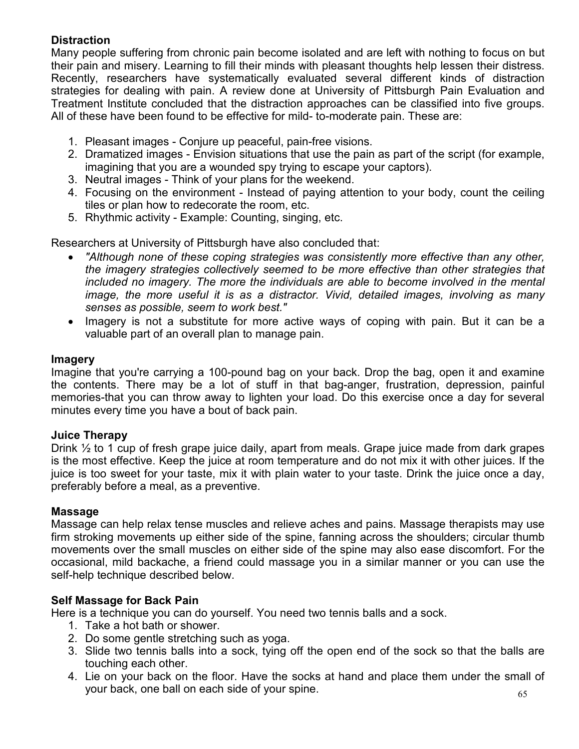**Distraction**

Many people suffering from chronic pain become isolated and are left with nothing to focus on but their pain and misery. Learning to fill their minds with pleasant thoughts help lessen their distress. Recently, researchers have systematically evaluated several different kinds of distraction strategies for dealing with pain. A review done at University of Pittsburgh Pain Evaluation and Treatment Institute concluded that the distraction approaches can be classified into five groups. All of these have been found to be effective for mild- to-moderate pain. These are:

1. Pleasant images - Conjure up peaceful, pain-free visions.
2. Dramatized images - Envision situations that use the pain as part of the script (for example, imagining that you are a wounded spy trying to escape your captors).
3. Neutral images - Think of your plans for the weekend.
4. Focusing on the environment - Instead of paying attention to your body, count the ceiling tiles or plan how to redecorate the room, etc.
5. Rhythmic activity - Example: Counting, singing, etc.

Researchers at University of Pittsburgh have also concluded that:

- *"Although none of these coping strategies was consistently more effective than any other, the imagery strategies collectively seemed to be more effective than other strategies that included no imagery. The more the individuals are able to become involved in the mental image, the more useful it is as a distractor. Vivid, detailed images, involving as many senses as possible, seem to work best."*
- Imagery is not a substitute for more active ways of coping with pain. But it can be a valuable part of an overall plan to manage pain.

**Imagery**

Imagine that you're carrying a 100-pound bag on your back. Drop the bag, open it and examine the contents. There may be a lot of stuff in that bag-anger, frustration, depression, painful memories-that you can throw away to lighten your load. Do this exercise once a day for several minutes every time you have a bout of back pain.

**Juice Therapy**

Drink ½ to 1 cup of fresh grape juice daily, apart from meals. Grape juice made from dark grapes is the most effective. Keep the juice at room temperature and do not mix it with other juices. If the juice is too sweet for your taste, mix it with plain water to your taste. Drink the juice once a day, preferably before a meal, as a preventive.

**Massage**

Massage can help relax tense muscles and relieve aches and pains. Massage therapists may use firm stroking movements up either side of the spine, fanning across the shoulders; circular thumb movements over the small muscles on either side of the spine may also ease discomfort. For the occasional, mild backache, a friend could massage you in a similar manner or you can use the self-help technique described below.

**Self Massage for Back Pain**

Here is a technique you can do yourself. You need two tennis balls and a sock.

1. Take a hot bath or shower.
2. Do some gentle stretching such as yoga.
3. Slide two tennis balls into a sock, tying off the open end of the sock so that the balls are touching each other.
4. Lie on your back on the floor. Have the socks at hand and place them under the small of your back, one ball on each side of your spine.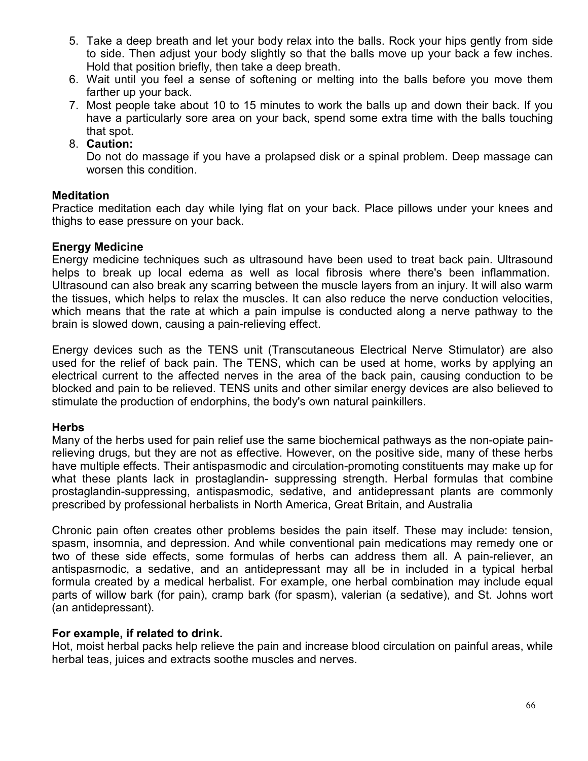5. Take a deep breath and let your body relax into the balls. Rock your hips gently from side to side. Then adjust your body slightly so that the balls move up your back a few inches. Hold that position briefly, then take a deep breath.
6. Wait until you feel a sense of softening or melting into the balls before you move them farther up your back.
7. Most people take about 10 to 15 minutes to work the balls up and down their back. If you have a particularly sore area on your back, spend some extra time with the balls touching that spot.
8. **Caution:**
   Do not do massage if you have a prolapsed disk or a spinal problem. Deep massage can worsen this condition.

**Meditation**
Practice meditation each day while lying flat on your back. Place pillows under your knees and thighs to ease pressure on your back.

**Energy Medicine**
Energy medicine techniques such as ultrasound have been used to treat back pain. Ultrasound helps to break up local edema as well as local fibrosis where there's been inflammation. Ultrasound can also break any scarring between the muscle layers from an injury. It will also warm the tissues, which helps to relax the muscles. It can also reduce the nerve conduction velocities, which means that the rate at which a pain impulse is conducted along a nerve pathway to the brain is slowed down, causing a pain-relieving effect.

Energy devices such as the TENS unit (Transcutaneous Electrical Nerve Stimulator) are also used for the relief of back pain. The TENS, which can be used at home, works by applying an electrical current to the affected nerves in the area of the back pain, causing conduction to be blocked and pain to be relieved. TENS units and other similar energy devices are also believed to stimulate the production of endorphins, the body's own natural painkillers.

**Herbs**
Many of the herbs used for pain relief use the same biochemical pathways as the non-opiate pain-relieving drugs, but they are not as effective. However, on the positive side, many of these herbs have multiple effects. Their antispasmodic and circulation-promoting constituents may make up for what these plants lack in prostaglandin- suppressing strength. Herbal formulas that combine prostaglandin-suppressing, antispasmodic, sedative, and antidepressant plants are commonly prescribed by professional herbalists in North America, Great Britain, and Australia

Chronic pain often creates other problems besides the pain itself. These may include: tension, spasm, insomnia, and depression. And while conventional pain medications may remedy one or two of these side effects, some formulas of herbs can address them all. A pain-reliever, an antispasrnodic, a sedative, and an antidepressant may all be in included in a typical herbal formula created by a medical herbalist. For example, one herbal combination may include equal parts of willow bark (for pain), cramp bark (for spasm), valerian (a sedative), and St. Johns wort (an antidepressant).

**For example, if related to drink.**
Hot, moist herbal packs help relieve the pain and increase blood circulation on painful areas, while herbal teas, juices and extracts soothe muscles and nerves.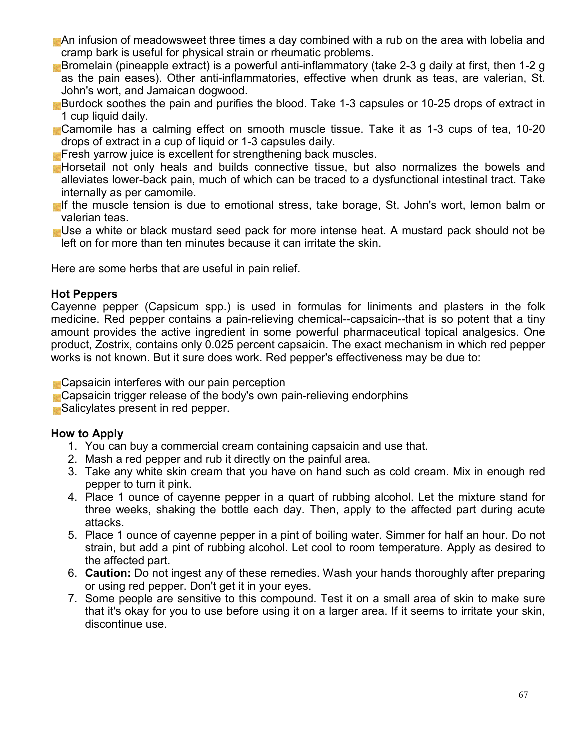- An infusion of meadowsweet three times a day combined with a rub on the area with lobelia and cramp bark is useful for physical strain or rheumatic problems.
- Bromelain (pineapple extract) is a powerful anti-inflammatory (take 2-3 g daily at first, then 1-2 g as the pain eases). Other anti-inflammatories, effective when drunk as teas, are valerian, St. John's wort, and Jamaican dogwood.
- Burdock soothes the pain and purifies the blood. Take 1-3 capsules or 10-25 drops of extract in 1 cup liquid daily.
- Camomile has a calming effect on smooth muscle tissue. Take it as 1-3 cups of tea, 10-20 drops of extract in a cup of liquid or 1-3 capsules daily.
- Fresh yarrow juice is excellent for strengthening back muscles.
- Horsetail not only heals and builds connective tissue, but also normalizes the bowels and alleviates lower-back pain, much of which can be traced to a dysfunctional intestinal tract. Take internally as per camomile.
- If the muscle tension is due to emotional stress, take borage, St. John's wort, lemon balm or valerian teas.
- Use a white or black mustard seed pack for more intense heat. A mustard pack should not be left on for more than ten minutes because it can irritate the skin.

Here are some herbs that are useful in pain relief.

**Hot Peppers**

Cayenne pepper (Capsicum spp.) is used in formulas for liniments and plasters in the folk medicine. Red pepper contains a pain-relieving chemical--capsaicin--that is so potent that a tiny amount provides the active ingredient in some powerful pharmaceutical topical analgesics. One product, Zostrix, contains only 0.025 percent capsaicin. The exact mechanism in which red pepper works is not known. But it sure does work. Red pepper's effectiveness may be due to:

- Capsaicin interferes with our pain perception
- Capsaicin trigger release of the body's own pain-relieving endorphins
- Salicylates present in red pepper.

**How to Apply**

1. You can buy a commercial cream containing capsaicin and use that.
2. Mash a red pepper and rub it directly on the painful area.
3. Take any white skin cream that you have on hand such as cold cream. Mix in enough red pepper to turn it pink.
4. Place 1 ounce of cayenne pepper in a quart of rubbing alcohol. Let the mixture stand for three weeks, shaking the bottle each day. Then, apply to the affected part during acute attacks.
5. Place 1 ounce of cayenne pepper in a pint of boiling water. Simmer for half an hour. Do not strain, but add a pint of rubbing alcohol. Let cool to room temperature. Apply as desired to the affected part.
6. **Caution:** Do not ingest any of these remedies. Wash your hands thoroughly after preparing or using red pepper. Don't get it in your eyes.
7. Some people are sensitive to this compound. Test it on a small area of skin to make sure that it's okay for you to use before using it on a larger area. If it seems to irritate your skin, discontinue use.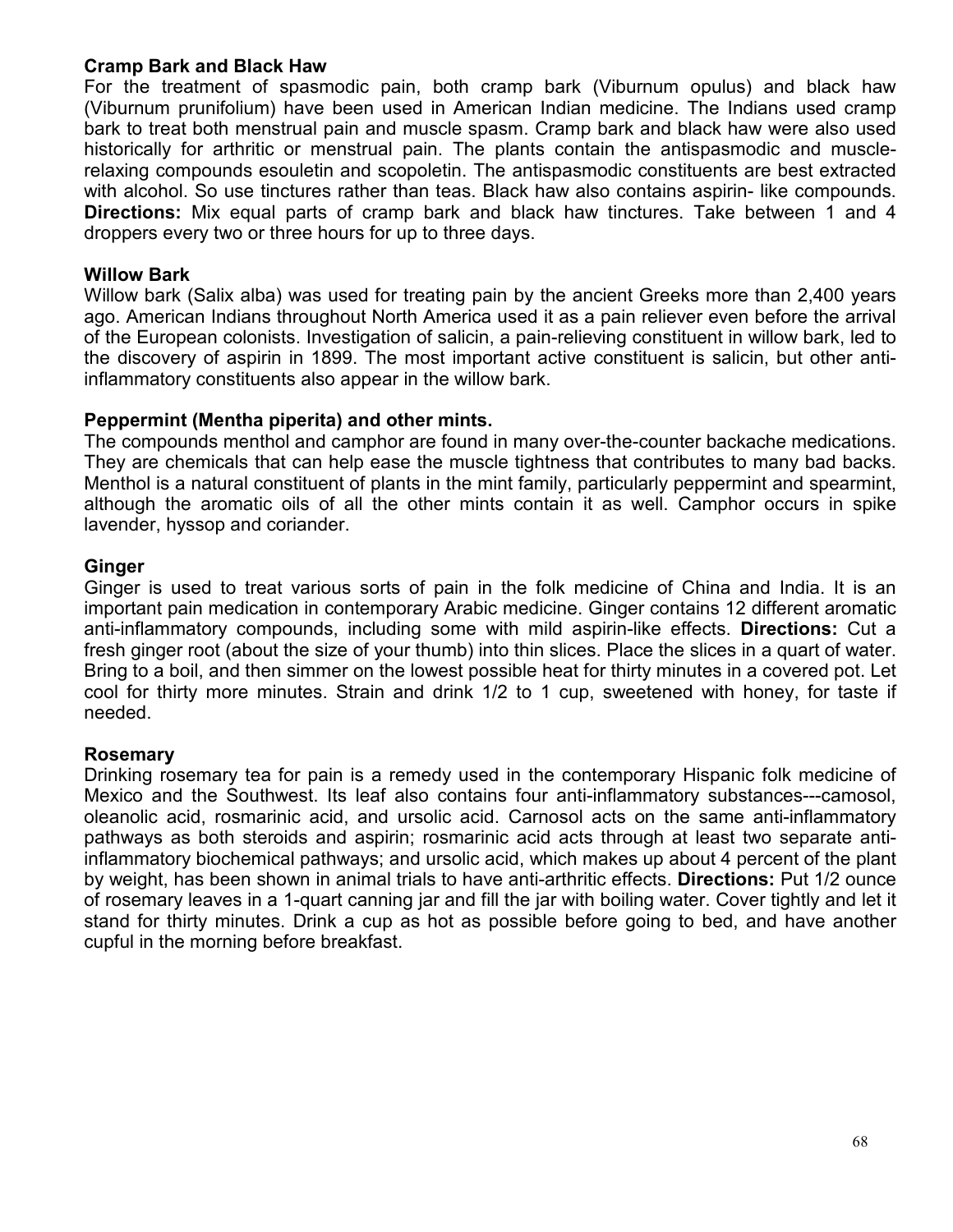**Cramp Bark and Black Haw**

For the treatment of spasmodic pain, both cramp bark (Viburnum opulus) and black haw (Viburnum prunifolium) have been used in American Indian medicine. The Indians used cramp bark to treat both menstrual pain and muscle spasm. Cramp bark and black haw were also used historically for arthritic or menstrual pain. The plants contain the antispasmodic and muscle-relaxing compounds esouletin and scopoletin. The antispasmodic constituents are best extracted with alcohol. So use tinctures rather than teas. Black haw also contains aspirin- like compounds. **Directions:** Mix equal parts of cramp bark and black haw tinctures. Take between 1 and 4 droppers every two or three hours for up to three days.

**Willow Bark**

Willow bark (Salix alba) was used for treating pain by the ancient Greeks more than 2,400 years ago. American Indians throughout North America used it as a pain reliever even before the arrival of the European colonists. Investigation of salicin, a pain-relieving constituent in willow bark, led to the discovery of aspirin in 1899. The most important active constituent is salicin, but other anti-inflammatory constituents also appear in the willow bark.

**Peppermint (Mentha piperita) and other mints.**

The compounds menthol and camphor are found in many over-the-counter backache medications. They are chemicals that can help ease the muscle tightness that contributes to many bad backs. Menthol is a natural constituent of plants in the mint family, particularly peppermint and spearmint, although the aromatic oils of all the other mints contain it as well. Camphor occurs in spike lavender, hyssop and coriander.

**Ginger**

Ginger is used to treat various sorts of pain in the folk medicine of China and India. It is an important pain medication in contemporary Arabic medicine. Ginger contains 12 different aromatic anti-inflammatory compounds, including some with mild aspirin-like effects. **Directions:** Cut a fresh ginger root (about the size of your thumb) into thin slices. Place the slices in a quart of water. Bring to a boil, and then simmer on the lowest possible heat for thirty minutes in a covered pot. Let cool for thirty more minutes. Strain and drink 1/2 to 1 cup, sweetened with honey, for taste if needed.

**Rosemary**

Drinking rosemary tea for pain is a remedy used in the contemporary Hispanic folk medicine of Mexico and the Southwest. Its leaf also contains four anti-inflammatory substances---camosol, oleanolic acid, rosmarinic acid, and ursolic acid. Carnosol acts on the same anti-inflammatory pathways as both steroids and aspirin; rosmarinic acid acts through at least two separate anti-inflammatory biochemical pathways; and ursolic acid, which makes up about 4 percent of the plant by weight, has been shown in animal trials to have anti-arthritic effects. **Directions:** Put 1/2 ounce of rosemary leaves in a 1-quart canning jar and fill the jar with boiling water. Cover tightly and let it stand for thirty minutes. Drink a cup as hot as possible before going to bed, and have another cupful in the morning before breakfast.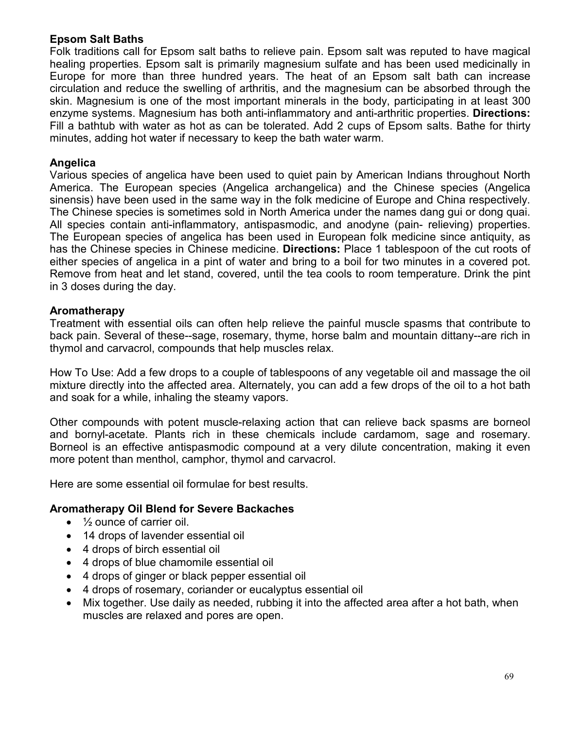**Epsom Salt Baths**

Folk traditions call for Epsom salt baths to relieve pain. Epsom salt was reputed to have magical healing properties. Epsom salt is primarily magnesium sulfate and has been used medicinally in Europe for more than three hundred years. The heat of an Epsom salt bath can increase circulation and reduce the swelling of arthritis, and the magnesium can be absorbed through the skin. Magnesium is one of the most important minerals in the body, participating in at least 300 enzyme systems. Magnesium has both anti-inflammatory and anti-arthritic properties. **Directions:** Fill a bathtub with water as hot as can be tolerated. Add 2 cups of Epsom salts. Bathe for thirty minutes, adding hot water if necessary to keep the bath water warm.

**Angelica**

Various species of angelica have been used to quiet pain by American Indians throughout North America. The European species (Angelica archangelica) and the Chinese species (Angelica sinensis) have been used in the same way in the folk medicine of Europe and China respectively. The Chinese species is sometimes sold in North America under the names dang gui or dong quai. All species contain anti-inflammatory, antispasmodic, and anodyne (pain- relieving) properties. The European species of angelica has been used in European folk medicine since antiquity, as has the Chinese species in Chinese medicine. **Directions:** Place 1 tablespoon of the cut roots of either species of angelica in a pint of water and bring to a boil for two minutes in a covered pot. Remove from heat and let stand, covered, until the tea cools to room temperature. Drink the pint in 3 doses during the day.

**Aromatherapy**

Treatment with essential oils can often help relieve the painful muscle spasms that contribute to back pain. Several of these--sage, rosemary, thyme, horse balm and mountain dittany--are rich in thymol and carvacrol, compounds that help muscles relax.

How To Use: Add a few drops to a couple of tablespoons of any vegetable oil and massage the oil mixture directly into the affected area. Alternately, you can add a few drops of the oil to a hot bath and soak for a while, inhaling the steamy vapors.

Other compounds with potent muscle-relaxing action that can relieve back spasms are borneol and bornyl-acetate. Plants rich in these chemicals include cardamom, sage and rosemary. Borneol is an effective antispasmodic compound at a very dilute concentration, making it even more potent than menthol, camphor, thymol and carvacrol.

Here are some essential oil formulae for best results.

**Aromatherapy Oil Blend for Severe Backaches**

- ½ ounce of carrier oil.
- 14 drops of lavender essential oil
- 4 drops of birch essential oil
- 4 drops of blue chamomile essential oil
- 4 drops of ginger or black pepper essential oil
- 4 drops of rosemary, coriander or eucalyptus essential oil
- Mix together. Use daily as needed, rubbing it into the affected area after a hot bath, when muscles are relaxed and pores are open.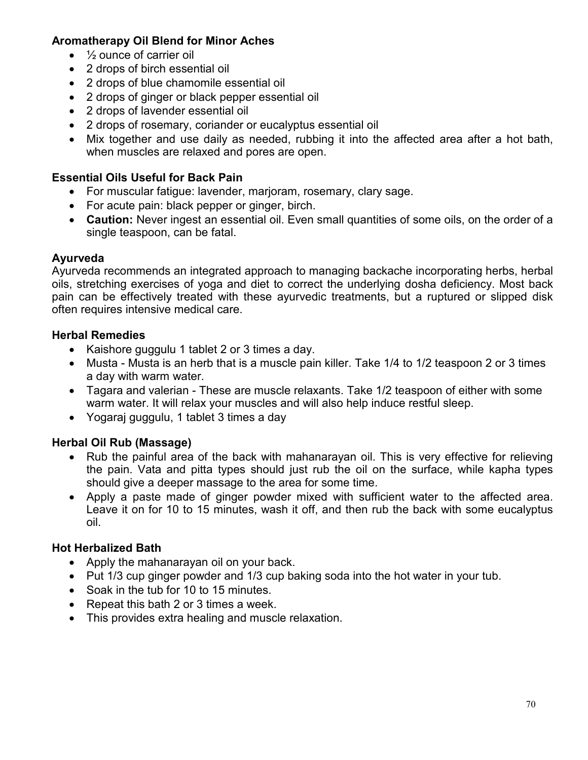**Aromatherapy Oil Blend for Minor Aches**

- ½ ounce of carrier oil
- 2 drops of birch essential oil
- 2 drops of blue chamomile essential oil
- 2 drops of ginger or black pepper essential oil
- 2 drops of lavender essential oil
- 2 drops of rosemary, coriander or eucalyptus essential oil
- Mix together and use daily as needed, rubbing it into the affected area after a hot bath, when muscles are relaxed and pores are open.

**Essential Oils Useful for Back Pain**

- For muscular fatigue: lavender, marjoram, rosemary, clary sage.
- For acute pain: black pepper or ginger, birch.
- **Caution:** Never ingest an essential oil. Even small quantities of some oils, on the order of a single teaspoon, can be fatal.

**Ayurveda**

Ayurveda recommends an integrated approach to managing backache incorporating herbs, herbal oils, stretching exercises of yoga and diet to correct the underlying dosha deficiency. Most back pain can be effectively treated with these ayurvedic treatments, but a ruptured or slipped disk often requires intensive medical care.

**Herbal Remedies**

- Kaishore guggulu 1 tablet 2 or 3 times a day.
- Musta - Musta is an herb that is a muscle pain killer. Take 1/4 to 1/2 teaspoon 2 or 3 times a day with warm water.
- Tagara and valerian - These are muscle relaxants. Take 1/2 teaspoon of either with some warm water. It will relax your muscles and will also help induce restful sleep.
- Yogaraj guggulu, 1 tablet 3 times a day

**Herbal Oil Rub (Massage)**

- Rub the painful area of the back with mahanarayan oil. This is very effective for relieving the pain. Vata and pitta types should just rub the oil on the surface, while kapha types should give a deeper massage to the area for some time.
- Apply a paste made of ginger powder mixed with sufficient water to the affected area. Leave it on for 10 to 15 minutes, wash it off, and then rub the back with some eucalyptus oil.

**Hot Herbalized Bath**

- Apply the mahanarayan oil on your back.
- Put 1/3 cup ginger powder and 1/3 cup baking soda into the hot water in your tub.
- Soak in the tub for 10 to 15 minutes.
- Repeat this bath 2 or 3 times a week.
- This provides extra healing and muscle relaxation.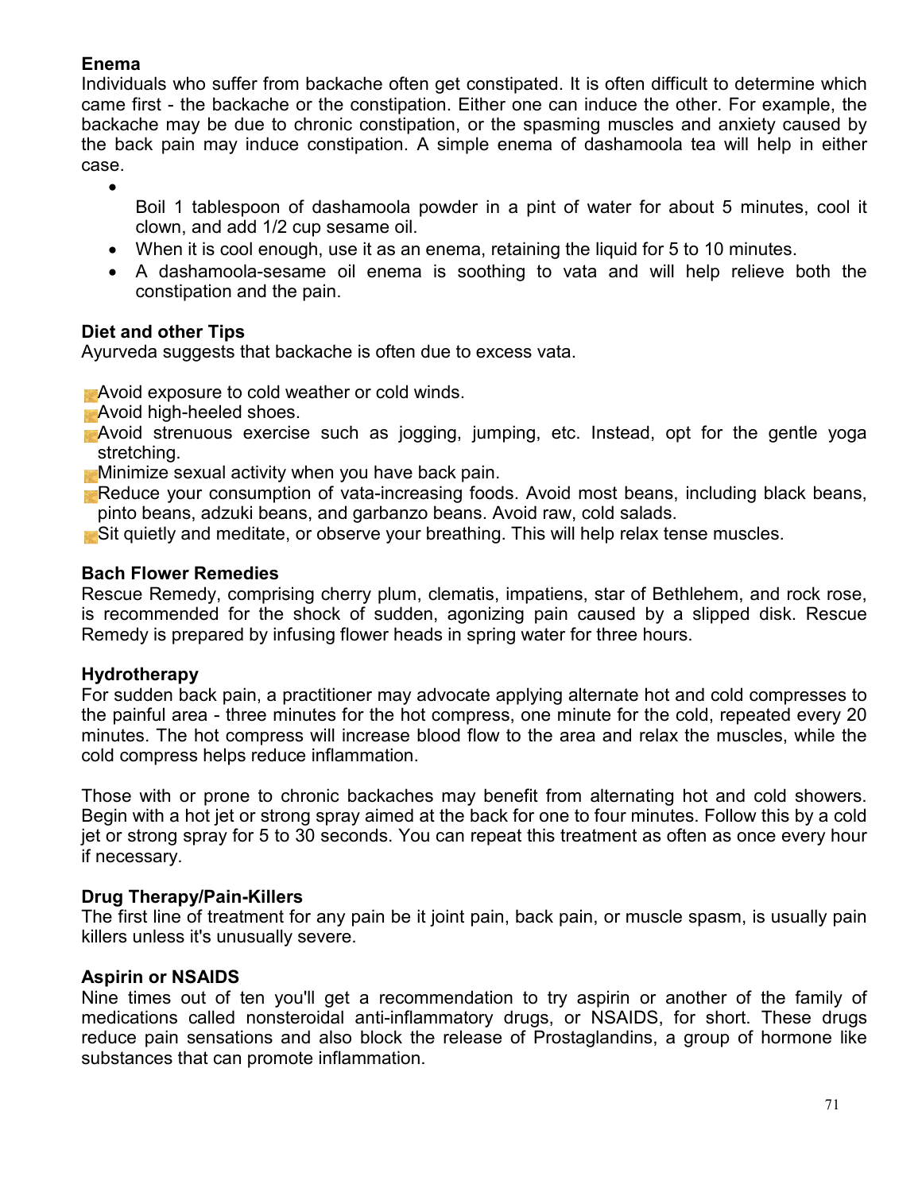**Enema**

Individuals who suffer from backache often get constipated. It is often difficult to determine which came first - the backache or the constipation. Either one can induce the other. For example, the backache may be due to chronic constipation, or the spasming muscles and anxiety caused by the back pain may induce constipation. A simple enema of dashamoola tea will help in either case.

- Boil 1 tablespoon of dashamoola powder in a pint of water for about 5 minutes, cool it clown, and add 1/2 cup sesame oil.
- When it is cool enough, use it as an enema, retaining the liquid for 5 to 10 minutes.
- A dashamoola-sesame oil enema is soothing to vata and will help relieve both the constipation and the pain.

**Diet and other Tips**

Ayurveda suggests that backache is often due to excess vata.

- Avoid exposure to cold weather or cold winds.
- Avoid high-heeled shoes.
- Avoid strenuous exercise such as jogging, jumping, etc. Instead, opt for the gentle yoga stretching.
- Minimize sexual activity when you have back pain.
- Reduce your consumption of vata-increasing foods. Avoid most beans, including black beans, pinto beans, adzuki beans, and garbanzo beans. Avoid raw, cold salads.
- Sit quietly and meditate, or observe your breathing. This will help relax tense muscles.

**Bach Flower Remedies**

Rescue Remedy, comprising cherry plum, clematis, impatiens, star of Bethlehem, and rock rose, is recommended for the shock of sudden, agonizing pain caused by a slipped disk. Rescue Remedy is prepared by infusing flower heads in spring water for three hours.

**Hydrotherapy**

For sudden back pain, a practitioner may advocate applying alternate hot and cold compresses to the painful area - three minutes for the hot compress, one minute for the cold, repeated every 20 minutes. The hot compress will increase blood flow to the area and relax the muscles, while the cold compress helps reduce inflammation.

Those with or prone to chronic backaches may benefit from alternating hot and cold showers. Begin with a hot jet or strong spray aimed at the back for one to four minutes. Follow this by a cold jet or strong spray for 5 to 30 seconds. You can repeat this treatment as often as once every hour if necessary.

**Drug Therapy/Pain-Killers**

The first line of treatment for any pain be it joint pain, back pain, or muscle spasm, is usually pain killers unless it's unusually severe.

**Aspirin or NSAIDS**

Nine times out of ten you'll get a recommendation to try aspirin or another of the family of medications called nonsteroidal anti-inflammatory drugs, or NSAIDS, for short. These drugs reduce pain sensations and also block the release of Prostaglandins, a group of hormone like substances that can promote inflammation.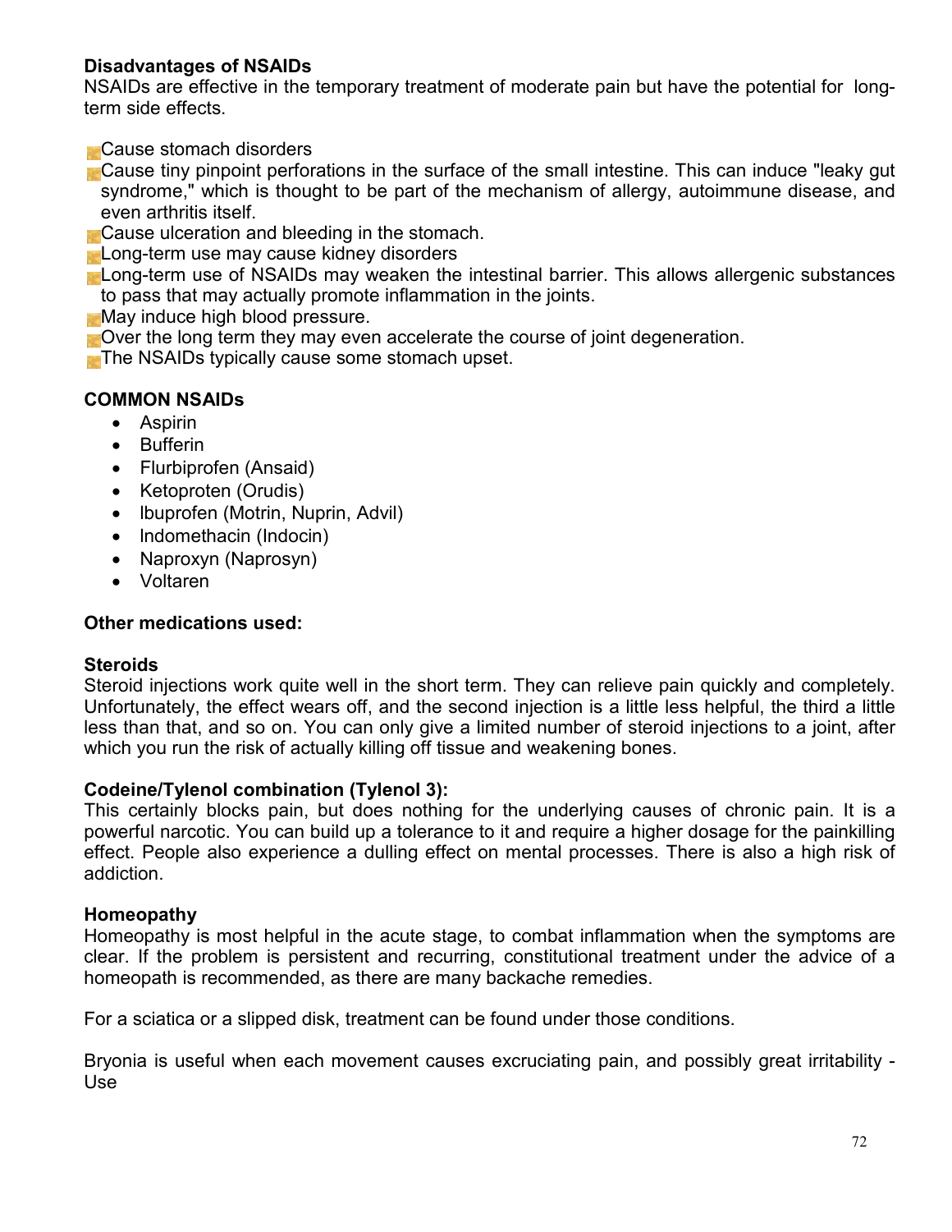**Disadvantages of NSAIDs**
NSAIDs are effective in the temporary treatment of moderate pain but have the potential for long-term side effects.

- Cause stomach disorders
- Cause tiny pinpoint perforations in the surface of the small intestine. This can induce "leaky gut syndrome," which is thought to be part of the mechanism of allergy, autoimmune disease, and even arthritis itself.
- Cause ulceration and bleeding in the stomach.
- Long-term use may cause kidney disorders
- Long-term use of NSAIDs may weaken the intestinal barrier. This allows allergenic substances to pass that may actually promote inflammation in the joints.
- May induce high blood pressure.
- Over the long term they may even accelerate the course of joint degeneration.
- The NSAIDs typically cause some stomach upset.

**COMMON NSAIDs**

- Aspirin
- Bufferin
- Flurbiprofen (Ansaid)
- Ketoproten (Orudis)
- Ibuprofen (Motrin, Nuprin, Advil)
- Indomethacin (Indocin)
- Naproxyn (Naprosyn)
- Voltaren

**Other medications used:**

**Steroids**
Steroid injections work quite well in the short term. They can relieve pain quickly and completely. Unfortunately, the effect wears off, and the second injection is a little less helpful, the third a little less than that, and so on. You can only give a limited number of steroid injections to a joint, after which you run the risk of actually killing off tissue and weakening bones.

**Codeine/Tylenol combination (Tylenol 3):**
This certainly blocks pain, but does nothing for the underlying causes of chronic pain. It is a powerful narcotic. You can build up a tolerance to it and require a higher dosage for the painkilling effect. People also experience a dulling effect on mental processes. There is also a high risk of addiction.

**Homeopathy**
Homeopathy is most helpful in the acute stage, to combat inflammation when the symptoms are clear. If the problem is persistent and recurring, constitutional treatment under the advice of a homeopath is recommended, as there are many backache remedies.

For a sciatica or a slipped disk, treatment can be found under those conditions.

Bryonia is useful when each movement causes excruciating pain, and possibly great irritability - Use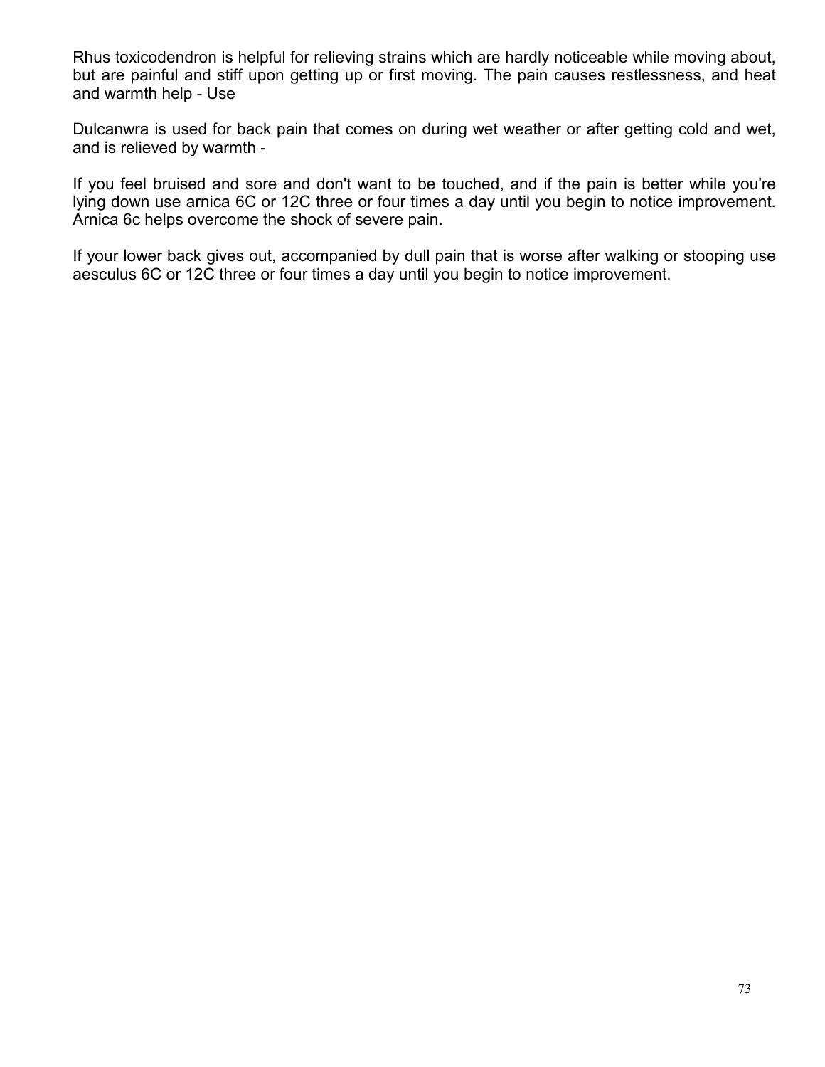Rhus toxicodendron is helpful for relieving strains which are hardly noticeable while moving about, but are painful and stiff upon getting up or first moving. The pain causes restlessness, and heat and warmth help - Use

Dulcanwra is used for back pain that comes on during wet weather or after getting cold and wet, and is relieved by warmth -

If you feel bruised and sore and don't want to be touched, and if the pain is better while you're lying down use arnica 6C or 12C three or four times a day until you begin to notice improvement. Arnica 6c helps overcome the shock of severe pain.

If your lower back gives out, accompanied by dull pain that is worse after walking or stooping use aesculus 6C or 12C three or four times a day until you begin to notice improvement.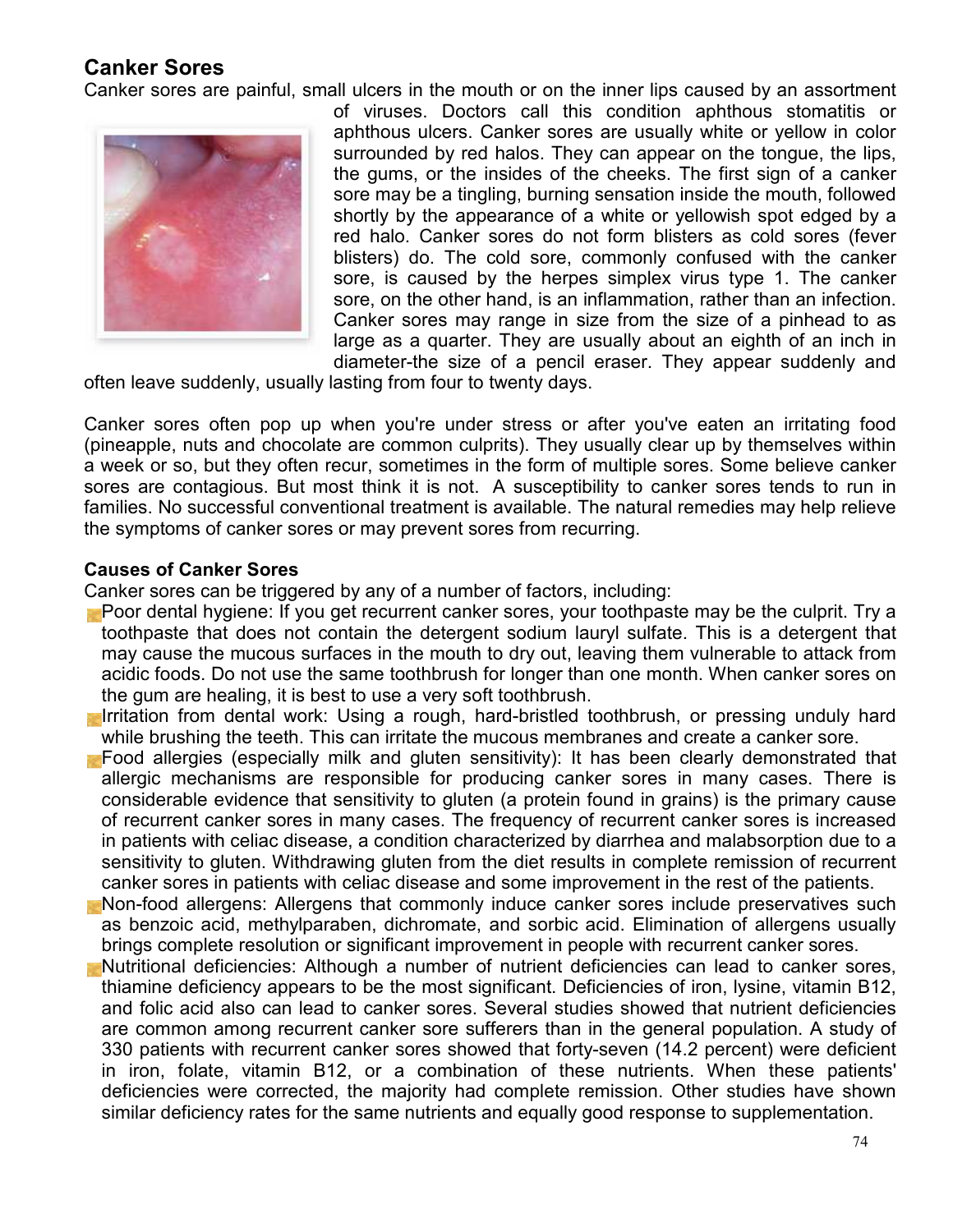## Canker Sores

Canker sores are painful, small ulcers in the mouth or on the inner lips caused by an assortment of viruses. Doctors call this condition aphthous stomatitis or aphthous ulcers. Canker sores are usually white or yellow in color surrounded by red halos. They can appear on the tongue, the lips, the gums, or the insides of the cheeks. The first sign of a canker sore may be a tingling, burning sensation inside the mouth, followed shortly by the appearance of a white or yellowish spot edged by a red halo. Canker sores do not form blisters as cold sores (fever blisters) do. The cold sore, commonly confused with the canker sore, is caused by the herpes simplex virus type 1. The canker sore, on the other hand, is an inflammation, rather than an infection. Canker sores may range in size from the size of a pinhead to as large as a quarter. They are usually about an eighth of an inch in diameter-the size of a pencil eraser. They appear suddenly and often leave suddenly, usually lasting from four to twenty days.

Canker sores often pop up when you're under stress or after you've eaten an irritating food (pineapple, nuts and chocolate are common culprits). They usually clear up by themselves within a week or so, but they often recur, sometimes in the form of multiple sores. Some believe canker sores are contagious. But most think it is not. A susceptibility to canker sores tends to run in families. No successful conventional treatment is available. The natural remedies may help relieve the symptoms of canker sores or may prevent sores from recurring.

### Causes of Canker Sores

Canker sores can be triggered by any of a number of factors, including:

- Poor dental hygiene: If you get recurrent canker sores, your toothpaste may be the culprit. Try a toothpaste that does not contain the detergent sodium lauryl sulfate. This is a detergent that may cause the mucous surfaces in the mouth to dry out, leaving them vulnerable to attack from acidic foods. Do not use the same toothbrush for longer than one month. When canker sores on the gum are healing, it is best to use a very soft toothbrush.
- Irritation from dental work: Using a rough, hard-bristled toothbrush, or pressing unduly hard while brushing the teeth. This can irritate the mucous membranes and create a canker sore.
- Food allergies (especially milk and gluten sensitivity): It has been clearly demonstrated that allergic mechanisms are responsible for producing canker sores in many cases. There is considerable evidence that sensitivity to gluten (a protein found in grains) is the primary cause of recurrent canker sores in many cases. The frequency of recurrent canker sores is increased in patients with celiac disease, a condition characterized by diarrhea and malabsorption due to a sensitivity to gluten. Withdrawing gluten from the diet results in complete remission of recurrent canker sores in patients with celiac disease and some improvement in the rest of the patients.
- Non-food allergens: Allergens that commonly induce canker sores include preservatives such as benzoic acid, methylparaben, dichromate, and sorbic acid. Elimination of allergens usually brings complete resolution or significant improvement in people with recurrent canker sores.
- Nutritional deficiencies: Although a number of nutrient deficiencies can lead to canker sores, thiamine deficiency appears to be the most significant. Deficiencies of iron, lysine, vitamin B12, and folic acid also can lead to canker sores. Several studies showed that nutrient deficiencies are common among recurrent canker sore sufferers than in the general population. A study of 330 patients with recurrent canker sores showed that forty-seven (14.2 percent) were deficient in iron, folate, vitamin B12, or a combination of these nutrients. When these patients' deficiencies were corrected, the majority had complete remission. Other studies have shown similar deficiency rates for the same nutrients and equally good response to supplementation.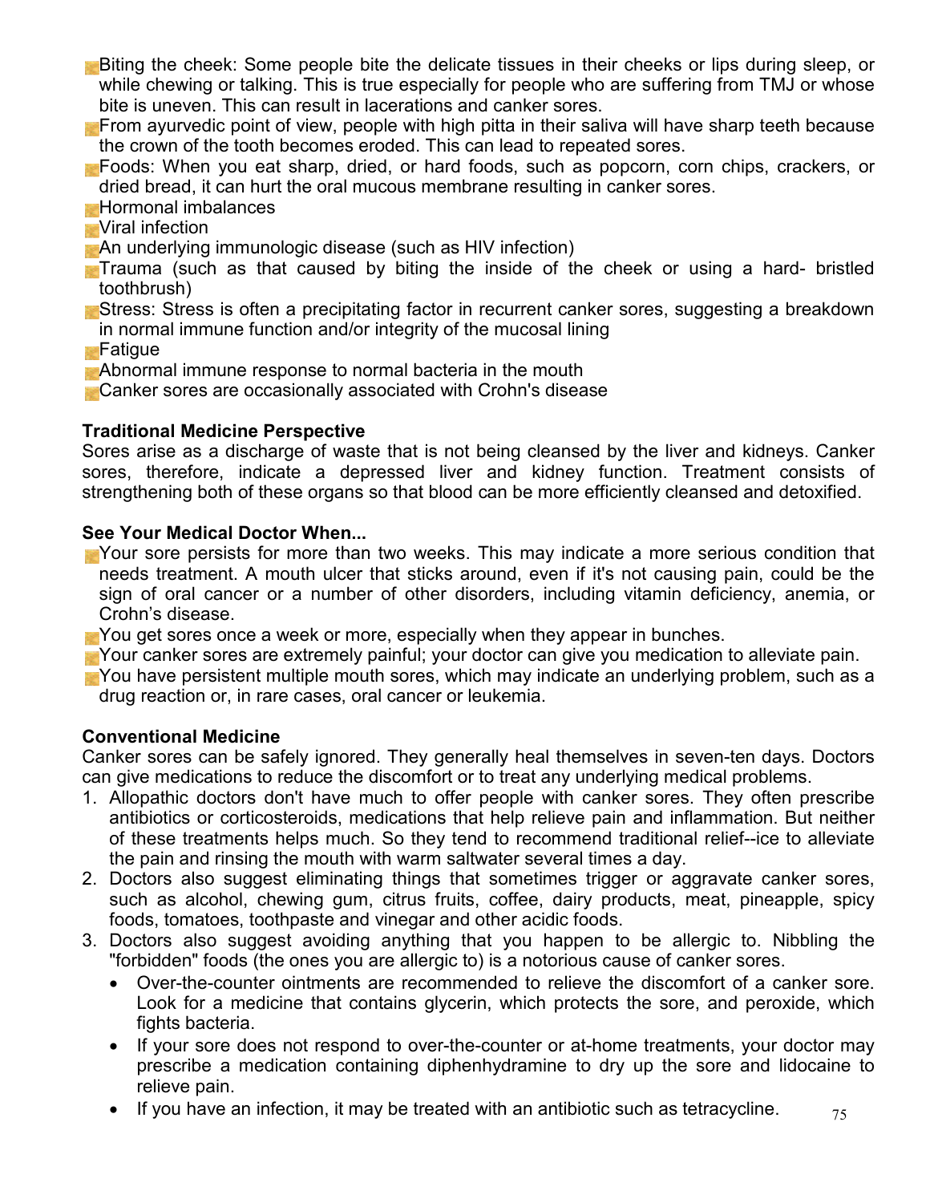- Biting the cheek: Some people bite the delicate tissues in their cheeks or lips during sleep, or while chewing or talking. This is true especially for people who are suffering from TMJ or whose bite is uneven. This can result in lacerations and canker sores.
- From ayurvedic point of view, people with high pitta in their saliva will have sharp teeth because the crown of the tooth becomes eroded. This can lead to repeated sores.
- Foods: When you eat sharp, dried, or hard foods, such as popcorn, corn chips, crackers, or dried bread, it can hurt the oral mucous membrane resulting in canker sores.
- Hormonal imbalances
- Viral infection
- An underlying immunologic disease (such as HIV infection)
- Trauma (such as that caused by biting the inside of the cheek or using a hard- bristled toothbrush)
- Stress: Stress is often a precipitating factor in recurrent canker sores, suggesting a breakdown in normal immune function and/or integrity of the mucosal lining
- Fatigue
- Abnormal immune response to normal bacteria in the mouth
- Canker sores are occasionally associated with Crohn's disease

**Traditional Medicine Perspective**

Sores arise as a discharge of waste that is not being cleansed by the liver and kidneys. Canker sores, therefore, indicate a depressed liver and kidney function. Treatment consists of strengthening both of these organs so that blood can be more efficiently cleansed and detoxified.

**See Your Medical Doctor When...**

- Your sore persists for more than two weeks. This may indicate a more serious condition that needs treatment. A mouth ulcer that sticks around, even if it's not causing pain, could be the sign of oral cancer or a number of other disorders, including vitamin deficiency, anemia, or Crohn's disease.
- You get sores once a week or more, especially when they appear in bunches.
- Your canker sores are extremely painful; your doctor can give you medication to alleviate pain.
- You have persistent multiple mouth sores, which may indicate an underlying problem, such as a drug reaction or, in rare cases, oral cancer or leukemia.

**Conventional Medicine**

Canker sores can be safely ignored. They generally heal themselves in seven-ten days. Doctors can give medications to reduce the discomfort or to treat any underlying medical problems.

1. Allopathic doctors don't have much to offer people with canker sores. They often prescribe antibiotics or corticosteroids, medications that help relieve pain and inflammation. But neither of these treatments helps much. So they tend to recommend traditional relief--ice to alleviate the pain and rinsing the mouth with warm saltwater several times a day.
2. Doctors also suggest eliminating things that sometimes trigger or aggravate canker sores, such as alcohol, chewing gum, citrus fruits, coffee, dairy products, meat, pineapple, spicy foods, tomatoes, toothpaste and vinegar and other acidic foods.
3. Doctors also suggest avoiding anything that you happen to be allergic to. Nibbling the "forbidden" foods (the ones you are allergic to) is a notorious cause of canker sores.
   - Over-the-counter ointments are recommended to relieve the discomfort of a canker sore. Look for a medicine that contains glycerin, which protects the sore, and peroxide, which fights bacteria.
   - If your sore does not respond to over-the-counter or at-home treatments, your doctor may prescribe a medication containing diphenhydramine to dry up the sore and lidocaine to relieve pain.
   - If you have an infection, it may be treated with an antibiotic such as tetracycline.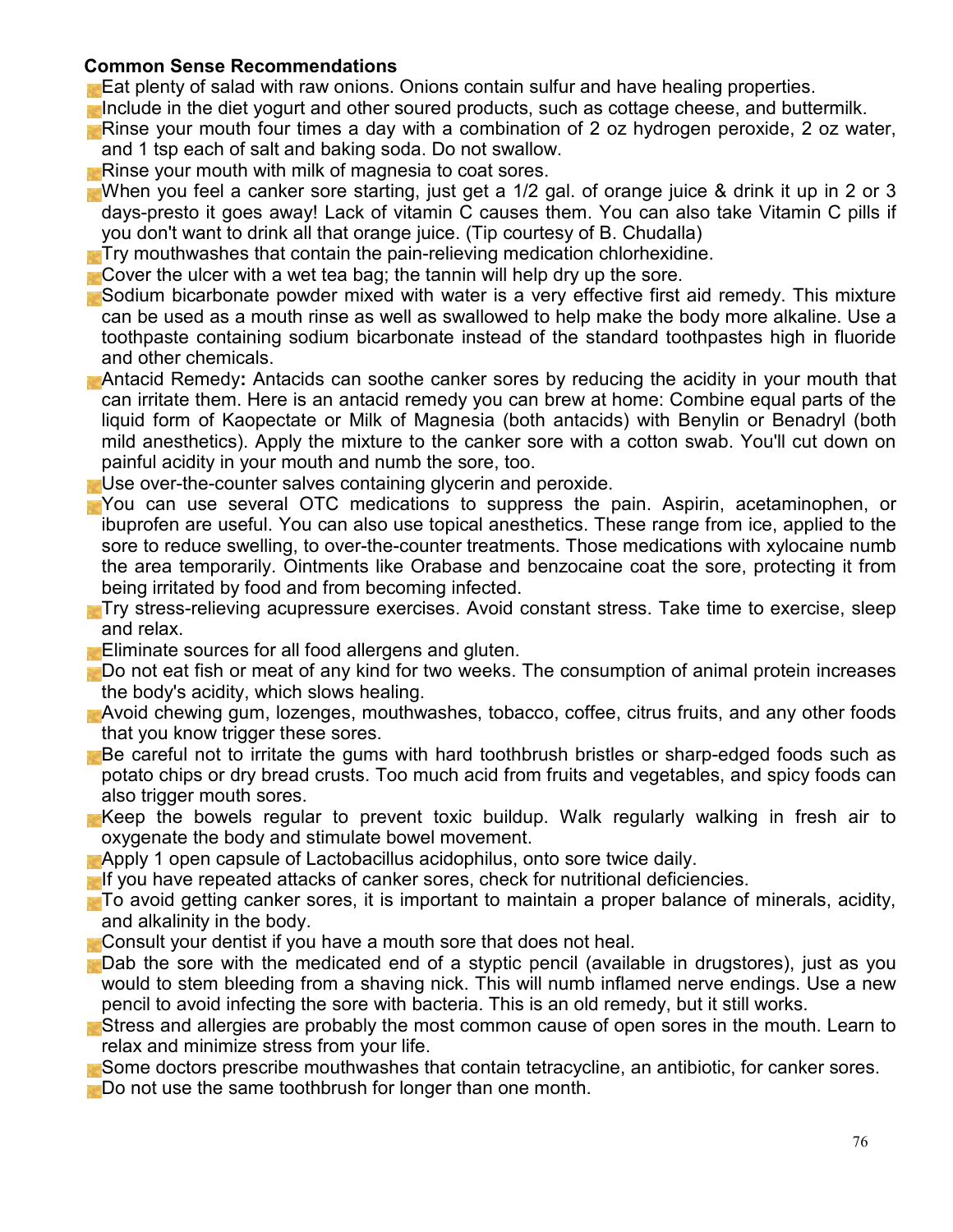**Common Sense Recommendations**

- Eat plenty of salad with raw onions. Onions contain sulfur and have healing properties.
- Include in the diet yogurt and other soured products, such as cottage cheese, and buttermilk.
- Rinse your mouth four times a day with a combination of 2 oz hydrogen peroxide, 2 oz water, and 1 tsp each of salt and baking soda. Do not swallow.
- Rinse your mouth with milk of magnesia to coat sores.
- When you feel a canker sore starting, just get a 1/2 gal. of orange juice & drink it up in 2 or 3 days-presto it goes away! Lack of vitamin C causes them. You can also take Vitamin C pills if you don't want to drink all that orange juice. (Tip courtesy of B. Chudalla)
- Try mouthwashes that contain the pain-relieving medication chlorhexidine.
- Cover the ulcer with a wet tea bag; the tannin will help dry up the sore.
- Sodium bicarbonate powder mixed with water is a very effective first aid remedy. This mixture can be used as a mouth rinse as well as swallowed to help make the body more alkaline. Use a toothpaste containing sodium bicarbonate instead of the standard toothpastes high in fluoride and other chemicals.
- Antacid Remedy**:** Antacids can soothe canker sores by reducing the acidity in your mouth that can irritate them. Here is an antacid remedy you can brew at home: Combine equal parts of the liquid form of Kaopectate or Milk of Magnesia (both antacids) with Benylin or Benadryl (both mild anesthetics). Apply the mixture to the canker sore with a cotton swab. You'll cut down on painful acidity in your mouth and numb the sore, too.
- Use over-the-counter salves containing glycerin and peroxide.
- You can use several OTC medications to suppress the pain. Aspirin, acetaminophen, or ibuprofen are useful. You can also use topical anesthetics. These range from ice, applied to the sore to reduce swelling, to over-the-counter treatments. Those medications with xylocaine numb the area temporarily. Ointments like Orabase and benzocaine coat the sore, protecting it from being irritated by food and from becoming infected.
- Try stress-relieving acupressure exercises. Avoid constant stress. Take time to exercise, sleep and relax.
- Eliminate sources for all food allergens and gluten.
- Do not eat fish or meat of any kind for two weeks. The consumption of animal protein increases the body's acidity, which slows healing.
- Avoid chewing gum, lozenges, mouthwashes, tobacco, coffee, citrus fruits, and any other foods that you know trigger these sores.
- Be careful not to irritate the gums with hard toothbrush bristles or sharp-edged foods such as potato chips or dry bread crusts. Too much acid from fruits and vegetables, and spicy foods can also trigger mouth sores.
- Keep the bowels regular to prevent toxic buildup. Walk regularly walking in fresh air to oxygenate the body and stimulate bowel movement.
- Apply 1 open capsule of Lactobacillus acidophilus, onto sore twice daily.
- If you have repeated attacks of canker sores, check for nutritional deficiencies.
- To avoid getting canker sores, it is important to maintain a proper balance of minerals, acidity, and alkalinity in the body.
- Consult your dentist if you have a mouth sore that does not heal.
- Dab the sore with the medicated end of a styptic pencil (available in drugstores), just as you would to stem bleeding from a shaving nick. This will numb inflamed nerve endings. Use a new pencil to avoid infecting the sore with bacteria. This is an old remedy, but it still works.
- Stress and allergies are probably the most common cause of open sores in the mouth. Learn to relax and minimize stress from your life.
- Some doctors prescribe mouthwashes that contain tetracycline, an antibiotic, for canker sores.
- Do not use the same toothbrush for longer than one month.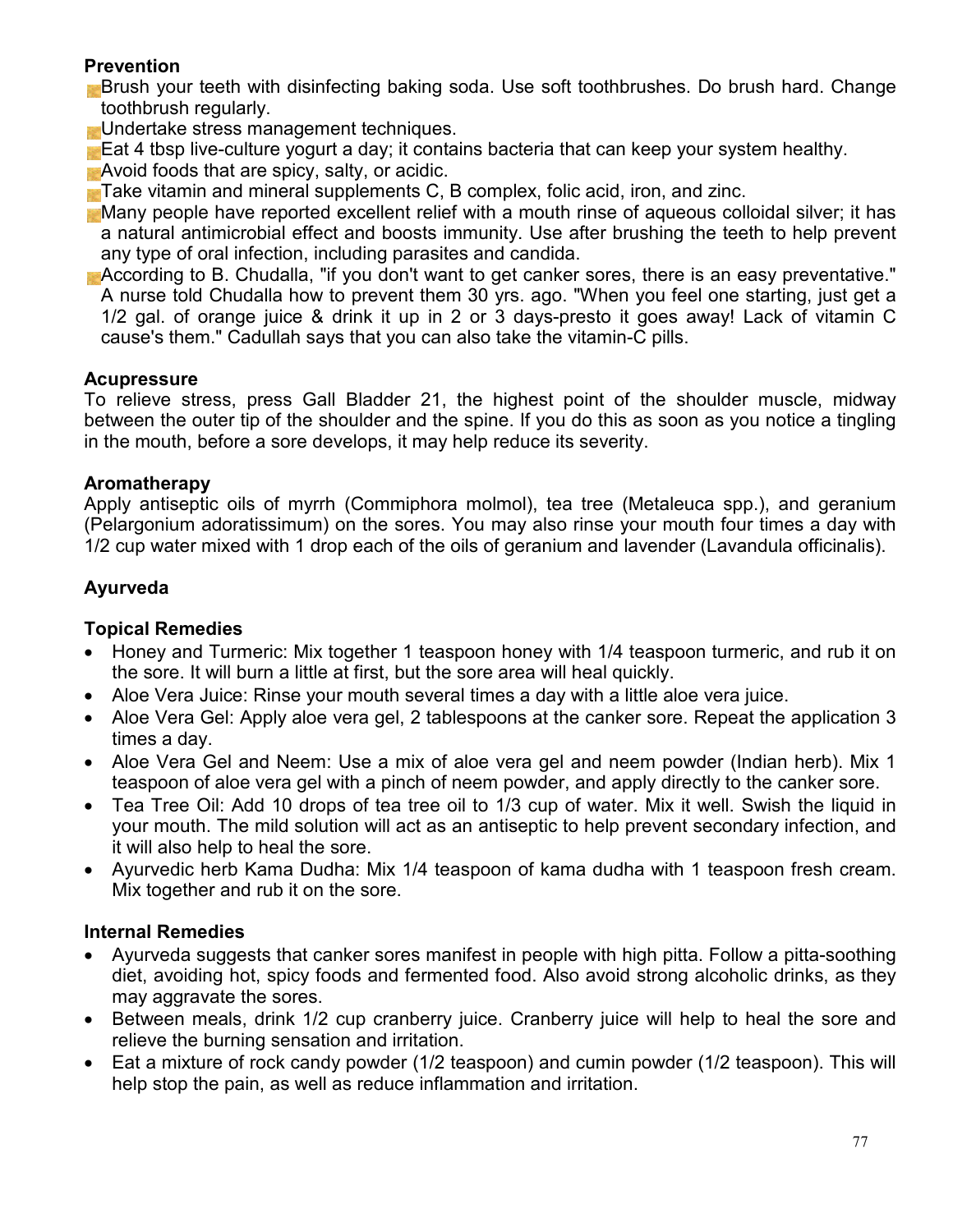**Prevention**

- Brush your teeth with disinfecting baking soda. Use soft toothbrushes. Do brush hard. Change toothbrush regularly.
- Undertake stress management techniques.
- Eat 4 tbsp live-culture yogurt a day; it contains bacteria that can keep your system healthy.
- Avoid foods that are spicy, salty, or acidic.
- Take vitamin and mineral supplements C, B complex, folic acid, iron, and zinc.
- Many people have reported excellent relief with a mouth rinse of aqueous colloidal silver; it has a natural antimicrobial effect and boosts immunity. Use after brushing the teeth to help prevent any type of oral infection, including parasites and candida.
- According to B. Chudalla, "if you don't want to get canker sores, there is an easy preventative." A nurse told Chudalla how to prevent them 30 yrs. ago. "When you feel one starting, just get a 1/2 gal. of orange juice & drink it up in 2 or 3 days-presto it goes away! Lack of vitamin C cause's them." Cadullah says that you can also take the vitamin-C pills.

**Acupressure**

To relieve stress, press Gall Bladder 21, the highest point of the shoulder muscle, midway between the outer tip of the shoulder and the spine. If you do this as soon as you notice a tingling in the mouth, before a sore develops, it may help reduce its severity.

**Aromatherapy**

Apply antiseptic oils of myrrh (Commiphora molmol), tea tree (Metaleuca spp.), and geranium (Pelargonium adoratissimum) on the sores. You may also rinse your mouth four times a day with 1/2 cup water mixed with 1 drop each of the oils of geranium and lavender (Lavandula officinalis).

**Ayurveda**

**Topical Remedies**

- Honey and Turmeric: Mix together 1 teaspoon honey with 1/4 teaspoon turmeric, and rub it on the sore. It will burn a little at first, but the sore area will heal quickly.
- Aloe Vera Juice: Rinse your mouth several times a day with a little aloe vera juice.
- Aloe Vera Gel: Apply aloe vera gel, 2 tablespoons at the canker sore. Repeat the application 3 times a day.
- Aloe Vera Gel and Neem: Use a mix of aloe vera gel and neem powder (Indian herb). Mix 1 teaspoon of aloe vera gel with a pinch of neem powder, and apply directly to the canker sore.
- Tea Tree Oil: Add 10 drops of tea tree oil to 1/3 cup of water. Mix it well. Swish the liquid in your mouth. The mild solution will act as an antiseptic to help prevent secondary infection, and it will also help to heal the sore.
- Ayurvedic herb Kama Dudha: Mix 1/4 teaspoon of kama dudha with 1 teaspoon fresh cream. Mix together and rub it on the sore.

**Internal Remedies**

- Ayurveda suggests that canker sores manifest in people with high pitta. Follow a pitta-soothing diet, avoiding hot, spicy foods and fermented food. Also avoid strong alcoholic drinks, as they may aggravate the sores.
- Between meals, drink 1/2 cup cranberry juice. Cranberry juice will help to heal the sore and relieve the burning sensation and irritation.
- Eat a mixture of rock candy powder (1/2 teaspoon) and cumin powder (1/2 teaspoon). This will help stop the pain, as well as reduce inflammation and irritation.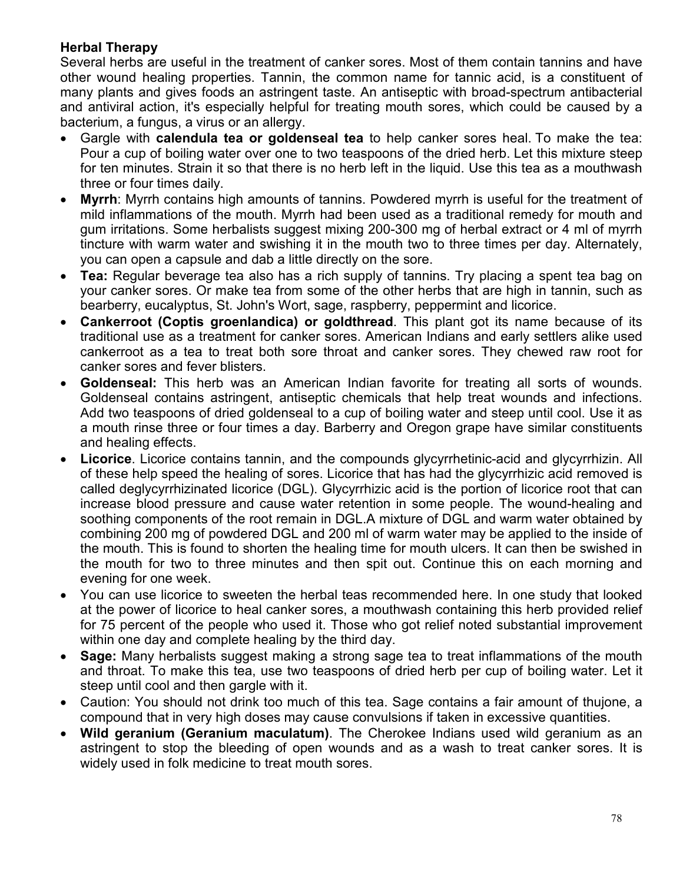**Herbal Therapy**

Several herbs are useful in the treatment of canker sores. Most of them contain tannins and have other wound healing properties. Tannin, the common name for tannic acid, is a constituent of many plants and gives foods an astringent taste. An antiseptic with broad-spectrum antibacterial and antiviral action, it's especially helpful for treating mouth sores, which could be caused by a bacterium, a fungus, a virus or an allergy.

- Gargle with **calendula tea or goldenseal tea** to help canker sores heal. To make the tea: Pour a cup of boiling water over one to two teaspoons of the dried herb. Let this mixture steep for ten minutes. Strain it so that there is no herb left in the liquid. Use this tea as a mouthwash three or four times daily.
- **Myrrh**: Myrrh contains high amounts of tannins. Powdered myrrh is useful for the treatment of mild inflammations of the mouth. Myrrh had been used as a traditional remedy for mouth and gum irritations. Some herbalists suggest mixing 200-300 mg of herbal extract or 4 ml of myrrh tincture with warm water and swishing it in the mouth two to three times per day. Alternately, you can open a capsule and dab a little directly on the sore.
- **Tea:** Regular beverage tea also has a rich supply of tannins. Try placing a spent tea bag on your canker sores. Or make tea from some of the other herbs that are high in tannin, such as bearberry, eucalyptus, St. John's Wort, sage, raspberry, peppermint and licorice.
- **Cankerroot (Coptis groenlandica) or goldthread**. This plant got its name because of its traditional use as a treatment for canker sores. American Indians and early settlers alike used cankerroot as a tea to treat both sore throat and canker sores. They chewed raw root for canker sores and fever blisters.
- **Goldenseal:** This herb was an American Indian favorite for treating all sorts of wounds. Goldenseal contains astringent, antiseptic chemicals that help treat wounds and infections. Add two teaspoons of dried goldenseal to a cup of boiling water and steep until cool. Use it as a mouth rinse three or four times a day. Barberry and Oregon grape have similar constituents and healing effects.
- **Licorice**. Licorice contains tannin, and the compounds glycyrrhetinic-acid and glycyrrhizin. All of these help speed the healing of sores. Licorice that has had the glycyrrhizic acid removed is called deglycyrrhizinated licorice (DGL). Glycyrrhizic acid is the portion of licorice root that can increase blood pressure and cause water retention in some people. The wound-healing and soothing components of the root remain in DGL.A mixture of DGL and warm water obtained by combining 200 mg of powdered DGL and 200 ml of warm water may be applied to the inside of the mouth. This is found to shorten the healing time for mouth ulcers. It can then be swished in the mouth for two to three minutes and then spit out. Continue this on each morning and evening for one week.
- You can use licorice to sweeten the herbal teas recommended here. In one study that looked at the power of licorice to heal canker sores, a mouthwash containing this herb provided relief for 75 percent of the people who used it. Those who got relief noted substantial improvement within one day and complete healing by the third day.
- **Sage:** Many herbalists suggest making a strong sage tea to treat inflammations of the mouth and throat. To make this tea, use two teaspoons of dried herb per cup of boiling water. Let it steep until cool and then gargle with it.
- Caution: You should not drink too much of this tea. Sage contains a fair amount of thujone, a compound that in very high doses may cause convulsions if taken in excessive quantities.
- **Wild geranium (Geranium maculatum)**. The Cherokee Indians used wild geranium as an astringent to stop the bleeding of open wounds and as a wash to treat canker sores. It is widely used in folk medicine to treat mouth sores.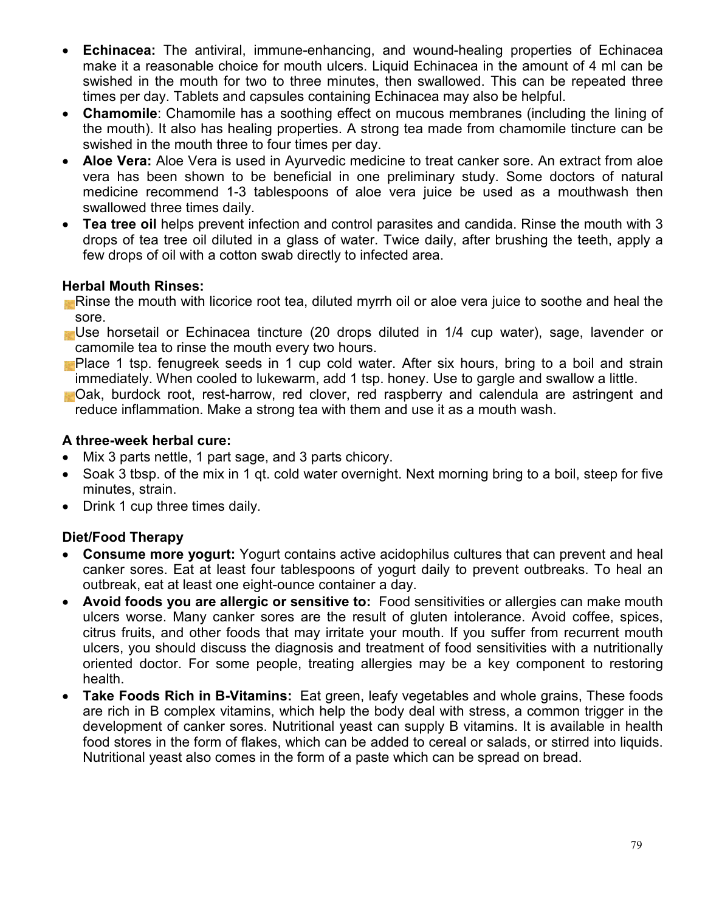- **Echinacea:** The antiviral, immune-enhancing, and wound-healing properties of Echinacea make it a reasonable choice for mouth ulcers. Liquid Echinacea in the amount of 4 ml can be swished in the mouth for two to three minutes, then swallowed. This can be repeated three times per day. Tablets and capsules containing Echinacea may also be helpful.
- **Chamomile**: Chamomile has a soothing effect on mucous membranes (including the lining of the mouth). It also has healing properties. A strong tea made from chamomile tincture can be swished in the mouth three to four times per day.
- **Aloe Vera:** Aloe Vera is used in Ayurvedic medicine to treat canker sore. An extract from aloe vera has been shown to be beneficial in one preliminary study. Some doctors of natural medicine recommend 1-3 tablespoons of aloe vera juice be used as a mouthwash then swallowed three times daily.
- **Tea tree oil** helps prevent infection and control parasites and candida. Rinse the mouth with 3 drops of tea tree oil diluted in a glass of water. Twice daily, after brushing the teeth, apply a few drops of oil with a cotton swab directly to infected area.

**Herbal Mouth Rinses:**

- Rinse the mouth with licorice root tea, diluted myrrh oil or aloe vera juice to soothe and heal the sore.
- Use horsetail or Echinacea tincture (20 drops diluted in 1/4 cup water), sage, lavender or camomile tea to rinse the mouth every two hours.
- Place 1 tsp. fenugreek seeds in 1 cup cold water. After six hours, bring to a boil and strain immediately. When cooled to lukewarm, add 1 tsp. honey. Use to gargle and swallow a little.
- Oak, burdock root, rest-harrow, red clover, red raspberry and calendula are astringent and reduce inflammation. Make a strong tea with them and use it as a mouth wash.

**A three-week herbal cure:**

- Mix 3 parts nettle, 1 part sage, and 3 parts chicory.
- Soak 3 tbsp. of the mix in 1 qt. cold water overnight. Next morning bring to a boil, steep for five minutes, strain.
- Drink 1 cup three times daily.

**Diet/Food Therapy**

- **Consume more yogurt:** Yogurt contains active acidophilus cultures that can prevent and heal canker sores. Eat at least four tablespoons of yogurt daily to prevent outbreaks. To heal an outbreak, eat at least one eight-ounce container a day.
- **Avoid foods you are allergic or sensitive to:** Food sensitivities or allergies can make mouth ulcers worse. Many canker sores are the result of gluten intolerance. Avoid coffee, spices, citrus fruits, and other foods that may irritate your mouth. If you suffer from recurrent mouth ulcers, you should discuss the diagnosis and treatment of food sensitivities with a nutritionally oriented doctor. For some people, treating allergies may be a key component to restoring health.
- **Take Foods Rich in B-Vitamins:** Eat green, leafy vegetables and whole grains, These foods are rich in B complex vitamins, which help the body deal with stress, a common trigger in the development of canker sores. Nutritional yeast can supply B vitamins. It is available in health food stores in the form of flakes, which can be added to cereal or salads, or stirred into liquids. Nutritional yeast also comes in the form of a paste which can be spread on bread.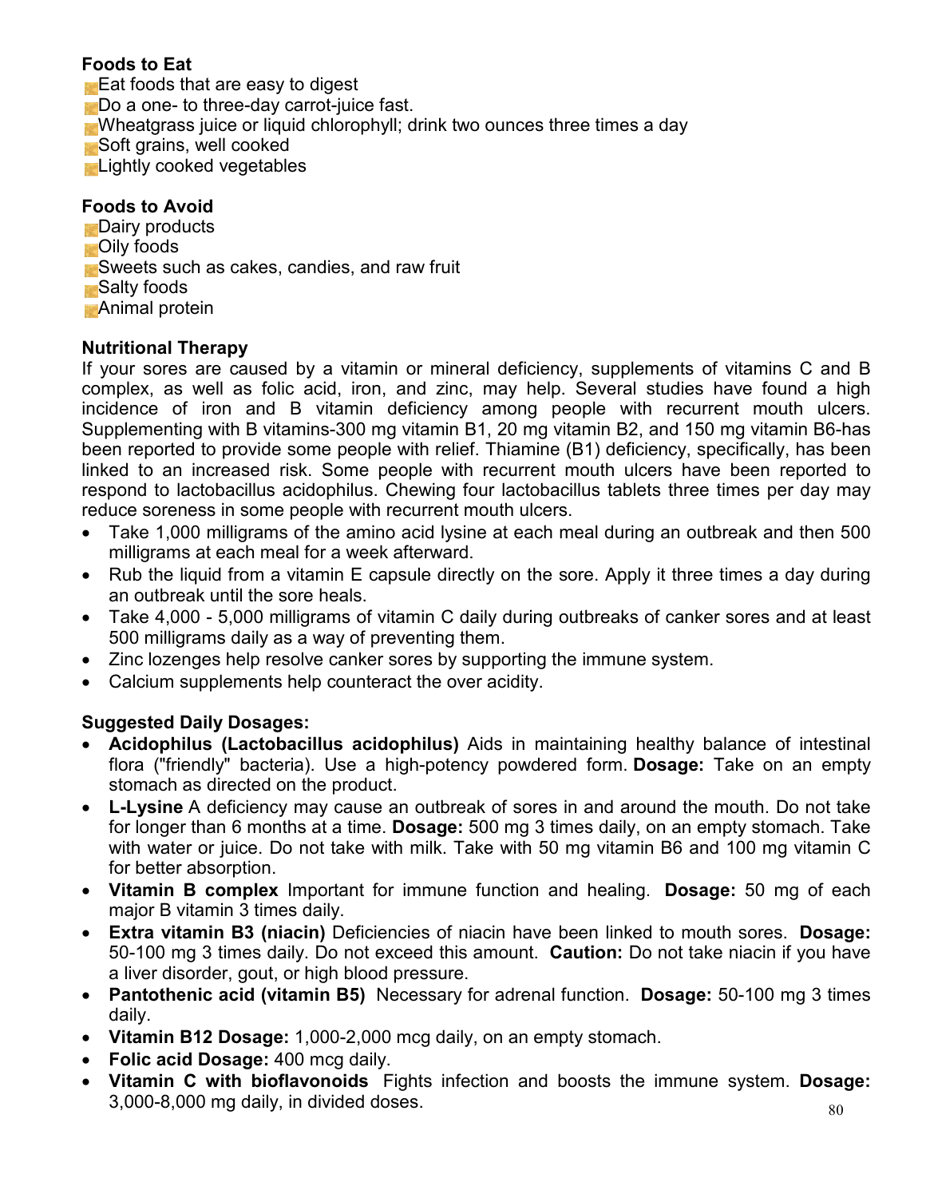**Foods to Eat**

- Eat foods that are easy to digest
- Do a one- to three-day carrot-juice fast.
- Wheatgrass juice or liquid chlorophyll; drink two ounces three times a day
- Soft grains, well cooked
- Lightly cooked vegetables

**Foods to Avoid**

- Dairy products
- Oily foods
- Sweets such as cakes, candies, and raw fruit
- Salty foods
- Animal protein

**Nutritional Therapy**

If your sores are caused by a vitamin or mineral deficiency, supplements of vitamins C and B complex, as well as folic acid, iron, and zinc, may help. Several studies have found a high incidence of iron and B vitamin deficiency among people with recurrent mouth ulcers. Supplementing with B vitamins-300 mg vitamin B1, 20 mg vitamin B2, and 150 mg vitamin B6-has been reported to provide some people with relief. Thiamine (B1) deficiency, specifically, has been linked to an increased risk. Some people with recurrent mouth ulcers have been reported to respond to lactobacillus acidophilus. Chewing four lactobacillus tablets three times per day may reduce soreness in some people with recurrent mouth ulcers.

- Take 1,000 milligrams of the amino acid lysine at each meal during an outbreak and then 500 milligrams at each meal for a week afterward.
- Rub the liquid from a vitamin E capsule directly on the sore. Apply it three times a day during an outbreak until the sore heals.
- Take 4,000 - 5,000 milligrams of vitamin C daily during outbreaks of canker sores and at least 500 milligrams daily as a way of preventing them.
- Zinc lozenges help resolve canker sores by supporting the immune system.
- Calcium supplements help counteract the over acidity.

**Suggested Daily Dosages:**

- **Acidophilus (Lactobacillus acidophilus)** Aids in maintaining healthy balance of intestinal flora ("friendly" bacteria). Use a high-potency powdered form. **Dosage:** Take on an empty stomach as directed on the product.
- **L-Lysine** A deficiency may cause an outbreak of sores in and around the mouth. Do not take for longer than 6 months at a time. **Dosage:** 500 mg 3 times daily, on an empty stomach. Take with water or juice. Do not take with milk. Take with 50 mg vitamin B6 and 100 mg vitamin C for better absorption.
- **Vitamin B complex** Important for immune function and healing. **Dosage:** 50 mg of each major B vitamin 3 times daily.
- **Extra vitamin B3 (niacin)** Deficiencies of niacin have been linked to mouth sores. **Dosage:** 50-100 mg 3 times daily. Do not exceed this amount. **Caution:** Do not take niacin if you have a liver disorder, gout, or high blood pressure.
- **Pantothenic acid (vitamin B5)** Necessary for adrenal function. **Dosage:** 50-100 mg 3 times daily.
- **Vitamin B12 Dosage:** 1,000-2,000 mcg daily, on an empty stomach.
- **Folic acid Dosage:** 400 mcg daily.
- **Vitamin C with bioflavonoids** Fights infection and boosts the immune system. **Dosage:** 3,000-8,000 mg daily, in divided doses.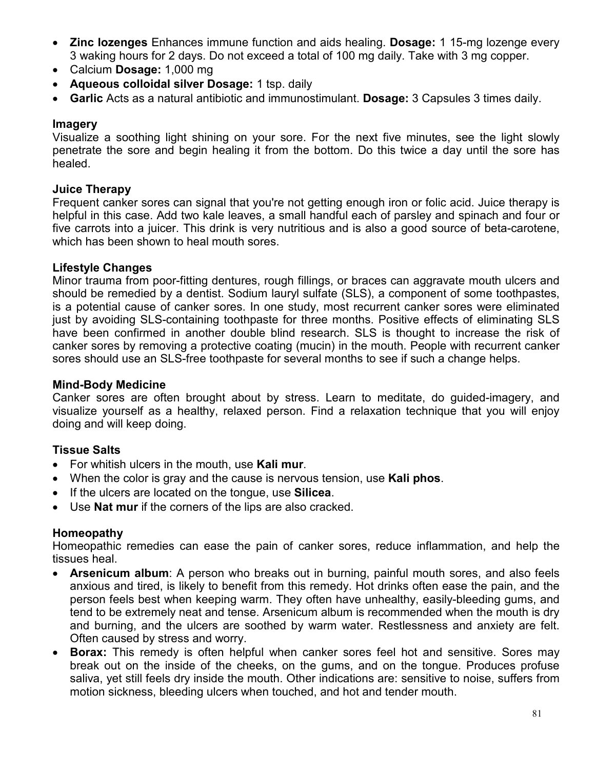- **Zinc lozenges** Enhances immune function and aids healing. **Dosage:** 1 15-mg lozenge every 3 waking hours for 2 days. Do not exceed a total of 100 mg daily. Take with 3 mg copper.
- Calcium **Dosage:** 1,000 mg
- **Aqueous colloidal silver Dosage:** 1 tsp. daily
- **Garlic** Acts as a natural antibiotic and immunostimulant. **Dosage:** 3 Capsules 3 times daily.

**Imagery**
Visualize a soothing light shining on your sore. For the next five minutes, see the light slowly penetrate the sore and begin healing it from the bottom. Do this twice a day until the sore has healed.

**Juice Therapy**
Frequent canker sores can signal that you're not getting enough iron or folic acid. Juice therapy is helpful in this case. Add two kale leaves, a small handful each of parsley and spinach and four or five carrots into a juicer. This drink is very nutritious and is also a good source of beta-carotene, which has been shown to heal mouth sores.

**Lifestyle Changes**
Minor trauma from poor-fitting dentures, rough fillings, or braces can aggravate mouth ulcers and should be remedied by a dentist. Sodium lauryl sulfate (SLS), a component of some toothpastes, is a potential cause of canker sores. In one study, most recurrent canker sores were eliminated just by avoiding SLS-containing toothpaste for three months. Positive effects of eliminating SLS have been confirmed in another double blind research. SLS is thought to increase the risk of canker sores by removing a protective coating (mucin) in the mouth. People with recurrent canker sores should use an SLS-free toothpaste for several months to see if such a change helps.

**Mind-Body Medicine**
Canker sores are often brought about by stress. Learn to meditate, do guided-imagery, and visualize yourself as a healthy, relaxed person. Find a relaxation technique that you will enjoy doing and will keep doing.

**Tissue Salts**
- For whitish ulcers in the mouth, use **Kali mur**.
- When the color is gray and the cause is nervous tension, use **Kali phos**.
- If the ulcers are located on the tongue, use **Silicea**.
- Use **Nat mur** if the corners of the lips are also cracked.

**Homeopathy**
Homeopathic remedies can ease the pain of canker sores, reduce inflammation, and help the tissues heal.
- **Arsenicum album**: A person who breaks out in burning, painful mouth sores, and also feels anxious and tired, is likely to benefit from this remedy. Hot drinks often ease the pain, and the person feels best when keeping warm. They often have unhealthy, easily-bleeding gums, and tend to be extremely neat and tense. Arsenicum album is recommended when the mouth is dry and burning, and the ulcers are soothed by warm water. Restlessness and anxiety are felt. Often caused by stress and worry.
- **Borax:** This remedy is often helpful when canker sores feel hot and sensitive. Sores may break out on the inside of the cheeks, on the gums, and on the tongue. Produces profuse saliva, yet still feels dry inside the mouth. Other indications are: sensitive to noise, suffers from motion sickness, bleeding ulcers when touched, and hot and tender mouth.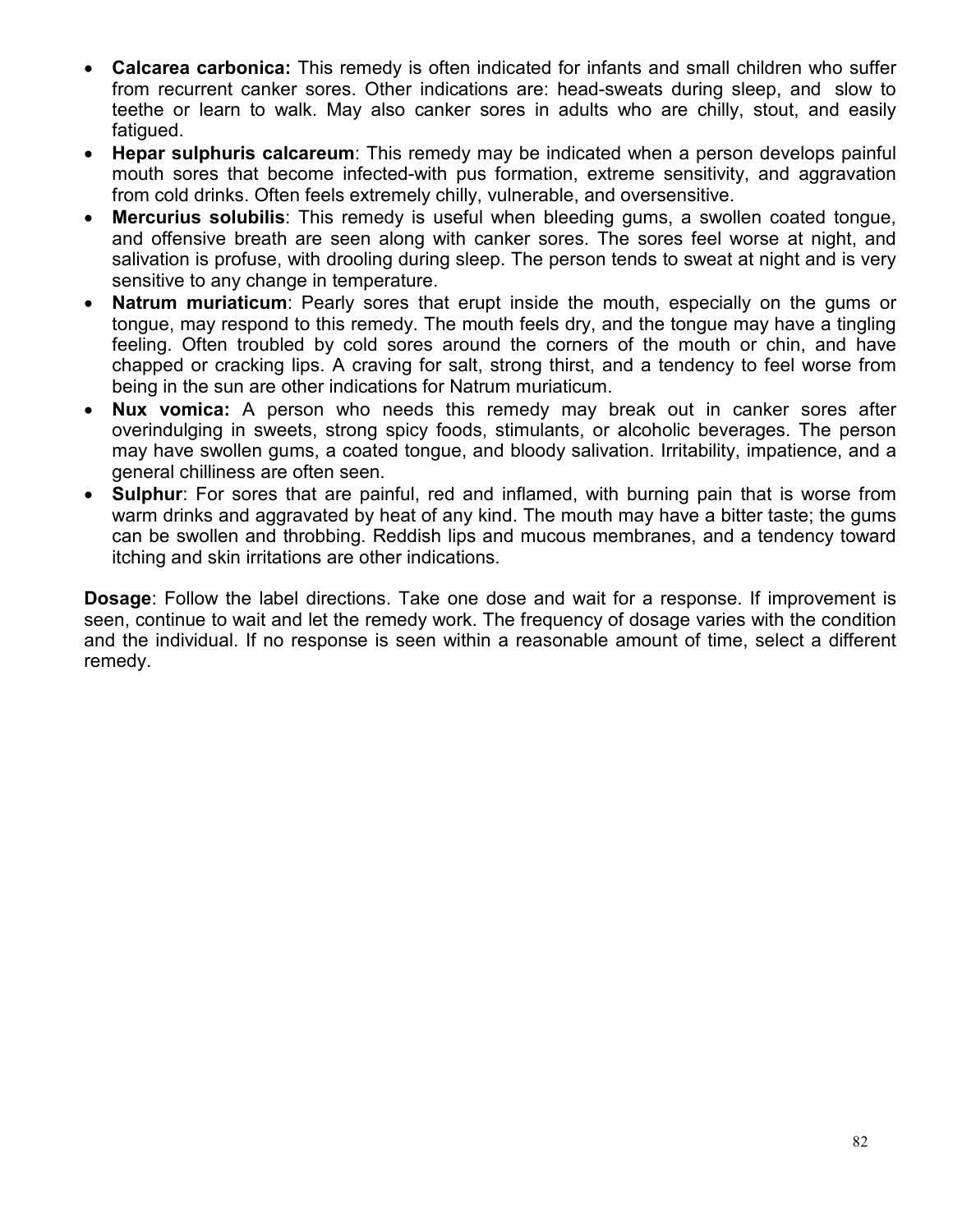- **Calcarea carbonica:** This remedy is often indicated for infants and small children who suffer from recurrent canker sores. Other indications are: head-sweats during sleep, and slow to teethe or learn to walk. May also canker sores in adults who are chilly, stout, and easily fatigued.
- **Hepar sulphuris calcareum**: This remedy may be indicated when a person develops painful mouth sores that become infected-with pus formation, extreme sensitivity, and aggravation from cold drinks. Often feels extremely chilly, vulnerable, and oversensitive.
- **Mercurius solubilis**: This remedy is useful when bleeding gums, a swollen coated tongue, and offensive breath are seen along with canker sores. The sores feel worse at night, and salivation is profuse, with drooling during sleep. The person tends to sweat at night and is very sensitive to any change in temperature.
- **Natrum muriaticum**: Pearly sores that erupt inside the mouth, especially on the gums or tongue, may respond to this remedy. The mouth feels dry, and the tongue may have a tingling feeling. Often troubled by cold sores around the corners of the mouth or chin, and have chapped or cracking lips. A craving for salt, strong thirst, and a tendency to feel worse from being in the sun are other indications for Natrum muriaticum.
- **Nux vomica:** A person who needs this remedy may break out in canker sores after overindulging in sweets, strong spicy foods, stimulants, or alcoholic beverages. The person may have swollen gums, a coated tongue, and bloody salivation. Irritability, impatience, and a general chilliness are often seen.
- **Sulphur**: For sores that are painful, red and inflamed, with burning pain that is worse from warm drinks and aggravated by heat of any kind. The mouth may have a bitter taste; the gums can be swollen and throbbing. Reddish lips and mucous membranes, and a tendency toward itching and skin irritations are other indications.

**Dosage**: Follow the label directions. Take one dose and wait for a response. If improvement is seen, continue to wait and let the remedy work. The frequency of dosage varies with the condition and the individual. If no response is seen within a reasonable amount of time, select a different remedy.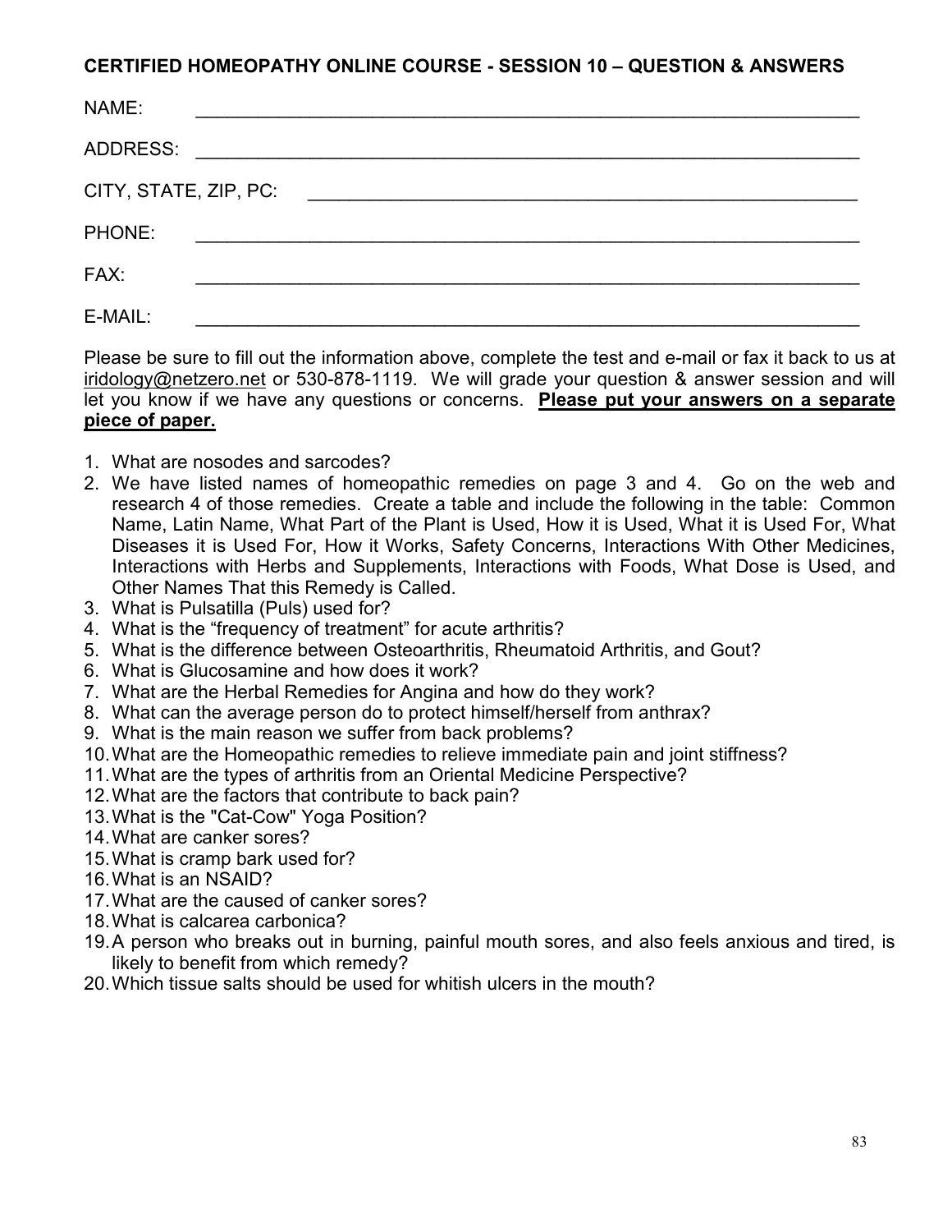**CERTIFIED HOMEOPATHY ONLINE COURSE - SESSION 10 – QUESTION & ANSWERS**

NAME: ___________________________________________________________________

ADDRESS: ___________________________________________________________________

CITY, STATE, ZIP, PC: _______________________________________________________

PHONE: ___________________________________________________________________

FAX: ___________________________________________________________________

E-MAIL: ___________________________________________________________________

Please be sure to fill out the information above, complete the test and e-mail or fax it back to us at iridology@netzero.net or 530-878-1119. We will grade your question & answer session and will let you know if we have any questions or concerns. **Please put your answers on a separate piece of paper.**

1. What are nosodes and sarcodes?
2. We have listed names of homeopathic remedies on page 3 and 4. Go on the web and research 4 of those remedies. Create a table and include the following in the table: Common Name, Latin Name, What Part of the Plant is Used, How it is Used, What it is Used For, What Diseases it is Used For, How it Works, Safety Concerns, Interactions With Other Medicines, Interactions with Herbs and Supplements, Interactions with Foods, What Dose is Used, and Other Names That this Remedy is Called.
3. What is Pulsatilla (Puls) used for?
4. What is the "frequency of treatment" for acute arthritis?
5. What is the difference between Osteoarthritis, Rheumatoid Arthritis, and Gout?
6. What is Glucosamine and how does it work?
7. What are the Herbal Remedies for Angina and how do they work?
8. What can the average person do to protect himself/herself from anthrax?
9. What is the main reason we suffer from back problems?
10. What are the Homeopathic remedies to relieve immediate pain and joint stiffness?
11. What are the types of arthritis from an Oriental Medicine Perspective?
12. What are the factors that contribute to back pain?
13. What is the "Cat-Cow" Yoga Position?
14. What are canker sores?
15. What is cramp bark used for?
16. What is an NSAID?
17. What are the caused of canker sores?
18. What is calcarea carbonica?
19. A person who breaks out in burning, painful mouth sores, and also feels anxious and tired, is likely to benefit from which remedy?
20. Which tissue salts should be used for whitish ulcers in the mouth?